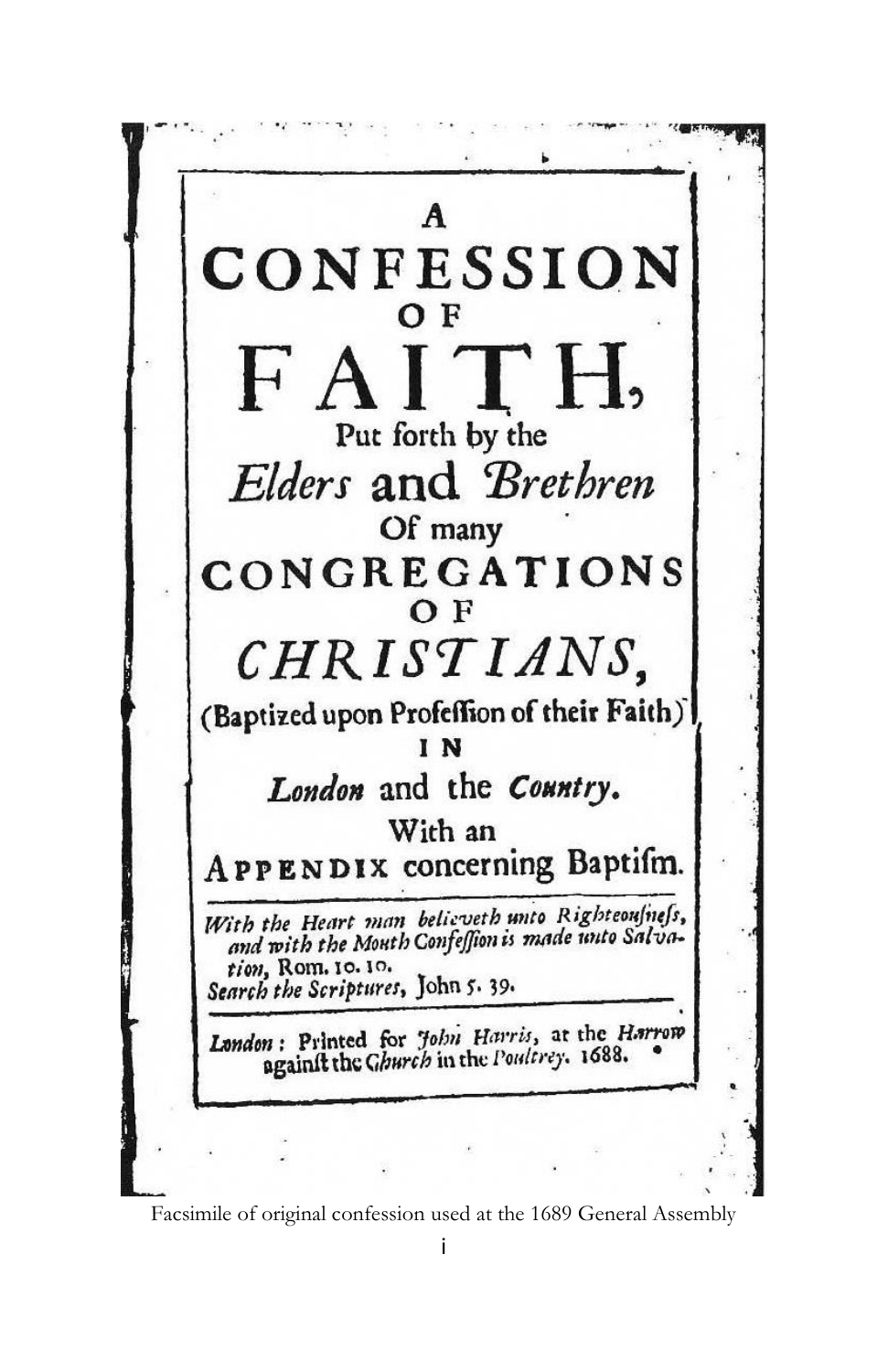# A CONFESSION OF FAITH,

Put forth by the

*Elders* and *Brethren*

Of many

CONGREGATIONS OF *CHRISTIANS*,

(Baptized upon Profeſſion of their Faith)

IN

*London* and the *Country*.

With an

APPENDIX concerning Baptiſm.

*With the Heart man believeth unto Righteouſneſs, and with the Mouth Confeſſion is made unto Salvation*, Rom. 10. 10.

*Search the Scriptures*, John 5. 39.

*London*: Printed for *John Harris*, at the *Harrow* againſt the *Church* in the *Poultrey*. 1688.

Facsimile of original confession used at the 1689 General Assembly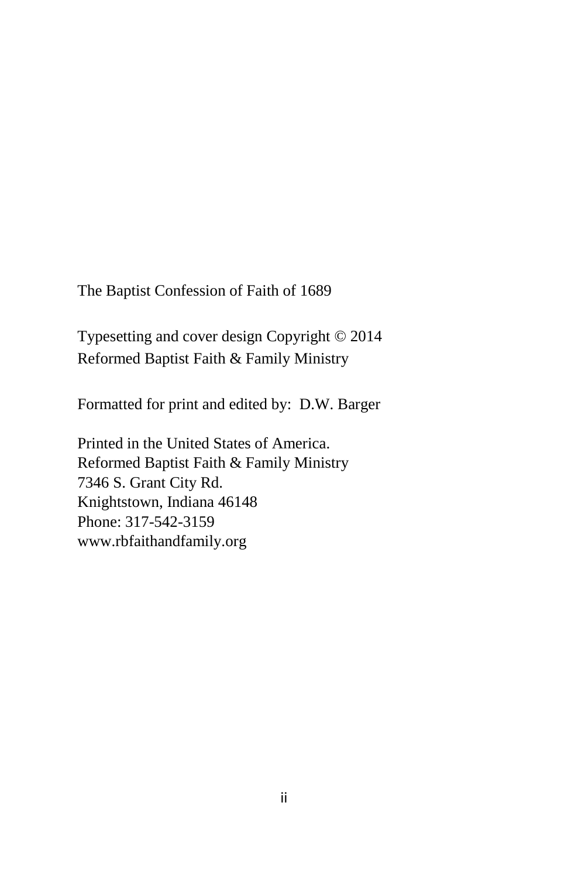The Baptist Confession of Faith of 1689

Typesetting and cover design Copyright © 2014
Reformed Baptist Faith & Family Ministry

Formatted for print and edited by: D.W. Barger

Printed in the United States of America.
Reformed Baptist Faith & Family Ministry
7346 S. Grant City Rd.
Knightstown, Indiana 46148
Phone: 317-542-3159
www.rbfaithandfamily.org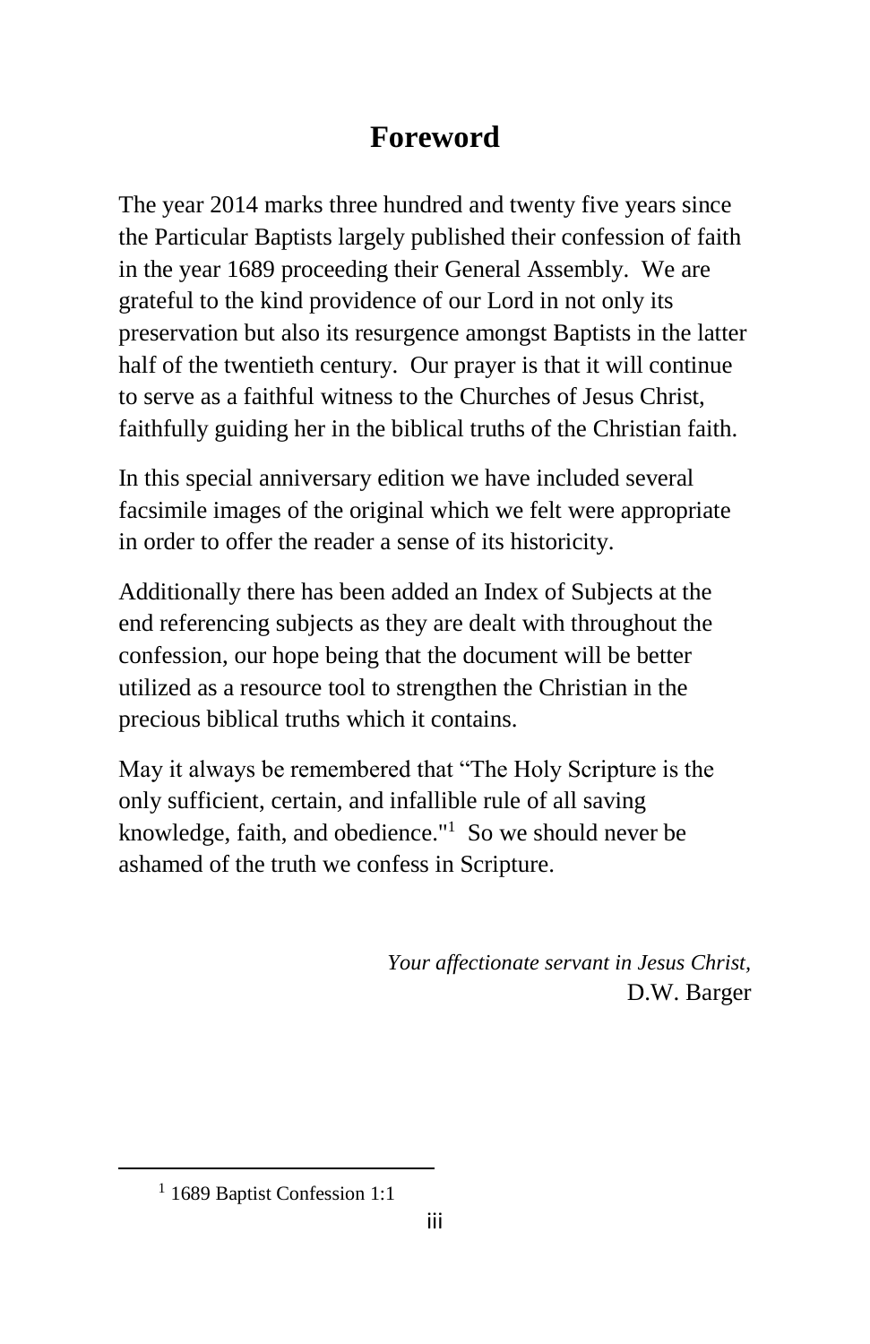# Foreword

The year 2014 marks three hundred and twenty five years since the Particular Baptists largely published their confession of faith in the year 1689 proceeding their General Assembly. We are grateful to the kind providence of our Lord in not only its preservation but also its resurgence amongst Baptists in the latter half of the twentieth century. Our prayer is that it will continue to serve as a faithful witness to the Churches of Jesus Christ, faithfully guiding her in the biblical truths of the Christian faith.

In this special anniversary edition we have included several facsimile images of the original which we felt were appropriate in order to offer the reader a sense of its historicity.

Additionally there has been added an Index of Subjects at the end referencing subjects as they are dealt with throughout the confession, our hope being that the document will be better utilized as a resource tool to strengthen the Christian in the precious biblical truths which it contains.

May it always be remembered that "The Holy Scripture is the only sufficient, certain, and infallible rule of all saving knowledge, faith, and obedience."[1] So we should never be ashamed of the truth we confess in Scripture.

*Your affectionate servant in Jesus Christ,*
D.W. Barger

[1] 1689 Baptist Confession 1:1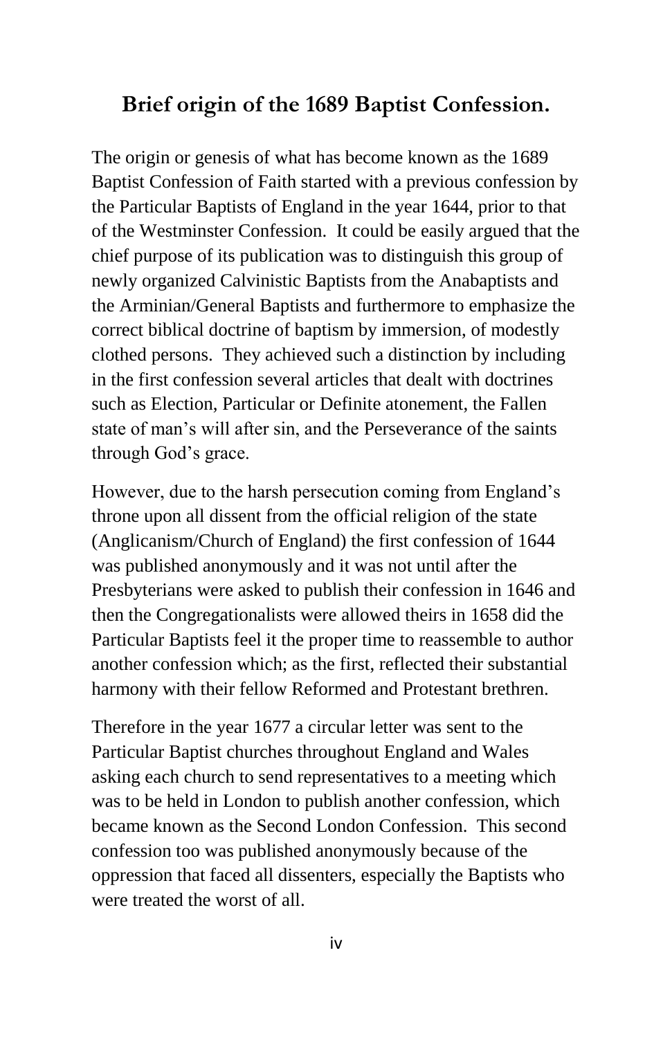## Brief origin of the 1689 Baptist Confession.

The origin or genesis of what has become known as the 1689 Baptist Confession of Faith started with a previous confession by the Particular Baptists of England in the year 1644, prior to that of the Westminster Confession. It could be easily argued that the chief purpose of its publication was to distinguish this group of newly organized Calvinistic Baptists from the Anabaptists and the Arminian/General Baptists and furthermore to emphasize the correct biblical doctrine of baptism by immersion, of modestly clothed persons. They achieved such a distinction by including in the first confession several articles that dealt with doctrines such as Election, Particular or Definite atonement, the Fallen state of man's will after sin, and the Perseverance of the saints through God's grace.

However, due to the harsh persecution coming from England's throne upon all dissent from the official religion of the state (Anglicanism/Church of England) the first confession of 1644 was published anonymously and it was not until after the Presbyterians were asked to publish their confession in 1646 and then the Congregationalists were allowed theirs in 1658 did the Particular Baptists feel it the proper time to reassemble to author another confession which; as the first, reflected their substantial harmony with their fellow Reformed and Protestant brethren.

Therefore in the year 1677 a circular letter was sent to the Particular Baptist churches throughout England and Wales asking each church to send representatives to a meeting which was to be held in London to publish another confession, which became known as the Second London Confession. This second confession too was published anonymously because of the oppression that faced all dissenters, especially the Baptists who were treated the worst of all.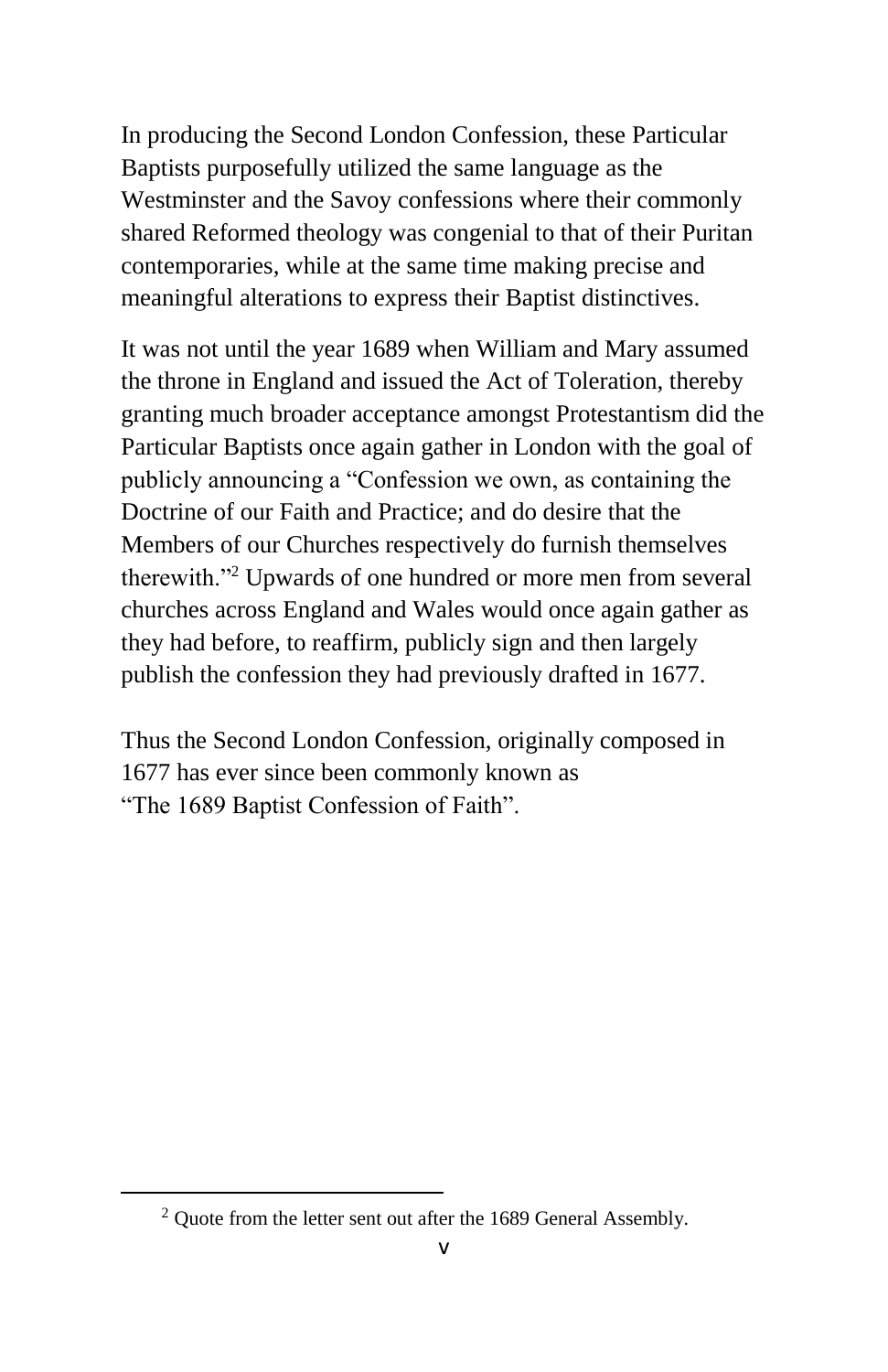In producing the Second London Confession, these Particular Baptists purposefully utilized the same language as the Westminster and the Savoy confessions where their commonly shared Reformed theology was congenial to that of their Puritan contemporaries, while at the same time making precise and meaningful alterations to express their Baptist distinctives.

It was not until the year 1689 when William and Mary assumed the throne in England and issued the Act of Toleration, thereby granting much broader acceptance amongst Protestantism did the Particular Baptists once again gather in London with the goal of publicly announcing a "Confession we own, as containing the Doctrine of our Faith and Practice; and do desire that the Members of our Churches respectively do furnish themselves therewith."[2] Upwards of one hundred or more men from several churches across England and Wales would once again gather as they had before, to reaffirm, publicly sign and then largely publish the confession they had previously drafted in 1677.

Thus the Second London Confession, originally composed in 1677 has ever since been commonly known as "The 1689 Baptist Confession of Faith".

---

[2] Quote from the letter sent out after the 1689 General Assembly.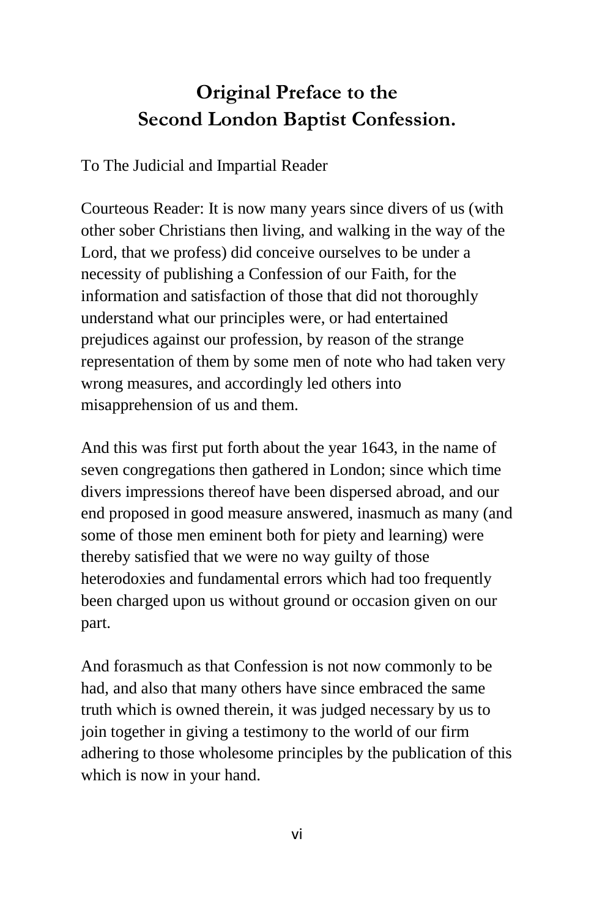# Original Preface to the Second London Baptist Confession.

To The Judicial and Impartial Reader

Courteous Reader: It is now many years since divers of us (with other sober Christians then living, and walking in the way of the Lord, that we profess) did conceive ourselves to be under a necessity of publishing a Confession of our Faith, for the information and satisfaction of those that did not thoroughly understand what our principles were, or had entertained prejudices against our profession, by reason of the strange representation of them by some men of note who had taken very wrong measures, and accordingly led others into misapprehension of us and them.

And this was first put forth about the year 1643, in the name of seven congregations then gathered in London; since which time divers impressions thereof have been dispersed abroad, and our end proposed in good measure answered, inasmuch as many (and some of those men eminent both for piety and learning) were thereby satisfied that we were no way guilty of those heterodoxies and fundamental errors which had too frequently been charged upon us without ground or occasion given on our part.

And forasmuch as that Confession is not now commonly to be had, and also that many others have since embraced the same truth which is owned therein, it was judged necessary by us to join together in giving a testimony to the world of our firm adhering to those wholesome principles by the publication of this which is now in your hand.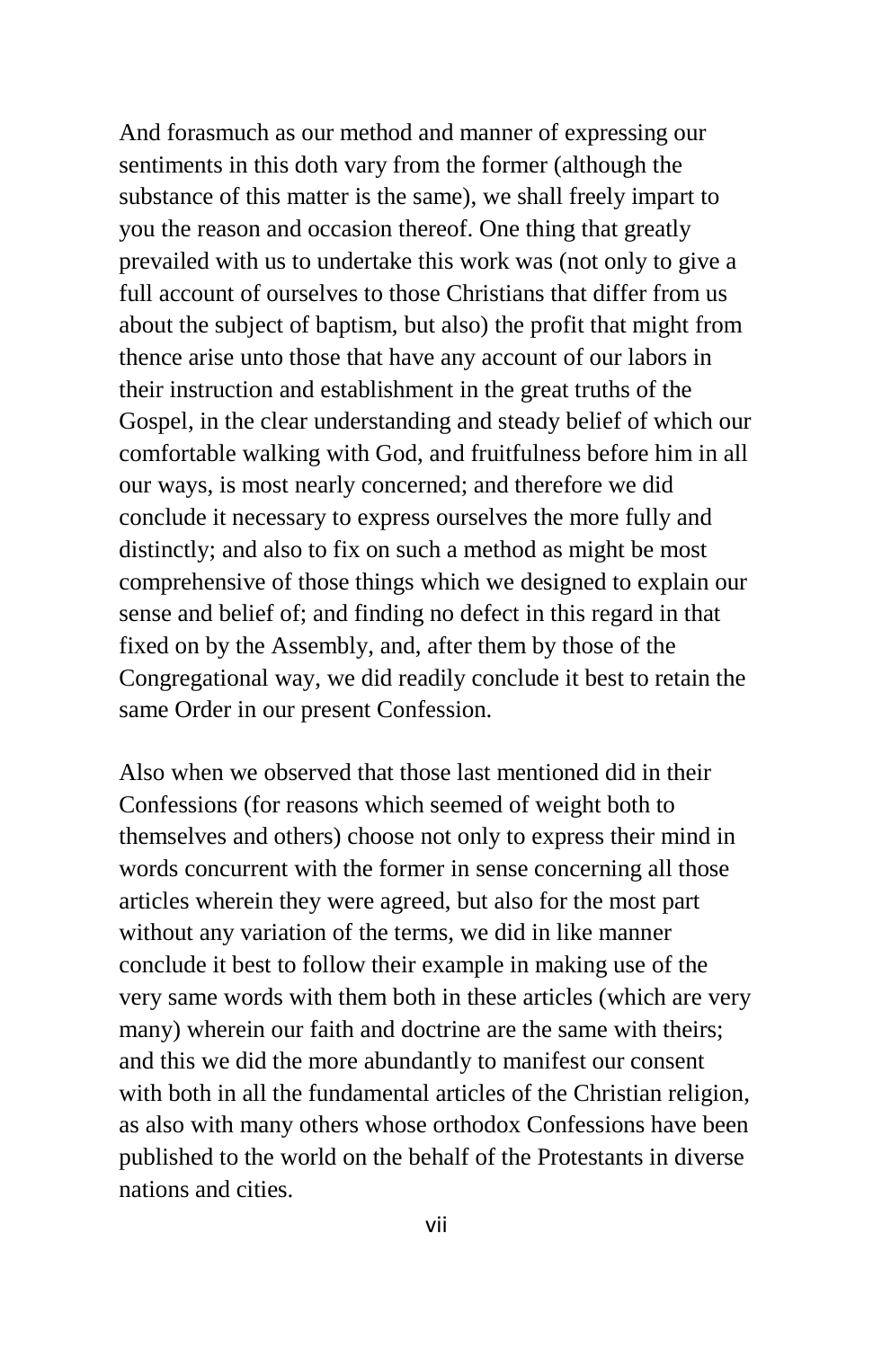And forasmuch as our method and manner of expressing our sentiments in this doth vary from the former (although the substance of this matter is the same), we shall freely impart to you the reason and occasion thereof. One thing that greatly prevailed with us to undertake this work was (not only to give a full account of ourselves to those Christians that differ from us about the subject of baptism, but also) the profit that might from thence arise unto those that have any account of our labors in their instruction and establishment in the great truths of the Gospel, in the clear understanding and steady belief of which our comfortable walking with God, and fruitfulness before him in all our ways, is most nearly concerned; and therefore we did conclude it necessary to express ourselves the more fully and distinctly; and also to fix on such a method as might be most comprehensive of those things which we designed to explain our sense and belief of; and finding no defect in this regard in that fixed on by the Assembly, and, after them by those of the Congregational way, we did readily conclude it best to retain the same Order in our present Confession.

Also when we observed that those last mentioned did in their Confessions (for reasons which seemed of weight both to themselves and others) choose not only to express their mind in words concurrent with the former in sense concerning all those articles wherein they were agreed, but also for the most part without any variation of the terms, we did in like manner conclude it best to follow their example in making use of the very same words with them both in these articles (which are very many) wherein our faith and doctrine are the same with theirs; and this we did the more abundantly to manifest our consent with both in all the fundamental articles of the Christian religion, as also with many others whose orthodox Confessions have been published to the world on the behalf of the Protestants in diverse nations and cities.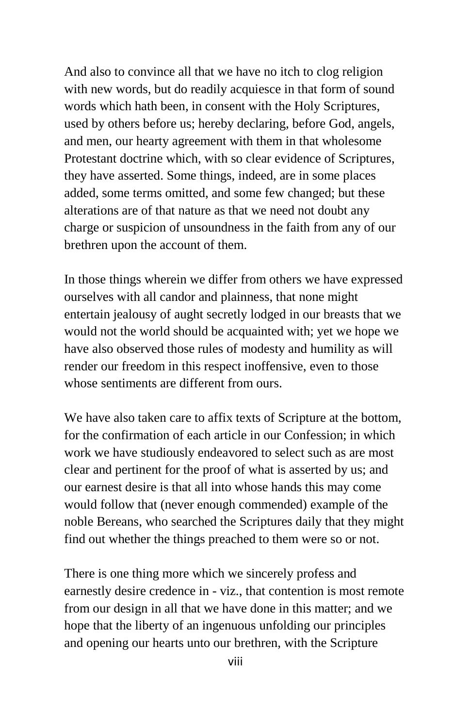And also to convince all that we have no itch to clog religion with new words, but do readily acquiesce in that form of sound words which hath been, in consent with the Holy Scriptures, used by others before us; hereby declaring, before God, angels, and men, our hearty agreement with them in that wholesome Protestant doctrine which, with so clear evidence of Scriptures, they have asserted. Some things, indeed, are in some places added, some terms omitted, and some few changed; but these alterations are of that nature as that we need not doubt any charge or suspicion of unsoundness in the faith from any of our brethren upon the account of them.

In those things wherein we differ from others we have expressed ourselves with all candor and plainness, that none might entertain jealousy of aught secretly lodged in our breasts that we would not the world should be acquainted with; yet we hope we have also observed those rules of modesty and humility as will render our freedom in this respect inoffensive, even to those whose sentiments are different from ours.

We have also taken care to affix texts of Scripture at the bottom, for the confirmation of each article in our Confession; in which work we have studiously endeavored to select such as are most clear and pertinent for the proof of what is asserted by us; and our earnest desire is that all into whose hands this may come would follow that (never enough commended) example of the noble Bereans, who searched the Scriptures daily that they might find out whether the things preached to them were so or not.

There is one thing more which we sincerely profess and earnestly desire credence in - viz., that contention is most remote from our design in all that we have done in this matter; and we hope that the liberty of an ingenuous unfolding our principles and opening our hearts unto our brethren, with the Scripture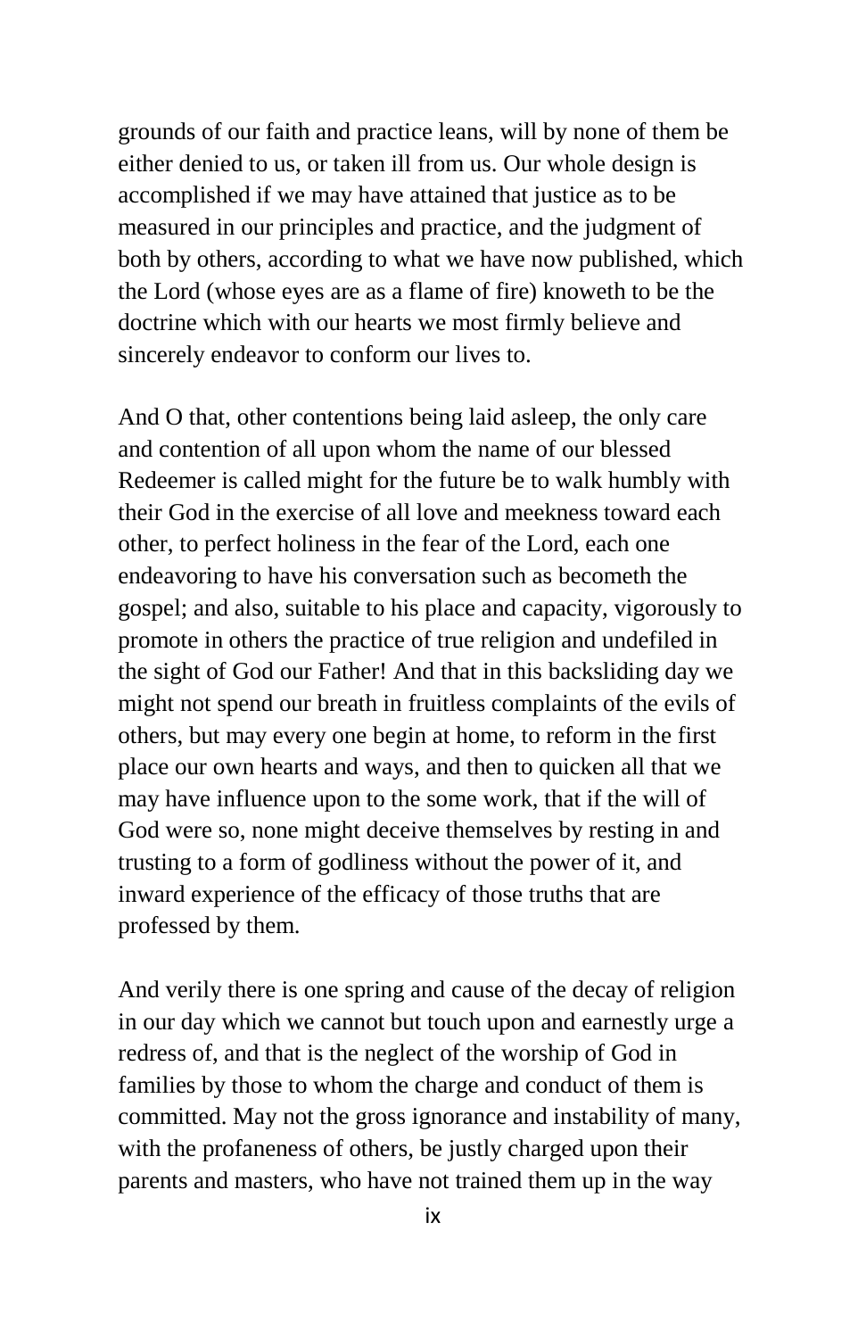grounds of our faith and practice leans, will by none of them be either denied to us, or taken ill from us. Our whole design is accomplished if we may have attained that justice as to be measured in our principles and practice, and the judgment of both by others, according to what we have now published, which the Lord (whose eyes are as a flame of fire) knoweth to be the doctrine which with our hearts we most firmly believe and sincerely endeavor to conform our lives to.

And O that, other contentions being laid asleep, the only care and contention of all upon whom the name of our blessed Redeemer is called might for the future be to walk humbly with their God in the exercise of all love and meekness toward each other, to perfect holiness in the fear of the Lord, each one endeavoring to have his conversation such as becometh the gospel; and also, suitable to his place and capacity, vigorously to promote in others the practice of true religion and undefiled in the sight of God our Father! And that in this backsliding day we might not spend our breath in fruitless complaints of the evils of others, but may every one begin at home, to reform in the first place our own hearts and ways, and then to quicken all that we may have influence upon to the some work, that if the will of God were so, none might deceive themselves by resting in and trusting to a form of godliness without the power of it, and inward experience of the efficacy of those truths that are professed by them.

And verily there is one spring and cause of the decay of religion in our day which we cannot but touch upon and earnestly urge a redress of, and that is the neglect of the worship of God in families by those to whom the charge and conduct of them is committed. May not the gross ignorance and instability of many, with the profaneness of others, be justly charged upon their parents and masters, who have not trained them up in the way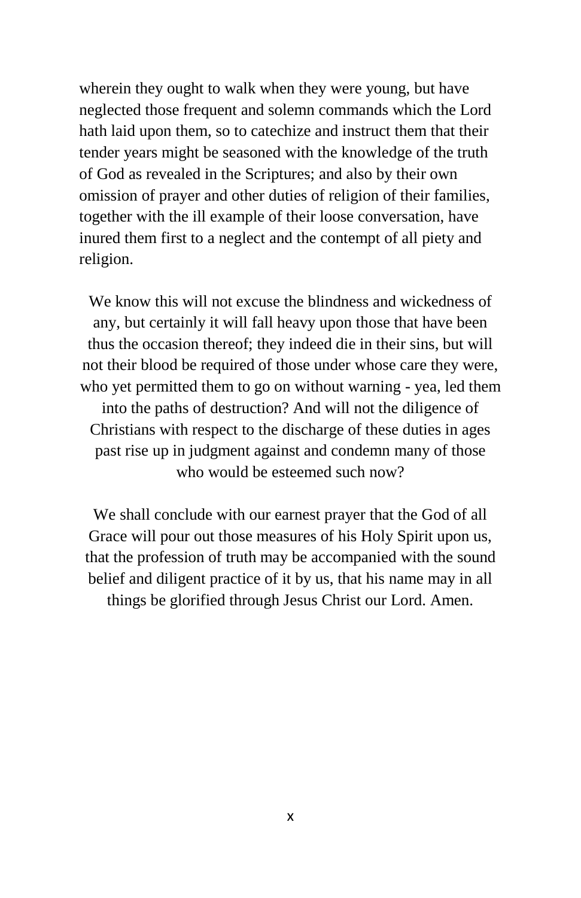wherein they ought to walk when they were young, but have neglected those frequent and solemn commands which the Lord hath laid upon them, so to catechize and instruct them that their tender years might be seasoned with the knowledge of the truth of God as revealed in the Scriptures; and also by their own omission of prayer and other duties of religion of their families, together with the ill example of their loose conversation, have inured them first to a neglect and the contempt of all piety and religion.

We know this will not excuse the blindness and wickedness of any, but certainly it will fall heavy upon those that have been thus the occasion thereof; they indeed die in their sins, but will not their blood be required of those under whose care they were, who yet permitted them to go on without warning - yea, led them into the paths of destruction? And will not the diligence of Christians with respect to the discharge of these duties in ages past rise up in judgment against and condemn many of those who would be esteemed such now?

We shall conclude with our earnest prayer that the God of all Grace will pour out those measures of his Holy Spirit upon us, that the profession of truth may be accompanied with the sound belief and diligent practice of it by us, that his name may in all things be glorified through Jesus Christ our Lord. Amen.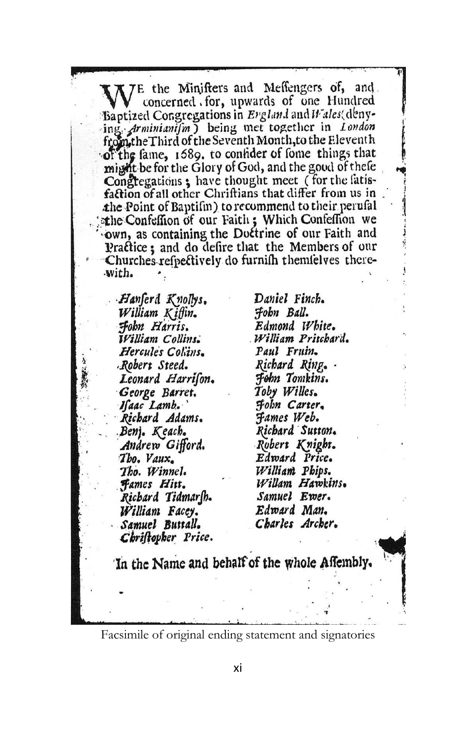WE the Ministers and Messengers of, and concerned for, upwards of one Hundred Baptized Congregations in *England* and *Wales* (denying *Arminianism*) being met together in *London* from the Third of the Seventh Month, to the Eleventh of the same, 1689. to consider of some things that might be for the Glory of God, and the good of these Congregations; have thought meet (for the satisfaction of all other Christians that differ from us in the Point of Baptism) to recommend to their perusal the Confession of our Faith; Which Confession we own, as containing the Doctrine of our Faith and Practice; and do desire that the Members of our Churches respectively do furnish themselves therewith.

*Hanserd Knollys.*
*William Kiffin.*
*John Harris.*
*William Collins.*
*Hercules Collins.*
*Robert Steed.*
*Leonard Harrison.*
*George Barret.*
*Isaac Lamb.*
*Richard Adams.*
*Benj. Keach.*
*Andrew Gifford.*
*Tho. Vaux.*
*Tho. Winnel.*
*James Hitt.*
*Richard Tidmarsh.*
*William Facey.*
*Samuel Buttall.*
*Christopher Price.*
*Daniel Finch.*
*John Ball.*
*Edmond White.*
*William Pritchard.*
*Paul Fruin.*
*Richard Ring.*
*John Tomkins.*
*Toby Willes.*
*John Carter.*
*James Web.*
*Richard Sutton.*
*Robert Knight.*
*Edward Price.*
*William Phips.*
*Willam Hawkins.*
*Samuel Ewer.*
*Edward Man.*
*Charles Archer.*

In the Name and behalf of the whole Assembly.

Facsimile of original ending statement and signatories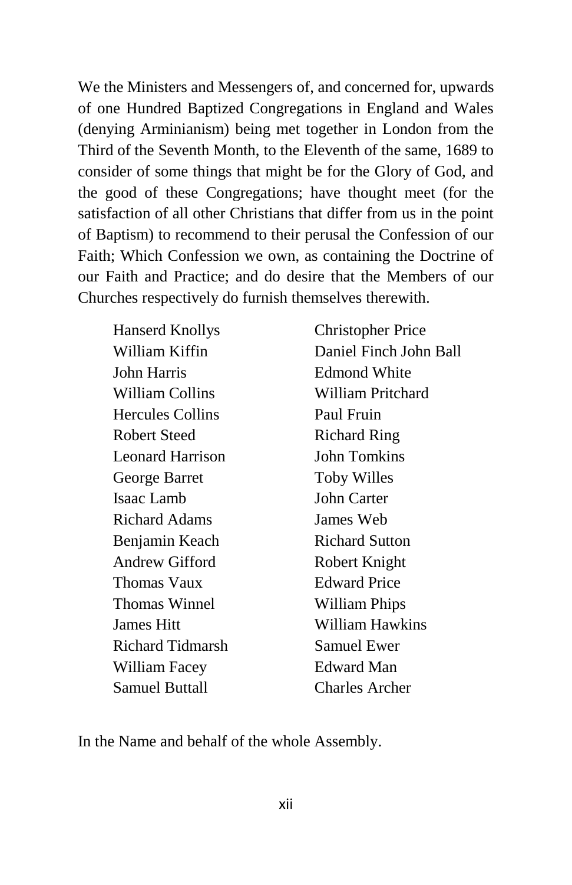We the Ministers and Messengers of, and concerned for, upwards of one Hundred Baptized Congregations in England and Wales (denying Arminianism) being met together in London from the Third of the Seventh Month, to the Eleventh of the same, 1689 to consider of some things that might be for the Glory of God, and the good of these Congregations; have thought meet (for the satisfaction of all other Christians that differ from us in the point of Baptism) to recommend to their perusal the Confession of our Faith; Which Confession we own, as containing the Doctrine of our Faith and Practice; and do desire that the Members of our Churches respectively do furnish themselves therewith.

Hanserd Knollys
William Kiffin
John Harris
William Collins
Hercules Collins
Robert Steed
Leonard Harrison
George Barret
Isaac Lamb
Richard Adams
Benjamin Keach
Andrew Gifford
Thomas Vaux
Thomas Winnel
James Hitt
Richard Tidmarsh
William Facey
Samuel Buttall
Christopher Price
Daniel Finch John Ball
Edmond White
William Pritchard
Paul Fruin
Richard Ring
John Tomkins
Toby Willes
John Carter
James Web
Richard Sutton
Robert Knight
Edward Price
William Phips
William Hawkins
Samuel Ewer
Edward Man
Charles Archer

In the Name and behalf of the whole Assembly.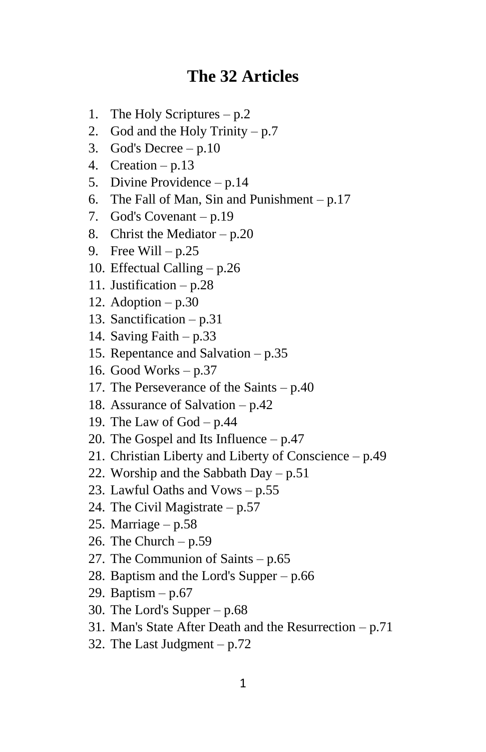# The 32 Articles

1. The Holy Scriptures – p.2
2. God and the Holy Trinity – p.7
3. God's Decree – p.10
4. Creation – p.13
5. Divine Providence – p.14
6. The Fall of Man, Sin and Punishment – p.17
7. God's Covenant – p.19
8. Christ the Mediator – p.20
9. Free Will – p.25
10. Effectual Calling – p.26
11. Justification – p.28
12. Adoption – p.30
13. Sanctification – p.31
14. Saving Faith – p.33
15. Repentance and Salvation – p.35
16. Good Works – p.37
17. The Perseverance of the Saints – p.40
18. Assurance of Salvation – p.42
19. The Law of God – p.44
20. The Gospel and Its Influence – p.47
21. Christian Liberty and Liberty of Conscience – p.49
22. Worship and the Sabbath Day – p.51
23. Lawful Oaths and Vows – p.55
24. The Civil Magistrate – p.57
25. Marriage – p.58
26. The Church – p.59
27. The Communion of Saints – p.65
28. Baptism and the Lord's Supper – p.66
29. Baptism – p.67
30. The Lord's Supper – p.68
31. Man's State After Death and the Resurrection – p.71
32. The Last Judgment – p.72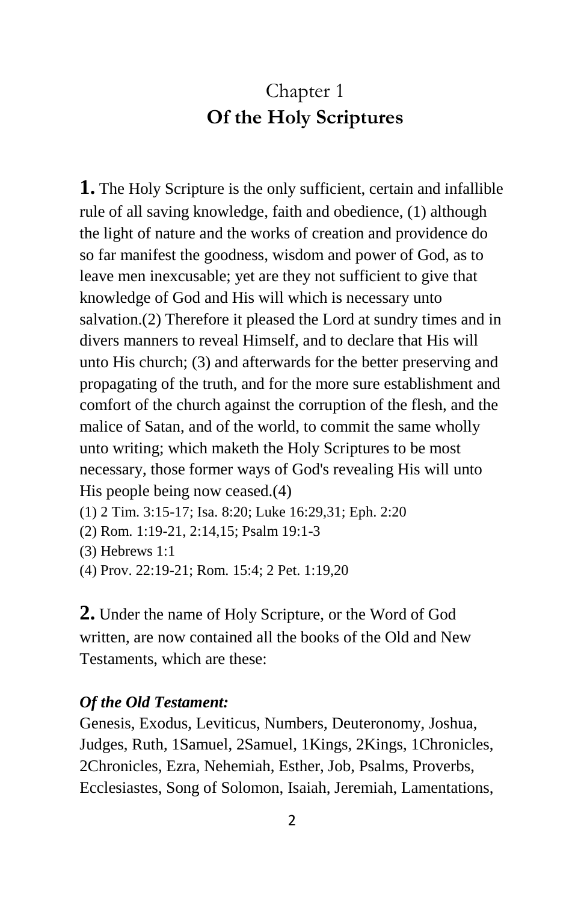# Chapter 1
## Of the Holy Scriptures

**1.** The Holy Scripture is the only sufficient, certain and infallible rule of all saving knowledge, faith and obedience, (1) although the light of nature and the works of creation and providence do so far manifest the goodness, wisdom and power of God, as to leave men inexcusable; yet are they not sufficient to give that knowledge of God and His will which is necessary unto salvation.(2) Therefore it pleased the Lord at sundry times and in divers manners to reveal Himself, and to declare that His will unto His church; (3) and afterwards for the better preserving and propagating of the truth, and for the more sure establishment and comfort of the church against the corruption of the flesh, and the malice of Satan, and of the world, to commit the same wholly unto writing; which maketh the Holy Scriptures to be most necessary, those former ways of God's revealing His will unto His people being now ceased.(4)

(1) 2 Tim. 3:15-17; Isa. 8:20; Luke 16:29,31; Eph. 2:20
(2) Rom. 1:19-21, 2:14,15; Psalm 19:1-3
(3) Hebrews 1:1
(4) Prov. 22:19-21; Rom. 15:4; 2 Pet. 1:19,20

**2.** Under the name of Holy Scripture, or the Word of God written, are now contained all the books of the Old and New Testaments, which are these:

***Of the Old Testament:***
Genesis, Exodus, Leviticus, Numbers, Deuteronomy, Joshua, Judges, Ruth, 1Samuel, 2Samuel, 1Kings, 2Kings, 1Chronicles, 2Chronicles, Ezra, Nehemiah, Esther, Job, Psalms, Proverbs, Ecclesiastes, Song of Solomon, Isaiah, Jeremiah, Lamentations,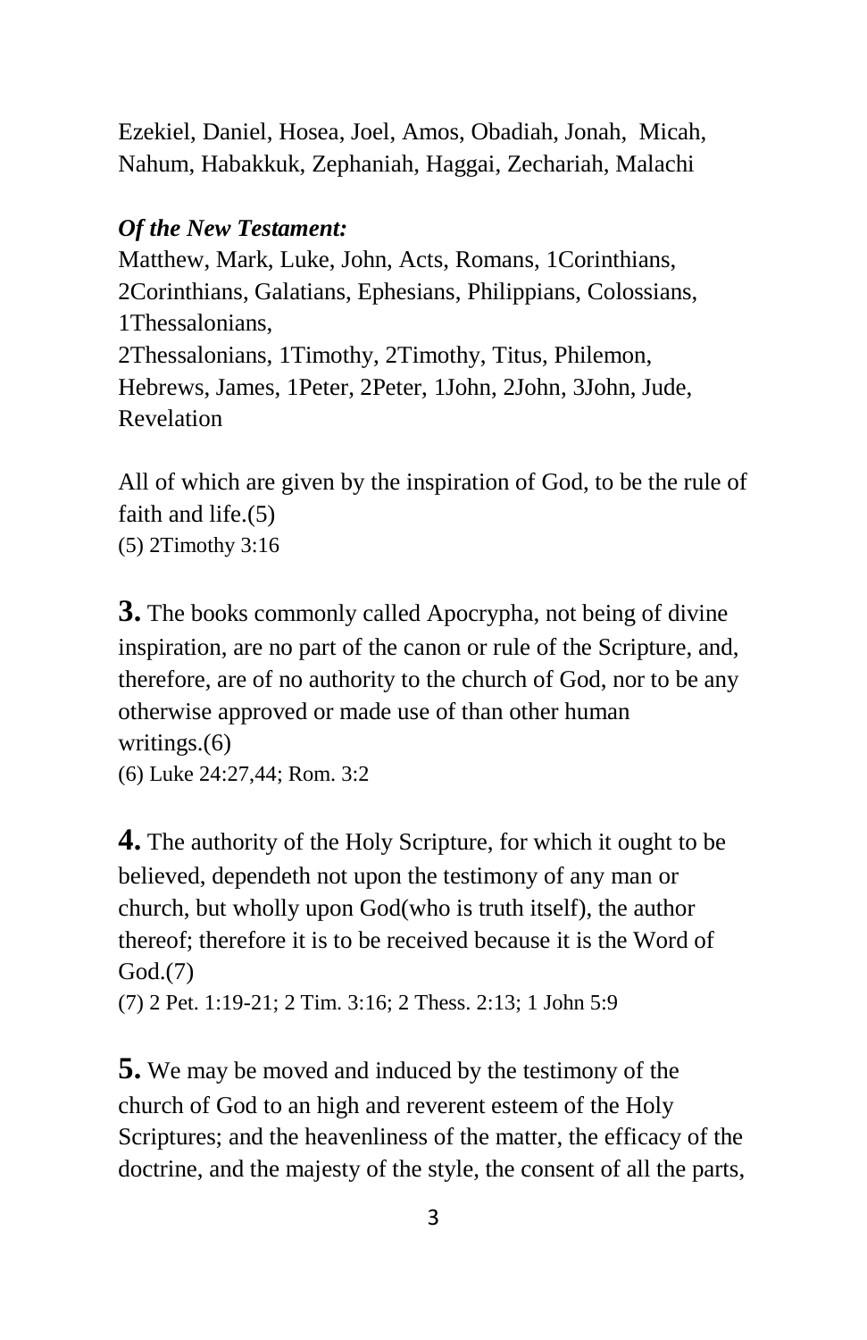Ezekiel, Daniel, Hosea, Joel, Amos, Obadiah, Jonah, Micah, Nahum, Habakkuk, Zephaniah, Haggai, Zechariah, Malachi

***Of the New Testament:***
Matthew, Mark, Luke, John, Acts, Romans, 1Corinthians, 2Corinthians, Galatians, Ephesians, Philippians, Colossians, 1Thessalonians,
2Thessalonians, 1Timothy, 2Timothy, Titus, Philemon, Hebrews, James, 1Peter, 2Peter, 1John, 2John, 3John, Jude, Revelation

All of which are given by the inspiration of God, to be the rule of faith and life.(5)
(5) 2Timothy 3:16

**3.** The books commonly called Apocrypha, not being of divine inspiration, are no part of the canon or rule of the Scripture, and, therefore, are of no authority to the church of God, nor to be any otherwise approved or made use of than other human writings.(6)
(6) Luke 24:27,44; Rom. 3:2

**4.** The authority of the Holy Scripture, for which it ought to be believed, dependeth not upon the testimony of any man or church, but wholly upon God(who is truth itself), the author thereof; therefore it is to be received because it is the Word of God.(7)
(7) 2 Pet. 1:19-21; 2 Tim. 3:16; 2 Thess. 2:13; 1 John 5:9

**5.** We may be moved and induced by the testimony of the church of God to an high and reverent esteem of the Holy Scriptures; and the heavenliness of the matter, the efficacy of the doctrine, and the majesty of the style, the consent of all the parts,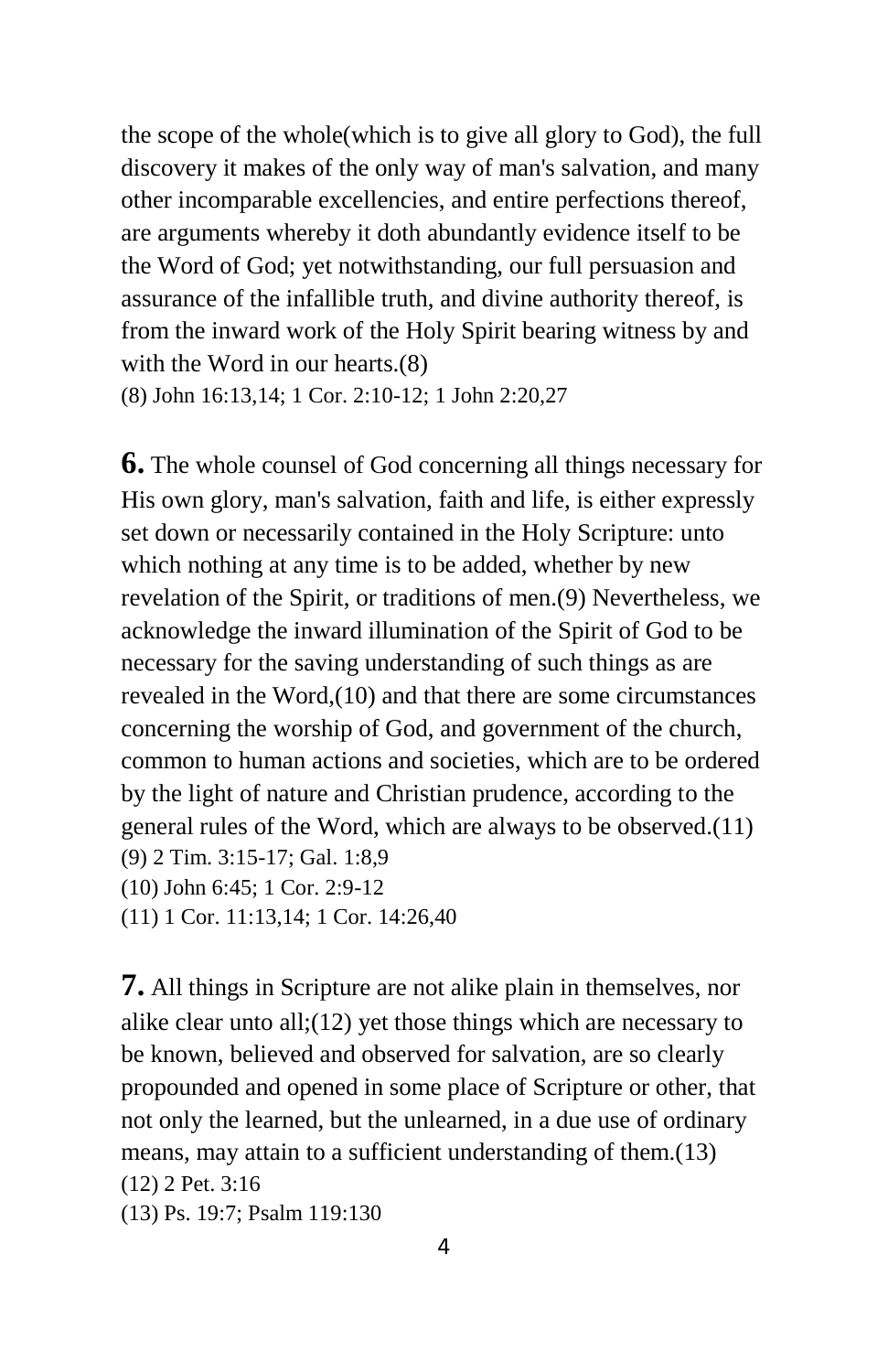the scope of the whole(which is to give all glory to God), the full discovery it makes of the only way of man's salvation, and many other incomparable excellencies, and entire perfections thereof, are arguments whereby it doth abundantly evidence itself to be the Word of God; yet notwithstanding, our full persuasion and assurance of the infallible truth, and divine authority thereof, is from the inward work of the Holy Spirit bearing witness by and with the Word in our hearts.(8)

(8) John 16:13,14; 1 Cor. 2:10-12; 1 John 2:20,27

**6.** The whole counsel of God concerning all things necessary for His own glory, man's salvation, faith and life, is either expressly set down or necessarily contained in the Holy Scripture: unto which nothing at any time is to be added, whether by new revelation of the Spirit, or traditions of men.(9) Nevertheless, we acknowledge the inward illumination of the Spirit of God to be necessary for the saving understanding of such things as are revealed in the Word,(10) and that there are some circumstances concerning the worship of God, and government of the church, common to human actions and societies, which are to be ordered by the light of nature and Christian prudence, according to the general rules of the Word, which are always to be observed.(11)

(9) 2 Tim. 3:15-17; Gal. 1:8,9

(10) John 6:45; 1 Cor. 2:9-12

(11) 1 Cor. 11:13,14; 1 Cor. 14:26,40

**7.** All things in Scripture are not alike plain in themselves, nor alike clear unto all;(12) yet those things which are necessary to be known, believed and observed for salvation, are so clearly propounded and opened in some place of Scripture or other, that not only the learned, but the unlearned, in a due use of ordinary means, may attain to a sufficient understanding of them.(13)

(12) 2 Pet. 3:16

(13) Ps. 19:7; Psalm 119:130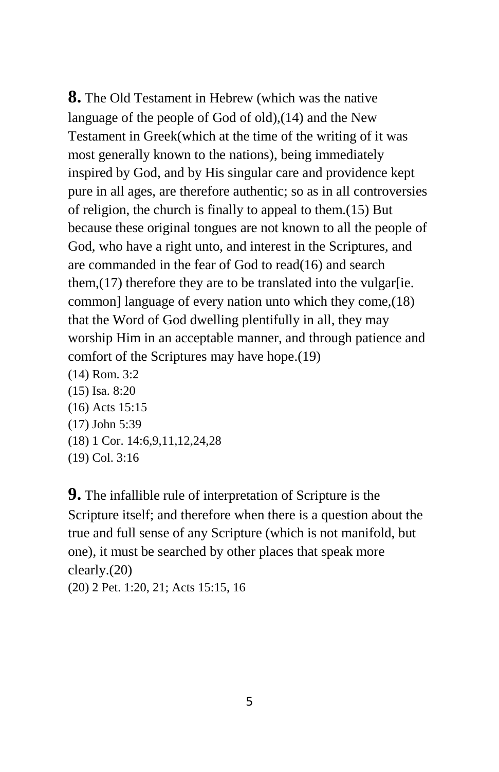**8.** The Old Testament in Hebrew (which was the native language of the people of God of old),(14) and the New Testament in Greek(which at the time of the writing of it was most generally known to the nations), being immediately inspired by God, and by His singular care and providence kept pure in all ages, are therefore authentic; so as in all controversies of religion, the church is finally to appeal to them.(15) But because these original tongues are not known to all the people of God, who have a right unto, and interest in the Scriptures, and are commanded in the fear of God to read(16) and search them,(17) therefore they are to be translated into the vulgar[ie. common] language of every nation unto which they come,(18) that the Word of God dwelling plentifully in all, they may worship Him in an acceptable manner, and through patience and comfort of the Scriptures may have hope.(19)

(14) Rom. 3:2
(15) Isa. 8:20
(16) Acts 15:15
(17) John 5:39
(18) 1 Cor. 14:6,9,11,12,24,28
(19) Col. 3:16

**9.** The infallible rule of interpretation of Scripture is the Scripture itself; and therefore when there is a question about the true and full sense of any Scripture (which is not manifold, but one), it must be searched by other places that speak more clearly.(20)

(20) 2 Pet. 1:20, 21; Acts 15:15, 16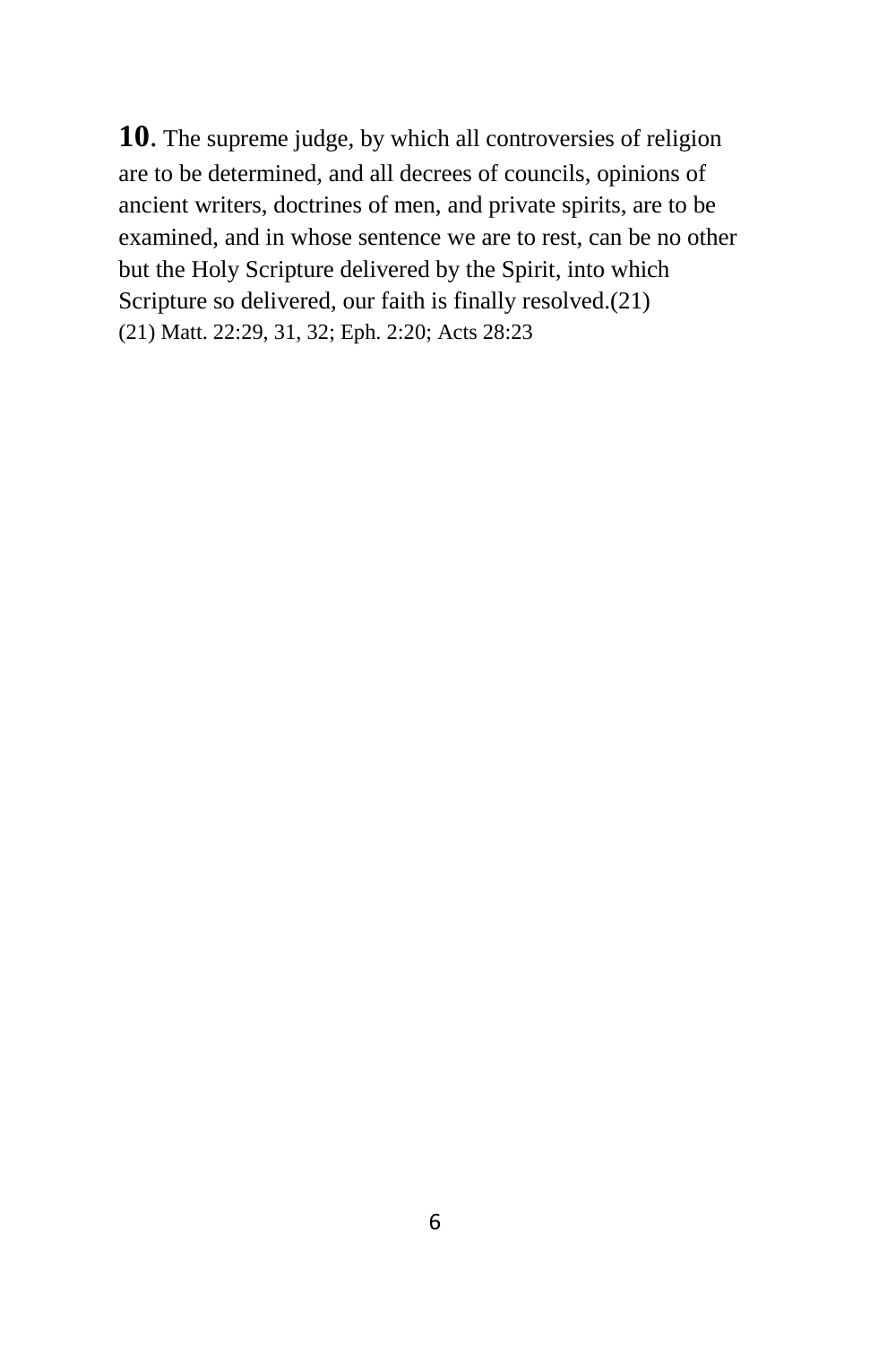**10**. The supreme judge, by which all controversies of religion are to be determined, and all decrees of councils, opinions of ancient writers, doctrines of men, and private spirits, are to be examined, and in whose sentence we are to rest, can be no other but the Holy Scripture delivered by the Spirit, into which Scripture so delivered, our faith is finally resolved.(21)

(21) Matt. 22:29, 31, 32; Eph. 2:20; Acts 28:23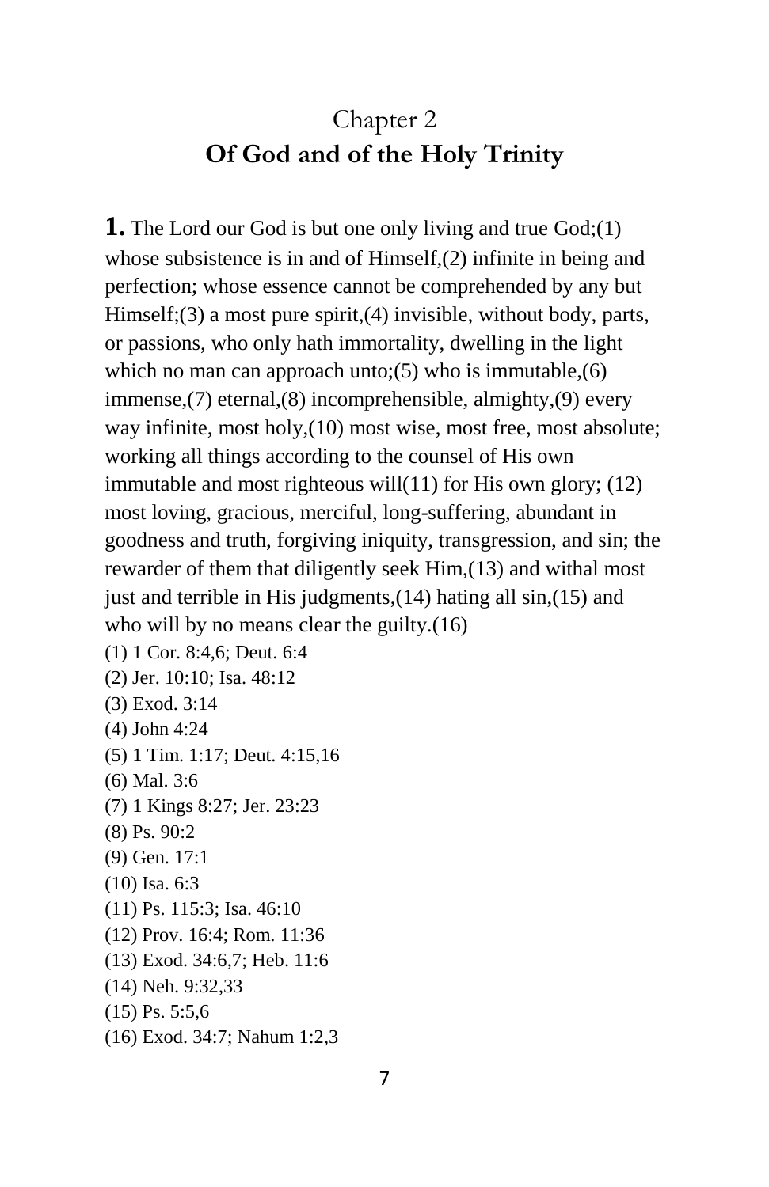## Chapter 2
## **Of God and of the Holy Trinity**

**1.** The Lord our God is but one only living and true God;(1) whose subsistence is in and of Himself,(2) infinite in being and perfection; whose essence cannot be comprehended by any but Himself;(3) a most pure spirit,(4) invisible, without body, parts, or passions, who only hath immortality, dwelling in the light which no man can approach unto;(5) who is immutable,(6) immense,(7) eternal,(8) incomprehensible, almighty,(9) every way infinite, most holy,(10) most wise, most free, most absolute; working all things according to the counsel of His own immutable and most righteous will(11) for His own glory; (12) most loving, gracious, merciful, long-suffering, abundant in goodness and truth, forgiving iniquity, transgression, and sin; the rewarder of them that diligently seek Him,(13) and withal most just and terrible in His judgments,(14) hating all sin,(15) and who will by no means clear the guilty.(16)

(1) 1 Cor. 8:4,6; Deut. 6:4
(2) Jer. 10:10; Isa. 48:12
(3) Exod. 3:14
(4) John 4:24
(5) 1 Tim. 1:17; Deut. 4:15,16
(6) Mal. 3:6
(7) 1 Kings 8:27; Jer. 23:23
(8) Ps. 90:2
(9) Gen. 17:1
(10) Isa. 6:3
(11) Ps. 115:3; Isa. 46:10
(12) Prov. 16:4; Rom. 11:36
(13) Exod. 34:6,7; Heb. 11:6
(14) Neh. 9:32,33
(15) Ps. 5:5,6
(16) Exod. 34:7; Nahum 1:2,3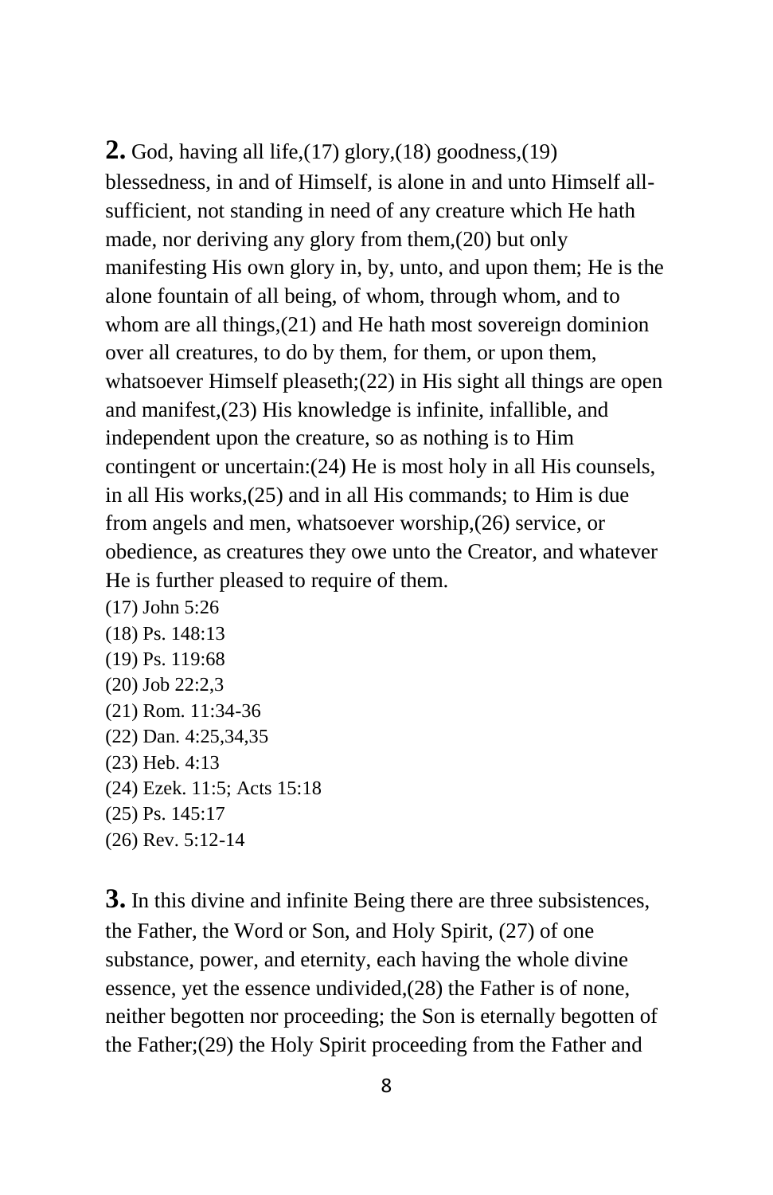**2.** God, having all life,(17) glory,(18) goodness,(19) blessedness, in and of Himself, is alone in and unto Himself all-sufficient, not standing in need of any creature which He hath made, nor deriving any glory from them,(20) but only manifesting His own glory in, by, unto, and upon them; He is the alone fountain of all being, of whom, through whom, and to whom are all things,(21) and He hath most sovereign dominion over all creatures, to do by them, for them, or upon them, whatsoever Himself pleaseth;(22) in His sight all things are open and manifest,(23) His knowledge is infinite, infallible, and independent upon the creature, so as nothing is to Him contingent or uncertain:(24) He is most holy in all His counsels, in all His works,(25) and in all His commands; to Him is due from angels and men, whatsoever worship,(26) service, or obedience, as creatures they owe unto the Creator, and whatever He is further pleased to require of them.

(17) John 5:26
(18) Ps. 148:13
(19) Ps. 119:68
(20) Job 22:2,3
(21) Rom. 11:34-36
(22) Dan. 4:25,34,35
(23) Heb. 4:13
(24) Ezek. 11:5; Acts 15:18
(25) Ps. 145:17
(26) Rev. 5:12-14

**3.** In this divine and infinite Being there are three subsistences, the Father, the Word or Son, and Holy Spirit, (27) of one substance, power, and eternity, each having the whole divine essence, yet the essence undivided,(28) the Father is of none, neither begotten nor proceeding; the Son is eternally begotten of the Father;(29) the Holy Spirit proceeding from the Father and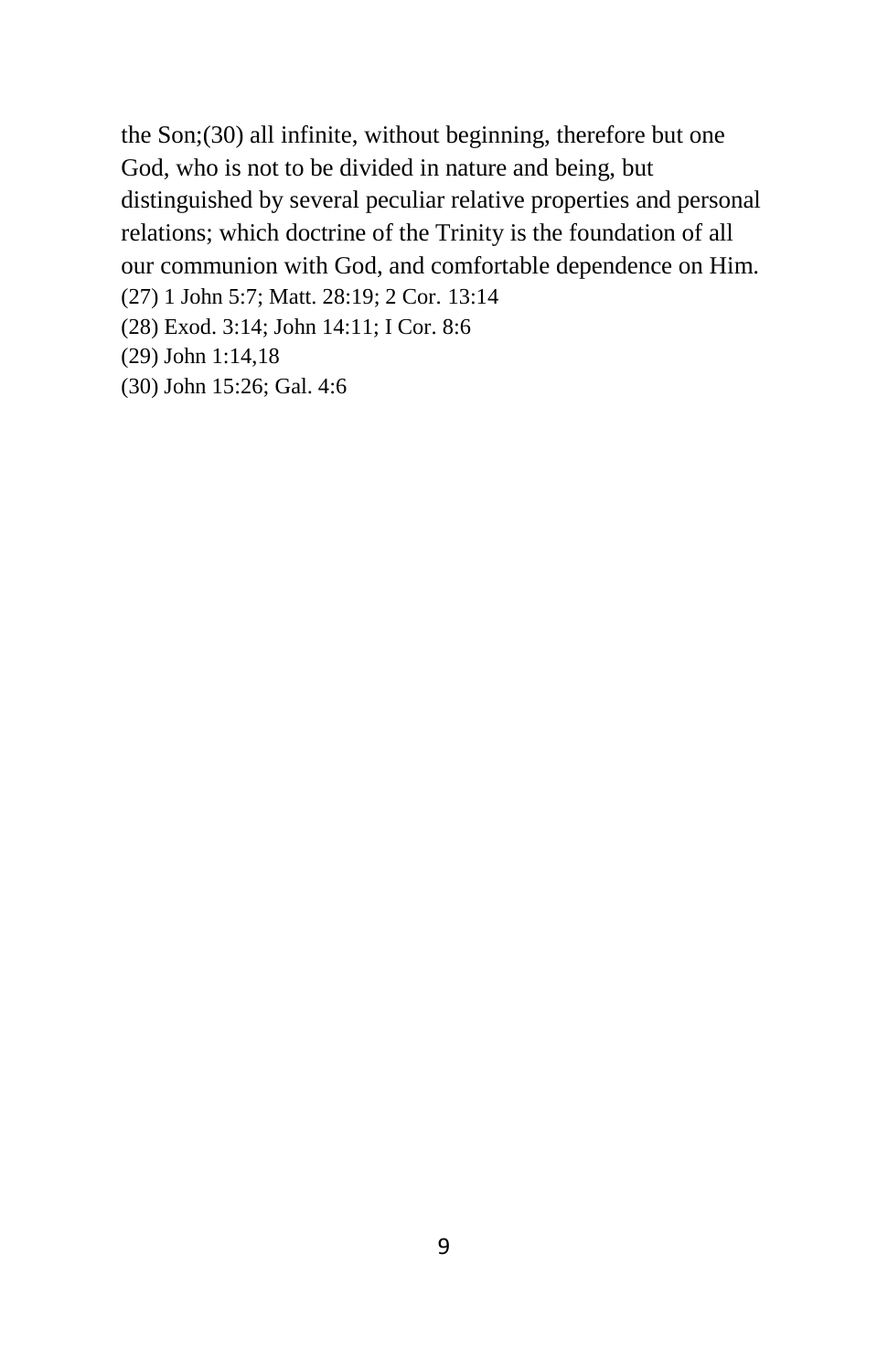the Son;(30) all infinite, without beginning, therefore but one God, who is not to be divided in nature and being, but distinguished by several peculiar relative properties and personal relations; which doctrine of the Trinity is the foundation of all our communion with God, and comfortable dependence on Him.

(27) 1 John 5:7; Matt. 28:19; 2 Cor. 13:14

(28) Exod. 3:14; John 14:11; I Cor. 8:6

(29) John 1:14,18

(30) John 15:26; Gal. 4:6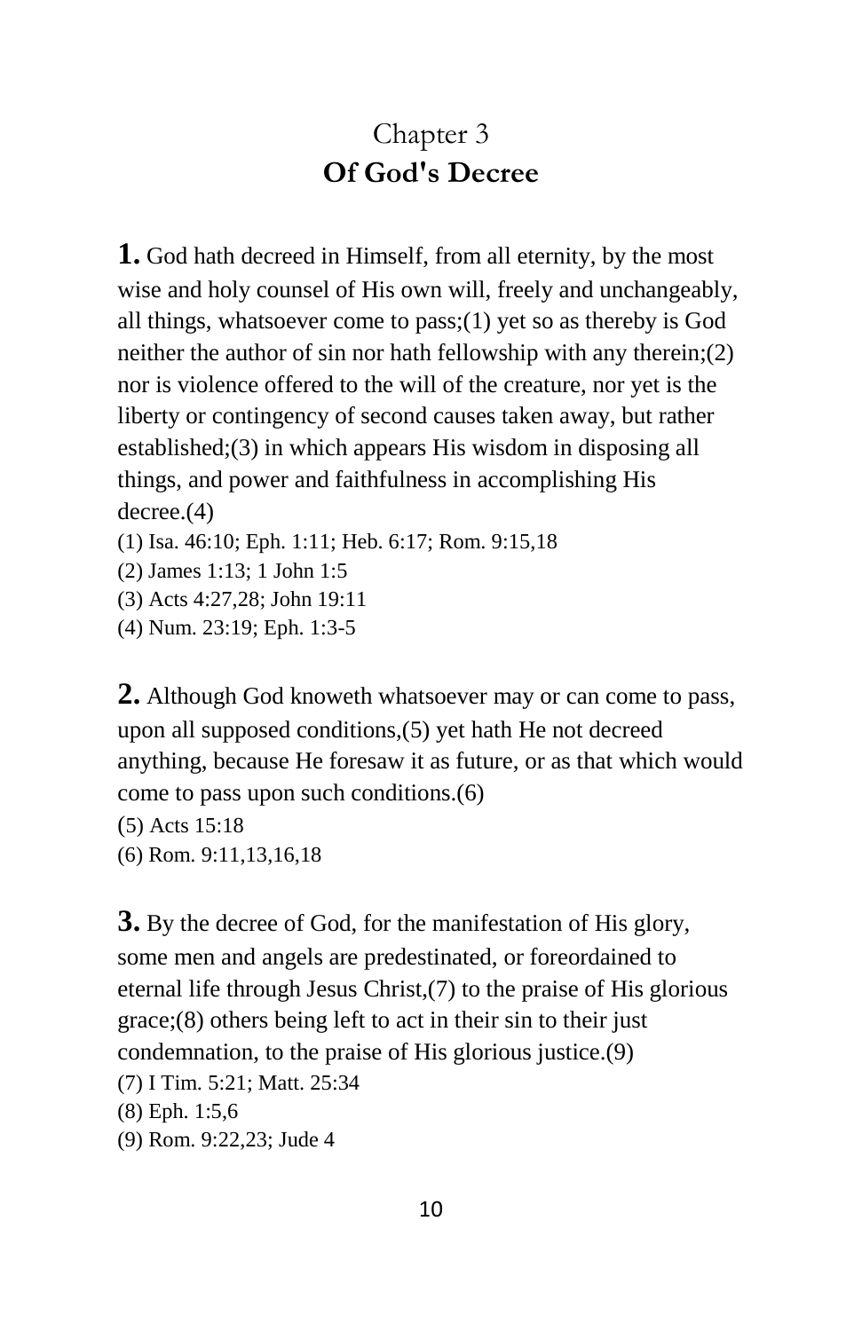## Chapter 3
## **Of God's Decree**

**1.** God hath decreed in Himself, from all eternity, by the most wise and holy counsel of His own will, freely and unchangeably, all things, whatsoever come to pass;(1) yet so as thereby is God neither the author of sin nor hath fellowship with any therein;(2) nor is violence offered to the will of the creature, nor yet is the liberty or contingency of second causes taken away, but rather established;(3) in which appears His wisdom in disposing all things, and power and faithfulness in accomplishing His decree.(4)

(1) Isa. 46:10; Eph. 1:11; Heb. 6:17; Rom. 9:15,18
(2) James 1:13; 1 John 1:5
(3) Acts 4:27,28; John 19:11
(4) Num. 23:19; Eph. 1:3-5

**2.** Although God knoweth whatsoever may or can come to pass, upon all supposed conditions,(5) yet hath He not decreed anything, because He foresaw it as future, or as that which would come to pass upon such conditions.(6)

(5) Acts 15:18
(6) Rom. 9:11,13,16,18

**3.** By the decree of God, for the manifestation of His glory, some men and angels are predestinated, or foreordained to eternal life through Jesus Christ,(7) to the praise of His glorious grace;(8) others being left to act in their sin to their just condemnation, to the praise of His glorious justice.(9)

(7) I Tim. 5:21; Matt. 25:34
(8) Eph. 1:5,6
(9) Rom. 9:22,23; Jude 4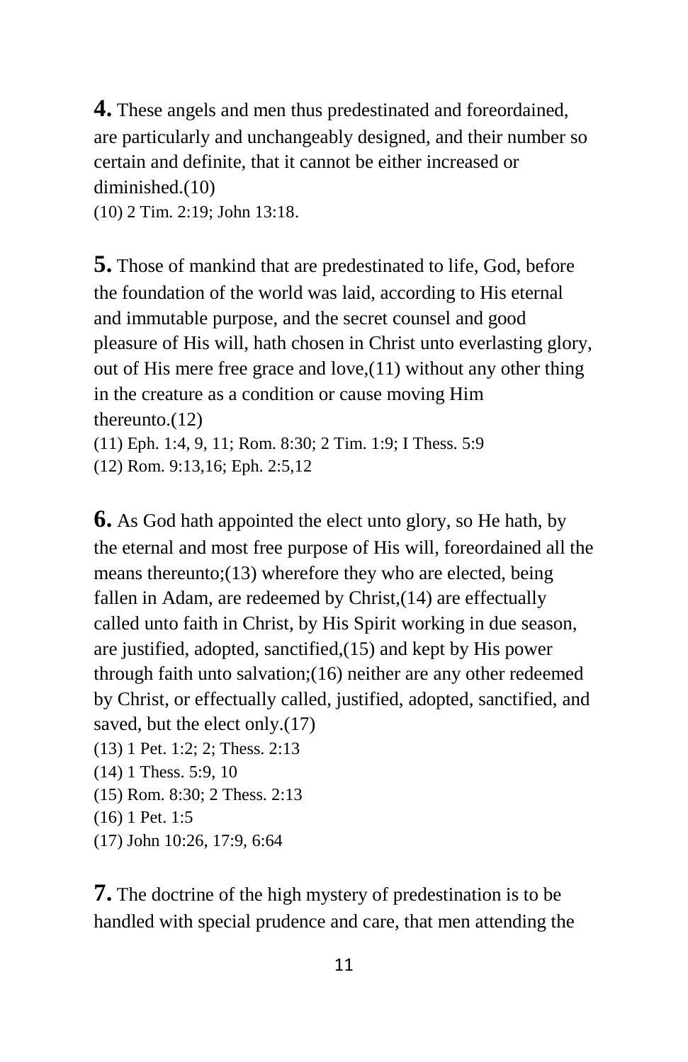**4.** These angels and men thus predestinated and foreordained, are particularly and unchangeably designed, and their number so certain and definite, that it cannot be either increased or diminished.(10)

(10) 2 Tim. 2:19; John 13:18.

**5.** Those of mankind that are predestinated to life, God, before the foundation of the world was laid, according to His eternal and immutable purpose, and the secret counsel and good pleasure of His will, hath chosen in Christ unto everlasting glory, out of His mere free grace and love,(11) without any other thing in the creature as a condition or cause moving Him thereunto.(12)

(11) Eph. 1:4, 9, 11; Rom. 8:30; 2 Tim. 1:9; I Thess. 5:9

(12) Rom. 9:13,16; Eph. 2:5,12

**6.** As God hath appointed the elect unto glory, so He hath, by the eternal and most free purpose of His will, foreordained all the means thereunto;(13) wherefore they who are elected, being fallen in Adam, are redeemed by Christ,(14) are effectually called unto faith in Christ, by His Spirit working in due season, are justified, adopted, sanctified,(15) and kept by His power through faith unto salvation;(16) neither are any other redeemed by Christ, or effectually called, justified, adopted, sanctified, and saved, but the elect only.(17)

(13) 1 Pet. 1:2; 2; Thess. 2:13

(14) 1 Thess. 5:9, 10

(15) Rom. 8:30; 2 Thess. 2:13

(16) 1 Pet. 1:5

(17) John 10:26, 17:9, 6:64

**7.** The doctrine of the high mystery of predestination is to be handled with special prudence and care, that men attending the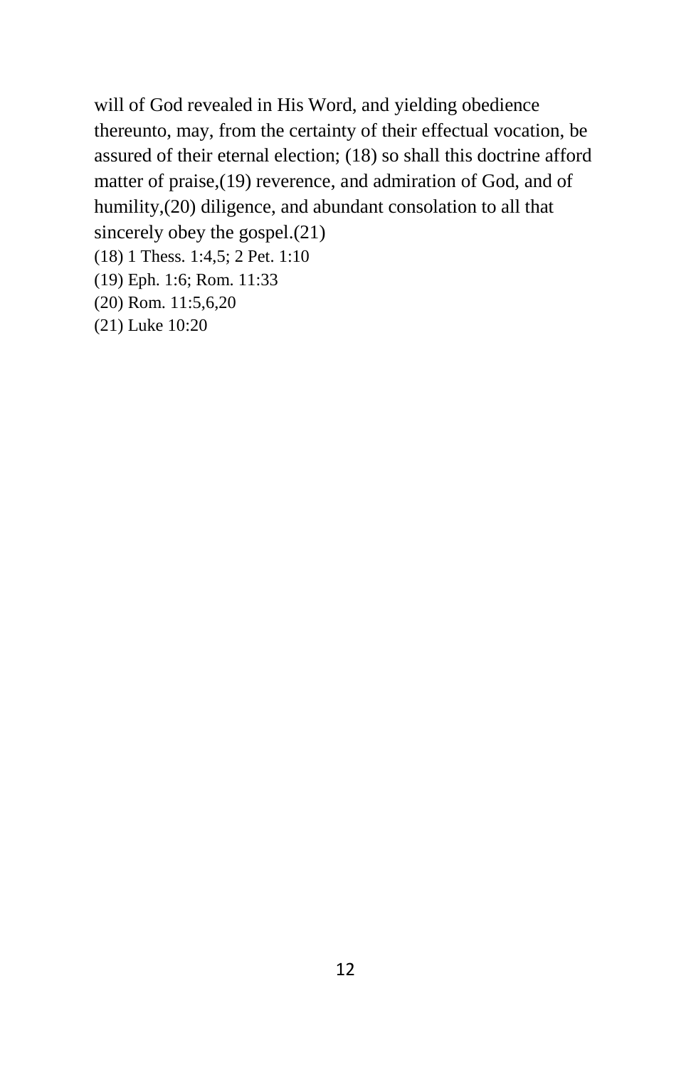will of God revealed in His Word, and yielding obedience thereunto, may, from the certainty of their effectual vocation, be assured of their eternal election; (18) so shall this doctrine afford matter of praise,(19) reverence, and admiration of God, and of humility,(20) diligence, and abundant consolation to all that sincerely obey the gospel.(21)

(18) 1 Thess. 1:4,5; 2 Pet. 1:10

(19) Eph. 1:6; Rom. 11:33

(20) Rom. 11:5,6,20

(21) Luke 10:20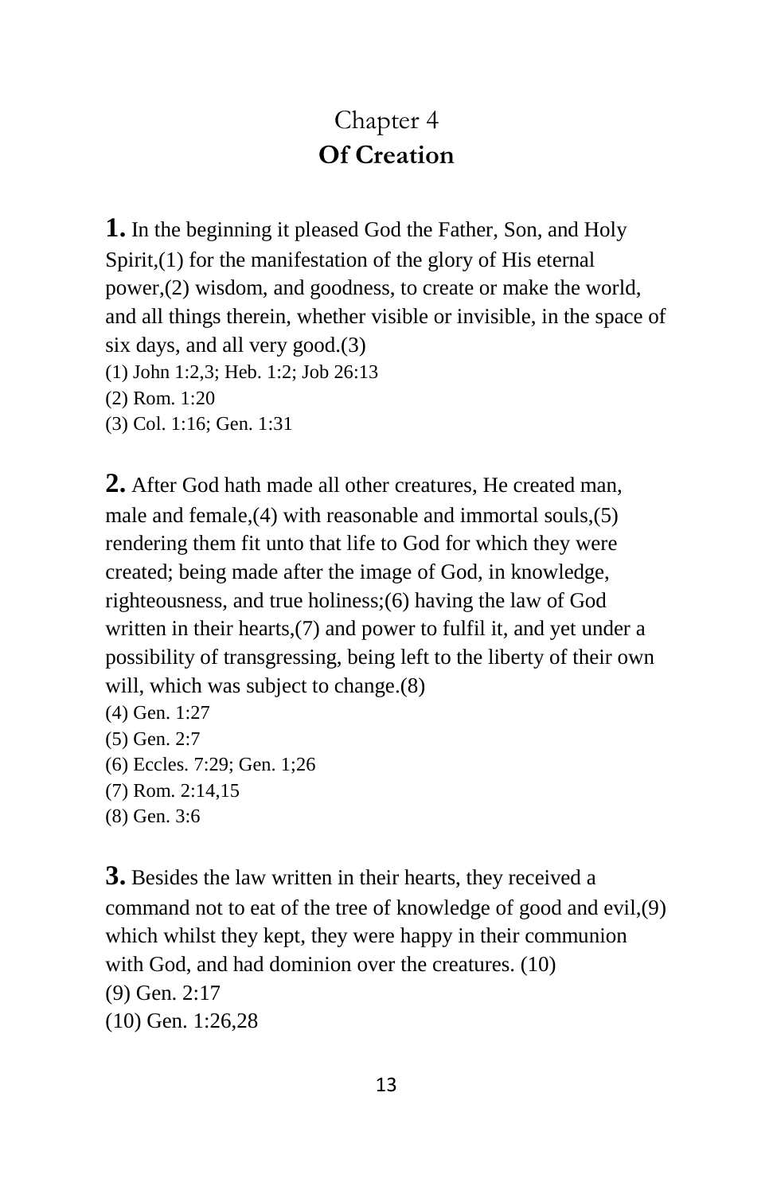# Chapter 4
## Of Creation

**1.** In the beginning it pleased God the Father, Son, and Holy Spirit,(1) for the manifestation of the glory of His eternal power,(2) wisdom, and goodness, to create or make the world, and all things therein, whether visible or invisible, in the space of six days, and all very good.(3)

(1) John 1:2,3; Heb. 1:2; Job 26:13
(2) Rom. 1:20
(3) Col. 1:16; Gen. 1:31

**2.** After God hath made all other creatures, He created man, male and female,(4) with reasonable and immortal souls,(5) rendering them fit unto that life to God for which they were created; being made after the image of God, in knowledge, righteousness, and true holiness;(6) having the law of God written in their hearts,(7) and power to fulfil it, and yet under a possibility of transgressing, being left to the liberty of their own will, which was subject to change.(8)

(4) Gen. 1:27
(5) Gen. 2:7
(6) Eccles. 7:29; Gen. 1;26
(7) Rom. 2:14,15
(8) Gen. 3:6

**3.** Besides the law written in their hearts, they received a command not to eat of the tree of knowledge of good and evil,(9) which whilst they kept, they were happy in their communion with God, and had dominion over the creatures. (10)

(9) Gen. 2:17
(10) Gen. 1:26,28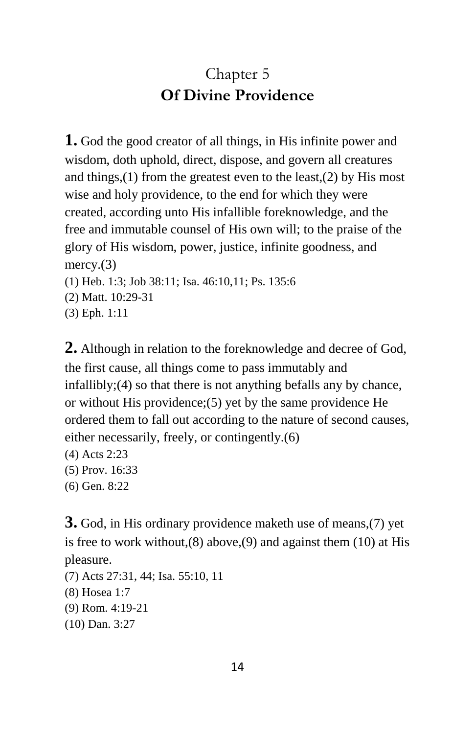# Chapter 5
## **Of Divine Providence**

**1.** God the good creator of all things, in His infinite power and wisdom, doth uphold, direct, dispose, and govern all creatures and things,(1) from the greatest even to the least,(2) by His most wise and holy providence, to the end for which they were created, according unto His infallible foreknowledge, and the free and immutable counsel of His own will; to the praise of the glory of His wisdom, power, justice, infinite goodness, and mercy.(3)

(1) Heb. 1:3; Job 38:11; Isa. 46:10,11; Ps. 135:6
(2) Matt. 10:29-31
(3) Eph. 1:11

**2.** Although in relation to the foreknowledge and decree of God, the first cause, all things come to pass immutably and infallibly;(4) so that there is not anything befalls any by chance, or without His providence;(5) yet by the same providence He ordered them to fall out according to the nature of second causes, either necessarily, freely, or contingently.(6)

(4) Acts 2:23
(5) Prov. 16:33
(6) Gen. 8:22

**3.** God, in His ordinary providence maketh use of means,(7) yet is free to work without,(8) above,(9) and against them (10) at His pleasure.

(7) Acts 27:31, 44; Isa. 55:10, 11
(8) Hosea 1:7
(9) Rom. 4:19-21
(10) Dan. 3:27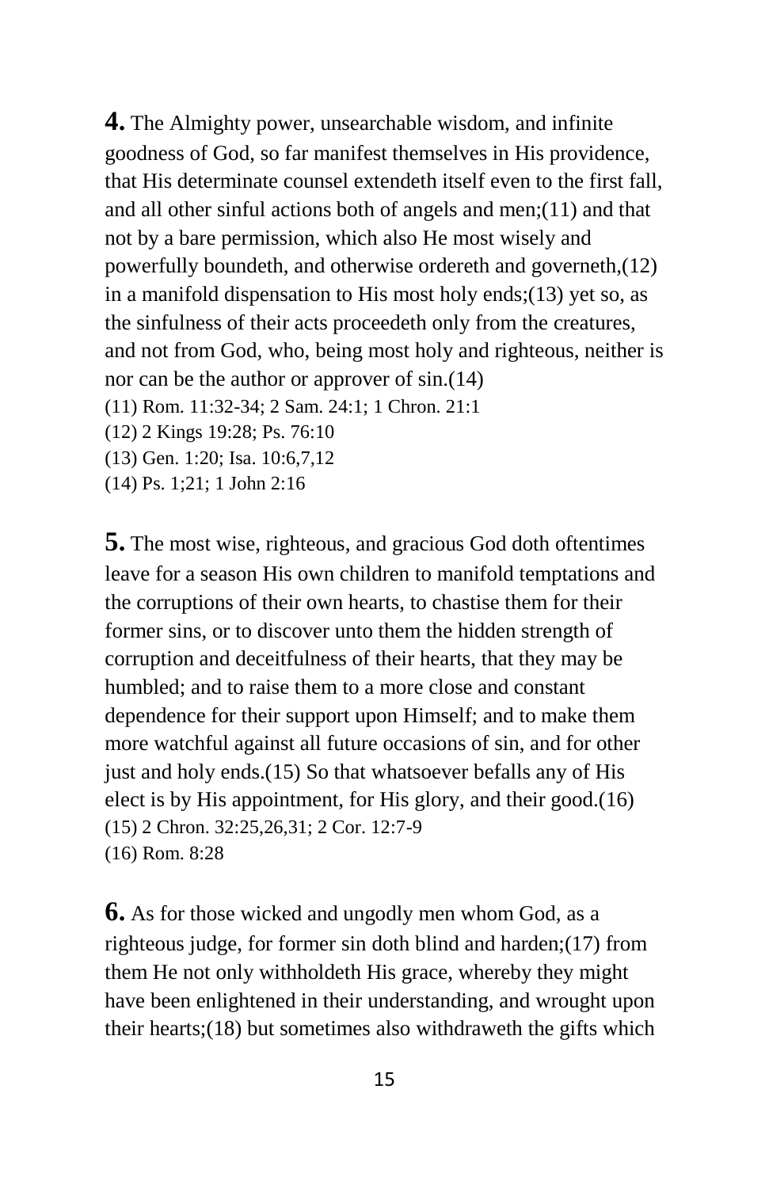**4.** The Almighty power, unsearchable wisdom, and infinite goodness of God, so far manifest themselves in His providence, that His determinate counsel extendeth itself even to the first fall, and all other sinful actions both of angels and men;(11) and that not by a bare permission, which also He most wisely and powerfully boundeth, and otherwise ordereth and governeth,(12) in a manifold dispensation to His most holy ends;(13) yet so, as the sinfulness of their acts proceedeth only from the creatures, and not from God, who, being most holy and righteous, neither is nor can be the author or approver of sin.(14)

(11) Rom. 11:32-34; 2 Sam. 24:1; 1 Chron. 21:1
(12) 2 Kings 19:28; Ps. 76:10
(13) Gen. 1:20; Isa. 10:6,7,12
(14) Ps. 1;21; 1 John 2:16

**5.** The most wise, righteous, and gracious God doth oftentimes leave for a season His own children to manifold temptations and the corruptions of their own hearts, to chastise them for their former sins, or to discover unto them the hidden strength of corruption and deceitfulness of their hearts, that they may be humbled; and to raise them to a more close and constant dependence for their support upon Himself; and to make them more watchful against all future occasions of sin, and for other just and holy ends.(15) So that whatsoever befalls any of His elect is by His appointment, for His glory, and their good.(16)

(15) 2 Chron. 32:25,26,31; 2 Cor. 12:7-9
(16) Rom. 8:28

**6.** As for those wicked and ungodly men whom God, as a righteous judge, for former sin doth blind and harden;(17) from them He not only withholdeth His grace, whereby they might have been enlightened in their understanding, and wrought upon their hearts;(18) but sometimes also withdraweth the gifts which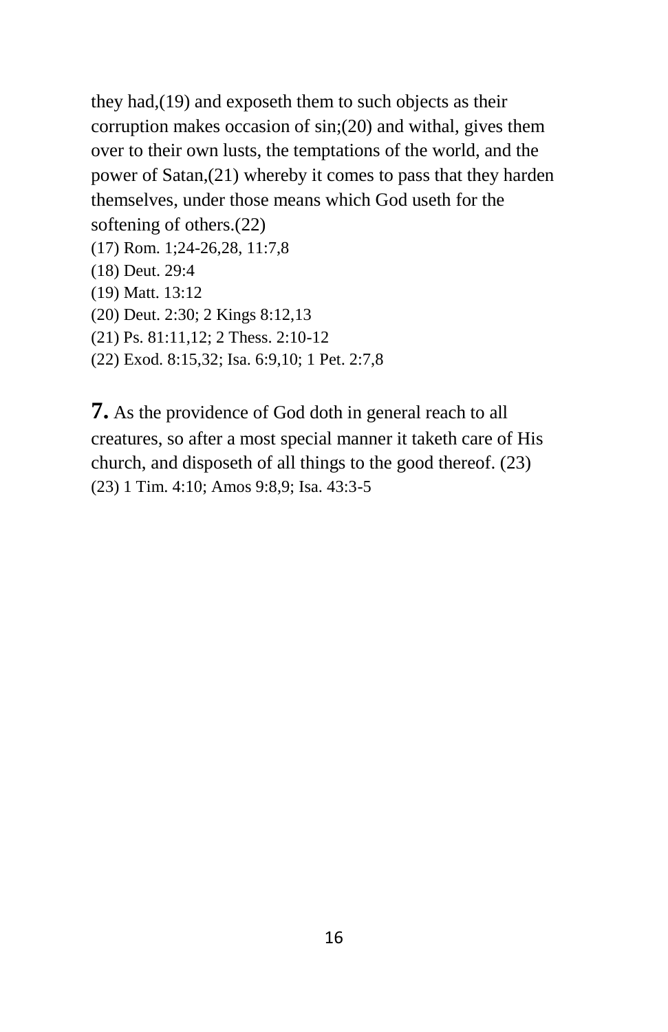they had,(19) and exposeth them to such objects as their corruption makes occasion of sin;(20) and withal, gives them over to their own lusts, the temptations of the world, and the power of Satan,(21) whereby it comes to pass that they harden themselves, under those means which God useth for the softening of others.(22)

(17) Rom. 1;24-26,28, 11:7,8
(18) Deut. 29:4
(19) Matt. 13:12
(20) Deut. 2:30; 2 Kings 8:12,13
(21) Ps. 81:11,12; 2 Thess. 2:10-12
(22) Exod. 8:15,32; Isa. 6:9,10; 1 Pet. 2:7,8

**7.** As the providence of God doth in general reach to all creatures, so after a most special manner it taketh care of His church, and disposeth of all things to the good thereof. (23)

(23) 1 Tim. 4:10; Amos 9:8,9; Isa. 43:3-5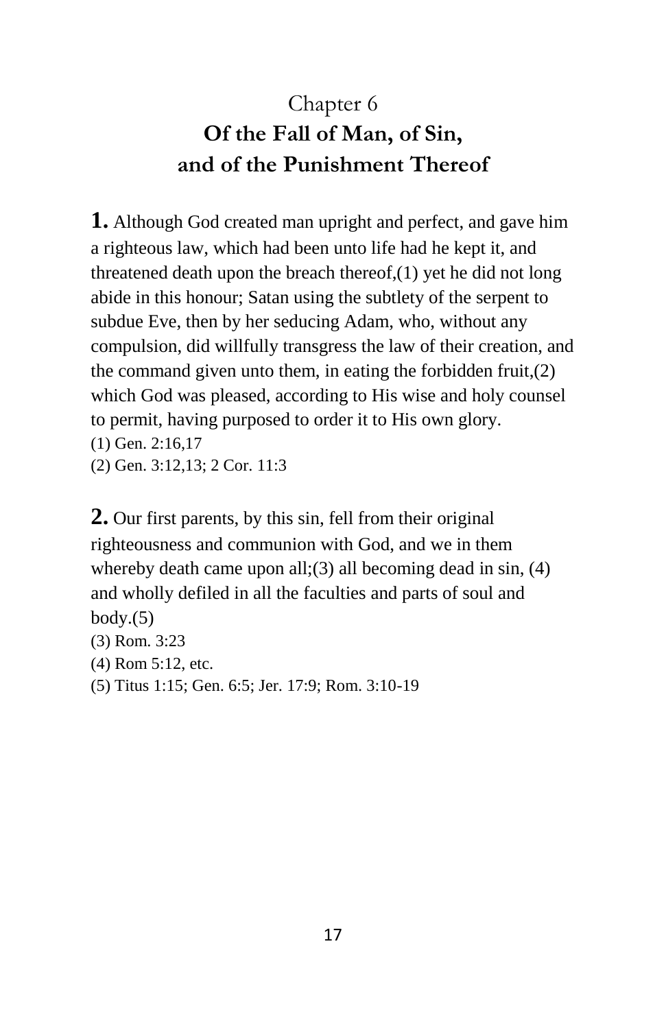## Chapter 6
## **Of the Fall of Man, of Sin, and of the Punishment Thereof**

**1.** Although God created man upright and perfect, and gave him a righteous law, which had been unto life had he kept it, and threatened death upon the breach thereof,(1) yet he did not long abide in this honour; Satan using the subtlety of the serpent to subdue Eve, then by her seducing Adam, who, without any compulsion, did willfully transgress the law of their creation, and the command given unto them, in eating the forbidden fruit,(2) which God was pleased, according to His wise and holy counsel to permit, having purposed to order it to His own glory.

(1) Gen. 2:16,17

(2) Gen. 3:12,13; 2 Cor. 11:3

**2.** Our first parents, by this sin, fell from their original righteousness and communion with God, and we in them whereby death came upon all;(3) all becoming dead in sin, (4) and wholly defiled in all the faculties and parts of soul and body.(5)

(3) Rom. 3:23

(4) Rom 5:12, etc.

(5) Titus 1:15; Gen. 6:5; Jer. 17:9; Rom. 3:10-19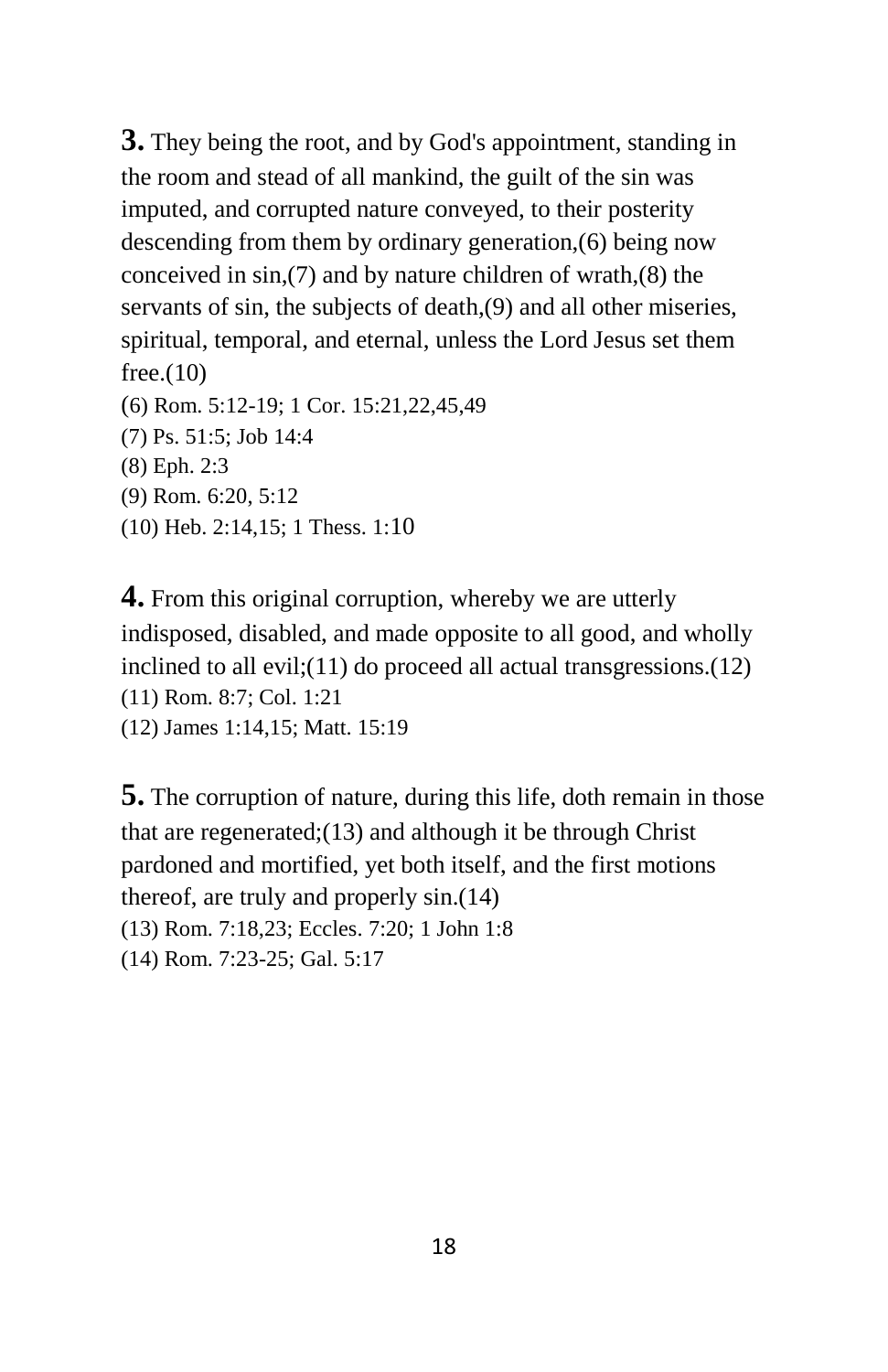**3.** They being the root, and by God's appointment, standing in the room and stead of all mankind, the guilt of the sin was imputed, and corrupted nature conveyed, to their posterity descending from them by ordinary generation,(6) being now conceived in sin,(7) and by nature children of wrath,(8) the servants of sin, the subjects of death,(9) and all other miseries, spiritual, temporal, and eternal, unless the Lord Jesus set them free.(10)

(6) Rom. 5:12-19; 1 Cor. 15:21,22,45,49
(7) Ps. 51:5; Job 14:4
(8) Eph. 2:3
(9) Rom. 6:20, 5:12
(10) Heb. 2:14,15; 1 Thess. 1:10

**4.** From this original corruption, whereby we are utterly indisposed, disabled, and made opposite to all good, and wholly inclined to all evil;(11) do proceed all actual transgressions.(12)

(11) Rom. 8:7; Col. 1:21
(12) James 1:14,15; Matt. 15:19

**5.** The corruption of nature, during this life, doth remain in those that are regenerated;(13) and although it be through Christ pardoned and mortified, yet both itself, and the first motions thereof, are truly and properly sin.(14)

(13) Rom. 7:18,23; Eccles. 7:20; 1 John 1:8
(14) Rom. 7:23-25; Gal. 5:17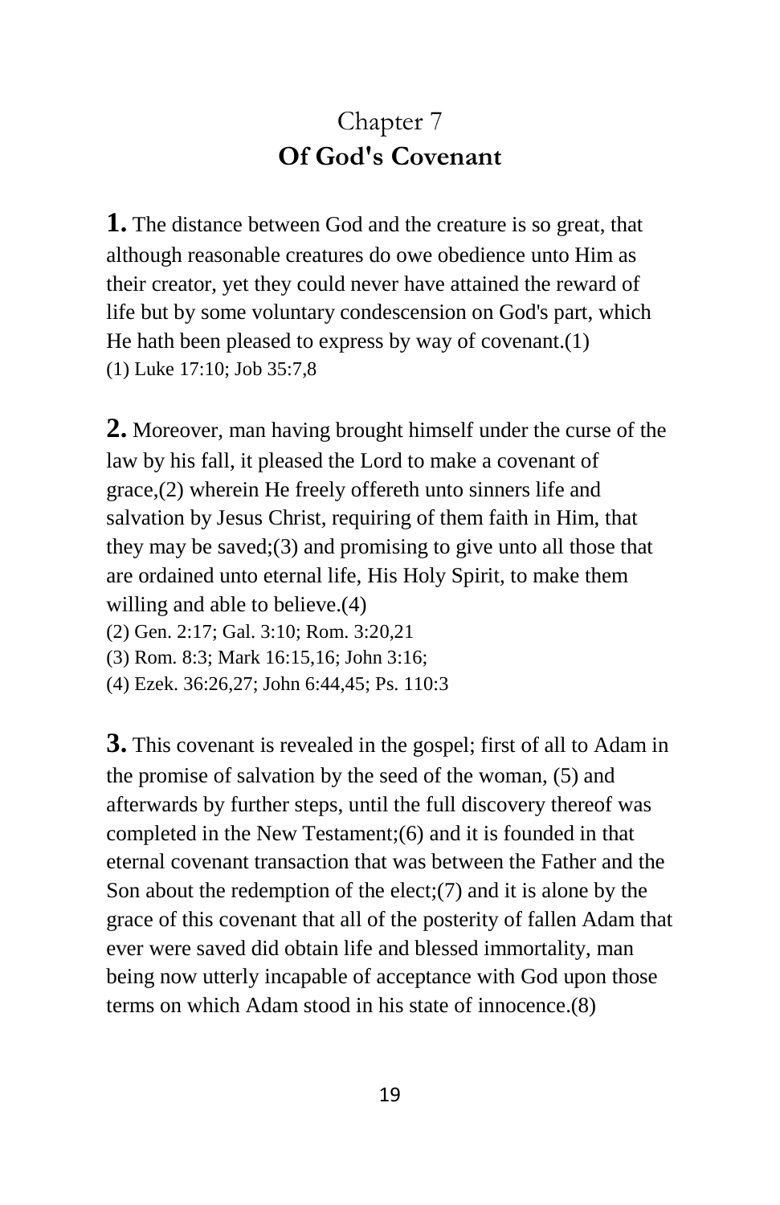## Chapter 7
## **Of God's Covenant**

**1.** The distance between God and the creature is so great, that although reasonable creatures do owe obedience unto Him as their creator, yet they could never have attained the reward of life but by some voluntary condescension on God's part, which He hath been pleased to express by way of covenant.(1)
(1) Luke 17:10; Job 35:7,8

**2.** Moreover, man having brought himself under the curse of the law by his fall, it pleased the Lord to make a covenant of grace,(2) wherein He freely offereth unto sinners life and salvation by Jesus Christ, requiring of them faith in Him, that they may be saved;(3) and promising to give unto all those that are ordained unto eternal life, His Holy Spirit, to make them willing and able to believe.(4)
(2) Gen. 2:17; Gal. 3:10; Rom. 3:20,21
(3) Rom. 8:3; Mark 16:15,16; John 3:16;
(4) Ezek. 36:26,27; John 6:44,45; Ps. 110:3

**3.** This covenant is revealed in the gospel; first of all to Adam in the promise of salvation by the seed of the woman, (5) and afterwards by further steps, until the full discovery thereof was completed in the New Testament;(6) and it is founded in that eternal covenant transaction that was between the Father and the Son about the redemption of the elect;(7) and it is alone by the grace of this covenant that all of the posterity of fallen Adam that ever were saved did obtain life and blessed immortality, man being now utterly incapable of acceptance with God upon those terms on which Adam stood in his state of innocence.(8)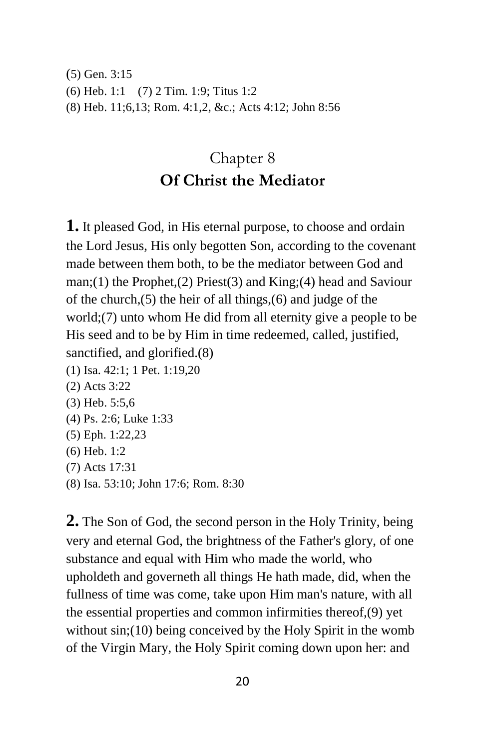(5) Gen. 3:15
(6) Heb. 1:1 (7) 2 Tim. 1:9; Titus 1:2
(8) Heb. 11;6,13; Rom. 4:1,2, &c.; Acts 4:12; John 8:56

## Chapter 8
## **Of Christ the Mediator**

**1.** It pleased God, in His eternal purpose, to choose and ordain the Lord Jesus, His only begotten Son, according to the covenant made between them both, to be the mediator between God and man;(1) the Prophet,(2) Priest(3) and King;(4) head and Saviour of the church,(5) the heir of all things,(6) and judge of the world;(7) unto whom He did from all eternity give a people to be His seed and to be by Him in time redeemed, called, justified, sanctified, and glorified.(8)

(1) Isa. 42:1; 1 Pet. 1:19,20
(2) Acts 3:22
(3) Heb. 5:5,6
(4) Ps. 2:6; Luke 1:33
(5) Eph. 1:22,23
(6) Heb. 1:2
(7) Acts 17:31
(8) Isa. 53:10; John 17:6; Rom. 8:30

**2.** The Son of God, the second person in the Holy Trinity, being very and eternal God, the brightness of the Father's glory, of one substance and equal with Him who made the world, who upholdeth and governeth all things He hath made, did, when the fullness of time was come, take upon Him man's nature, with all the essential properties and common infirmities thereof,(9) yet without sin;(10) being conceived by the Holy Spirit in the womb of the Virgin Mary, the Holy Spirit coming down upon her: and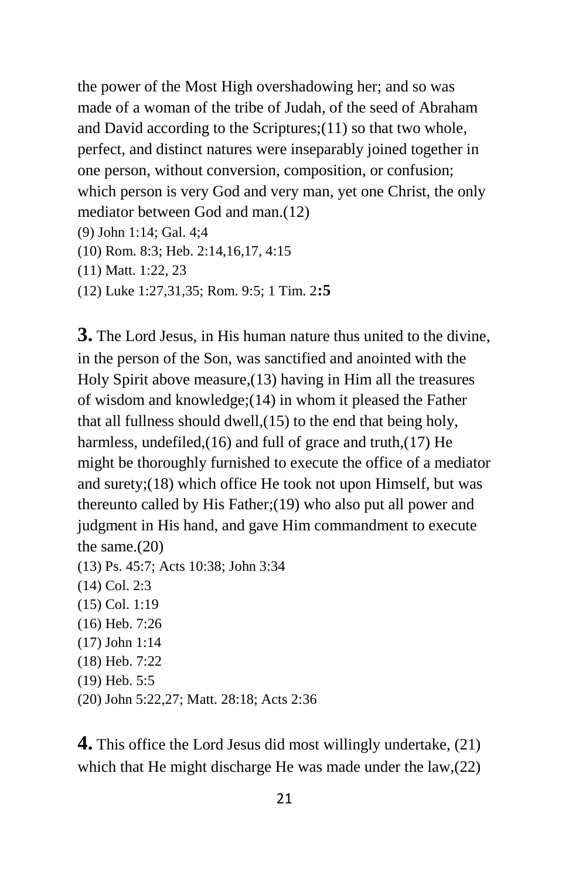the power of the Most High overshadowing her; and so was made of a woman of the tribe of Judah, of the seed of Abraham and David according to the Scriptures;(11) so that two whole, perfect, and distinct natures were inseparably joined together in one person, without conversion, composition, or confusion; which person is very God and very man, yet one Christ, the only mediator between God and man.(12)

(9) John 1:14; Gal. 4;4
(10) Rom. 8:3; Heb. 2:14,16,17, 4:15
(11) Matt. 1:22, 23
(12) Luke 1:27,31,35; Rom. 9:5; 1 Tim. 2**:5**

**3.** The Lord Jesus, in His human nature thus united to the divine, in the person of the Son, was sanctified and anointed with the Holy Spirit above measure,(13) having in Him all the treasures of wisdom and knowledge;(14) in whom it pleased the Father that all fullness should dwell,(15) to the end that being holy, harmless, undefiled,(16) and full of grace and truth,(17) He might be thoroughly furnished to execute the office of a mediator and surety;(18) which office He took not upon Himself, but was thereunto called by His Father;(19) who also put all power and judgment in His hand, and gave Him commandment to execute the same.(20)

(13) Ps. 45:7; Acts 10:38; John 3:34
(14) Col. 2:3
(15) Col. 1:19
(16) Heb. 7:26
(17) John 1:14
(18) Heb. 7:22
(19) Heb. 5:5
(20) John 5:22,27; Matt. 28:18; Acts 2:36

**4.** This office the Lord Jesus did most willingly undertake, (21) which that He might discharge He was made under the law,(22)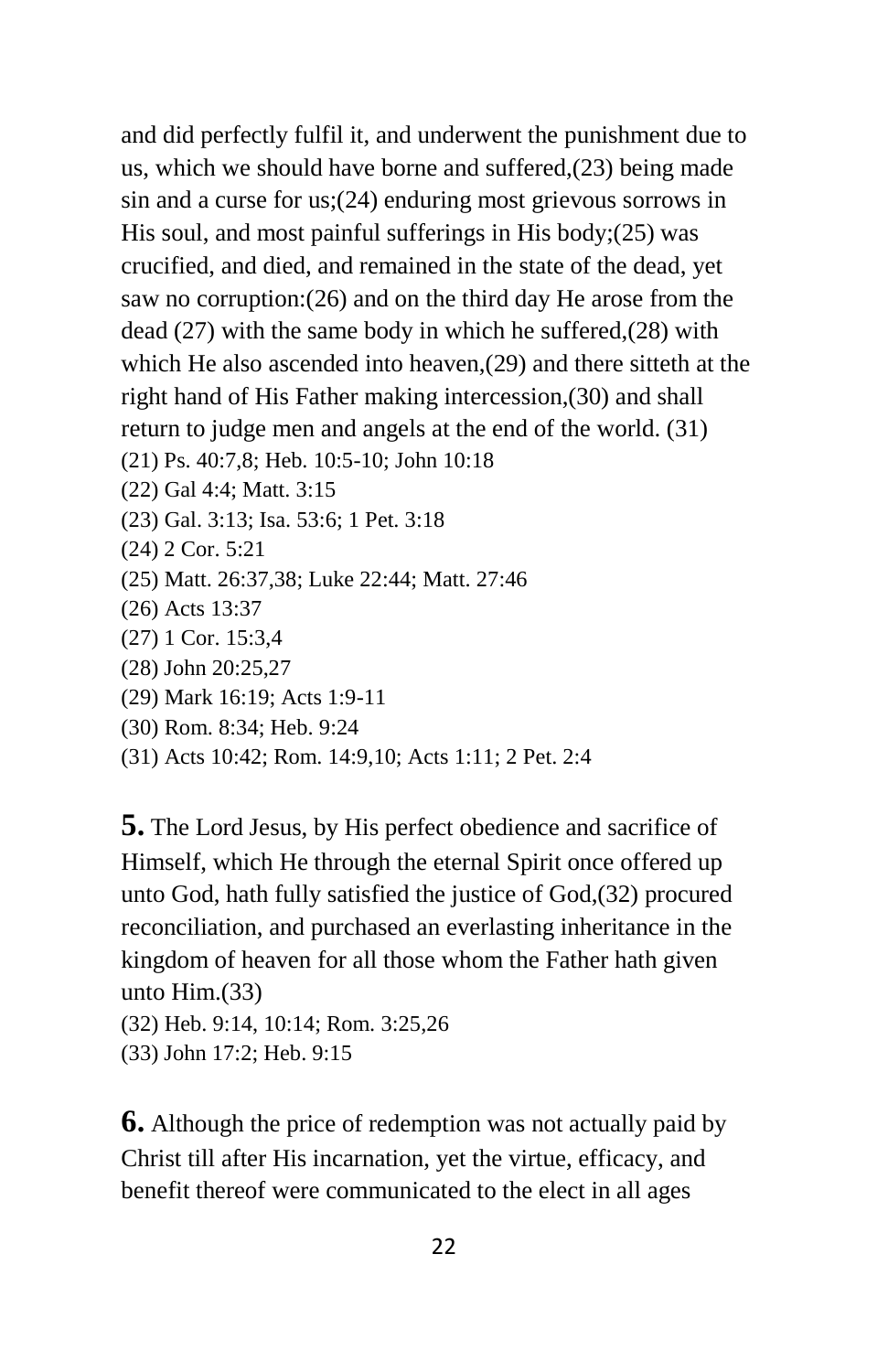and did perfectly fulfil it, and underwent the punishment due to us, which we should have borne and suffered,(23) being made sin and a curse for us;(24) enduring most grievous sorrows in His soul, and most painful sufferings in His body;(25) was crucified, and died, and remained in the state of the dead, yet saw no corruption:(26) and on the third day He arose from the dead (27) with the same body in which he suffered,(28) with which He also ascended into heaven,(29) and there sitteth at the right hand of His Father making intercession,(30) and shall return to judge men and angels at the end of the world. (31)

(21) Ps. 40:7,8; Heb. 10:5-10; John 10:18
(22) Gal 4:4; Matt. 3:15
(23) Gal. 3:13; Isa. 53:6; 1 Pet. 3:18
(24) 2 Cor. 5:21
(25) Matt. 26:37,38; Luke 22:44; Matt. 27:46
(26) Acts 13:37
(27) 1 Cor. 15:3,4
(28) John 20:25,27
(29) Mark 16:19; Acts 1:9-11
(30) Rom. 8:34; Heb. 9:24
(31) Acts 10:42; Rom. 14:9,10; Acts 1:11; 2 Pet. 2:4

**5.** The Lord Jesus, by His perfect obedience and sacrifice of Himself, which He through the eternal Spirit once offered up unto God, hath fully satisfied the justice of God,(32) procured reconciliation, and purchased an everlasting inheritance in the kingdom of heaven for all those whom the Father hath given unto Him.(33)

(32) Heb. 9:14, 10:14; Rom. 3:25,26
(33) John 17:2; Heb. 9:15

**6.** Although the price of redemption was not actually paid by Christ till after His incarnation, yet the virtue, efficacy, and benefit thereof were communicated to the elect in all ages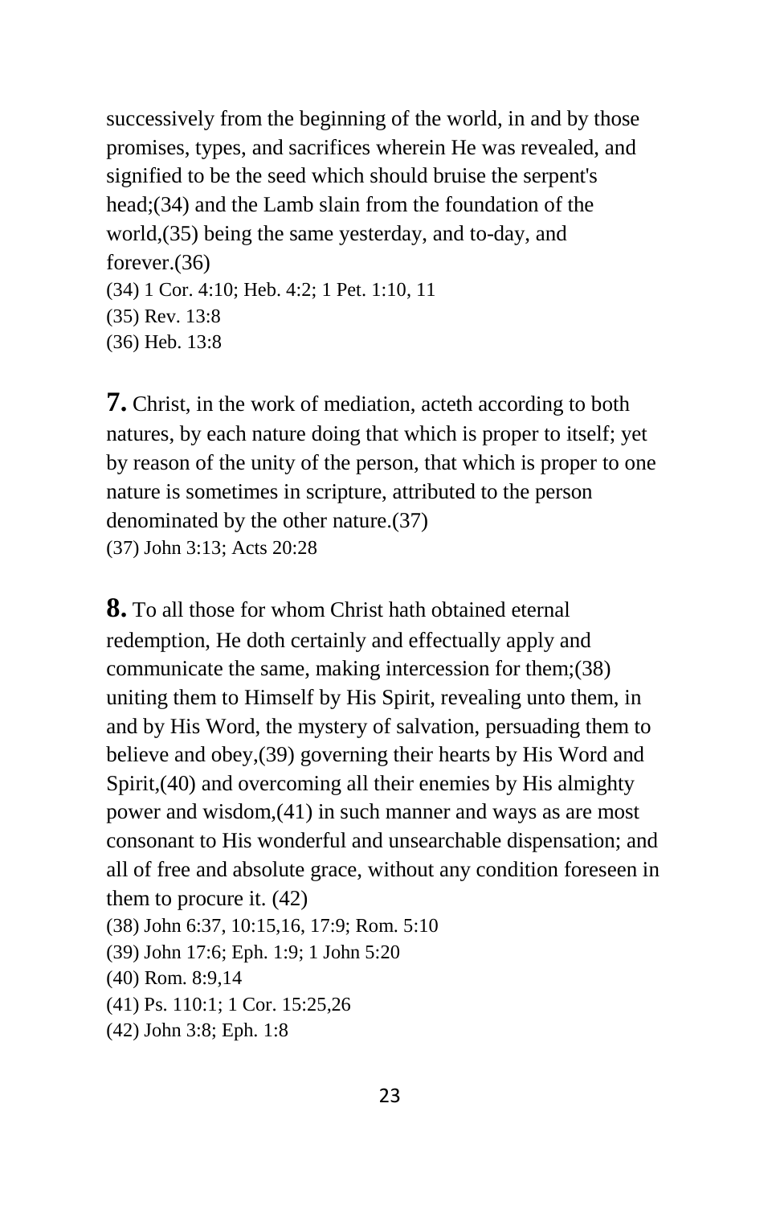successively from the beginning of the world, in and by those promises, types, and sacrifices wherein He was revealed, and signified to be the seed which should bruise the serpent's head;(34) and the Lamb slain from the foundation of the world,(35) being the same yesterday, and to-day, and forever.(36)

(34) 1 Cor. 4:10; Heb. 4:2; 1 Pet. 1:10, 11
(35) Rev. 13:8
(36) Heb. 13:8

**7.** Christ, in the work of mediation, acteth according to both natures, by each nature doing that which is proper to itself; yet by reason of the unity of the person, that which is proper to one nature is sometimes in scripture, attributed to the person denominated by the other nature.(37)

(37) John 3:13; Acts 20:28

**8.** To all those for whom Christ hath obtained eternal redemption, He doth certainly and effectually apply and communicate the same, making intercession for them;(38) uniting them to Himself by His Spirit, revealing unto them, in and by His Word, the mystery of salvation, persuading them to believe and obey,(39) governing their hearts by His Word and Spirit,(40) and overcoming all their enemies by His almighty power and wisdom,(41) in such manner and ways as are most consonant to His wonderful and unsearchable dispensation; and all of free and absolute grace, without any condition foreseen in them to procure it. (42)

(38) John 6:37, 10:15,16, 17:9; Rom. 5:10
(39) John 17:6; Eph. 1:9; 1 John 5:20
(40) Rom. 8:9,14
(41) Ps. 110:1; 1 Cor. 15:25,26
(42) John 3:8; Eph. 1:8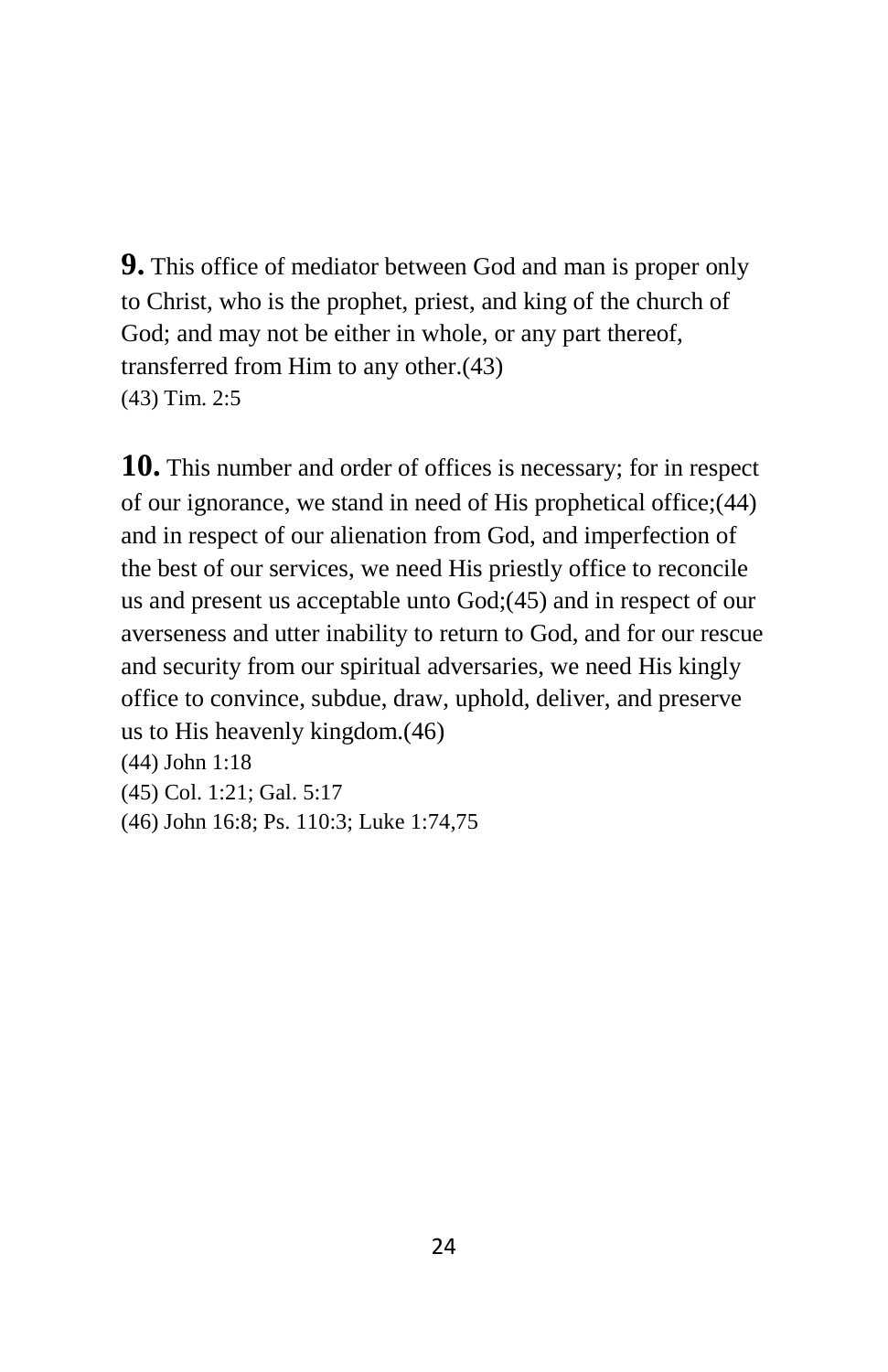**9.** This office of mediator between God and man is proper only to Christ, who is the prophet, priest, and king of the church of God; and may not be either in whole, or any part thereof, transferred from Him to any other.(43)

(43) Tim. 2:5

**10.** This number and order of offices is necessary; for in respect of our ignorance, we stand in need of His prophetical office;(44) and in respect of our alienation from God, and imperfection of the best of our services, we need His priestly office to reconcile us and present us acceptable unto God;(45) and in respect of our averseness and utter inability to return to God, and for our rescue and security from our spiritual adversaries, we need His kingly office to convince, subdue, draw, uphold, deliver, and preserve us to His heavenly kingdom.(46)

(44) John 1:18

(45) Col. 1:21; Gal. 5:17

(46) John 16:8; Ps. 110:3; Luke 1:74,75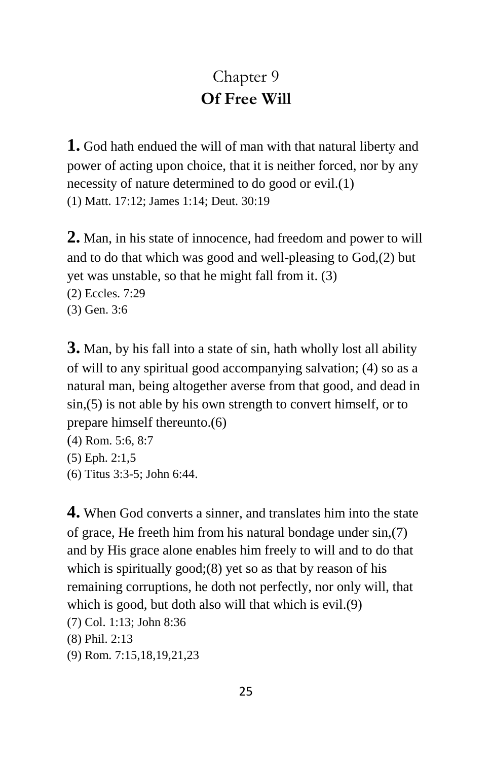# Chapter 9
## Of Free Will

**1.** God hath endued the will of man with that natural liberty and power of acting upon choice, that it is neither forced, nor by any necessity of nature determined to do good or evil.(1)
(1) Matt. 17:12; James 1:14; Deut. 30:19

**2.** Man, in his state of innocence, had freedom and power to will and to do that which was good and well-pleasing to God,(2) but yet was unstable, so that he might fall from it. (3)
(2) Eccles. 7:29
(3) Gen. 3:6

**3.** Man, by his fall into a state of sin, hath wholly lost all ability of will to any spiritual good accompanying salvation; (4) so as a natural man, being altogether averse from that good, and dead in sin,(5) is not able by his own strength to convert himself, or to prepare himself thereunto.(6)
(4) Rom. 5:6, 8:7
(5) Eph. 2:1,5
(6) Titus 3:3-5; John 6:44.

**4.** When God converts a sinner, and translates him into the state of grace, He freeth him from his natural bondage under sin,(7) and by His grace alone enables him freely to will and to do that which is spiritually good;(8) yet so as that by reason of his remaining corruptions, he doth not perfectly, nor only will, that which is good, but doth also will that which is evil.(9)
(7) Col. 1:13; John 8:36
(8) Phil. 2:13
(9) Rom. 7:15,18,19,21,23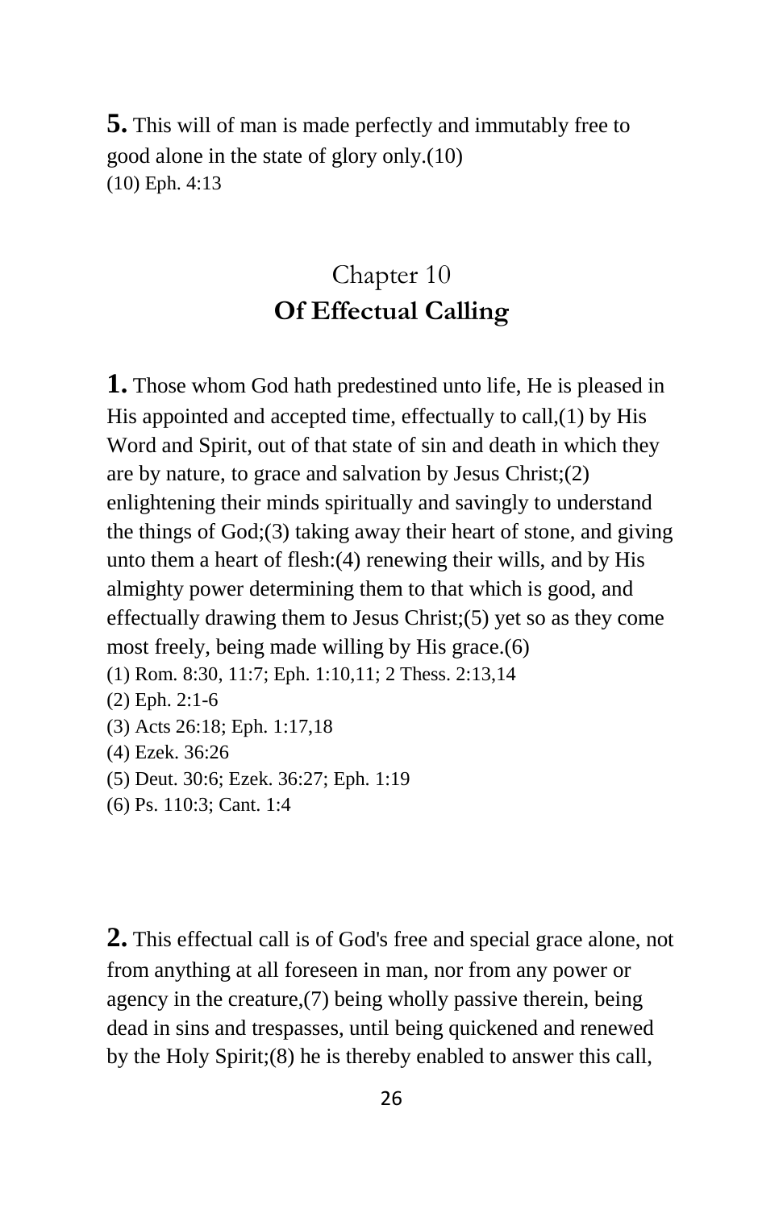**5.** This will of man is made perfectly and immutably free to good alone in the state of glory only.(10)
(10) Eph. 4:13

## Chapter 10
## **Of Effectual Calling**

**1.** Those whom God hath predestined unto life, He is pleased in His appointed and accepted time, effectually to call,(1) by His Word and Spirit, out of that state of sin and death in which they are by nature, to grace and salvation by Jesus Christ;(2) enlightening their minds spiritually and savingly to understand the things of God;(3) taking away their heart of stone, and giving unto them a heart of flesh:(4) renewing their wills, and by His almighty power determining them to that which is good, and effectually drawing them to Jesus Christ;(5) yet so as they come most freely, being made willing by His grace.(6)
(1) Rom. 8:30, 11:7; Eph. 1:10,11; 2 Thess. 2:13,14
(2) Eph. 2:1-6
(3) Acts 26:18; Eph. 1:17,18
(4) Ezek. 36:26
(5) Deut. 30:6; Ezek. 36:27; Eph. 1:19
(6) Ps. 110:3; Cant. 1:4

**2.** This effectual call is of God's free and special grace alone, not from anything at all foreseen in man, nor from any power or agency in the creature,(7) being wholly passive therein, being dead in sins and trespasses, until being quickened and renewed by the Holy Spirit;(8) he is thereby enabled to answer this call,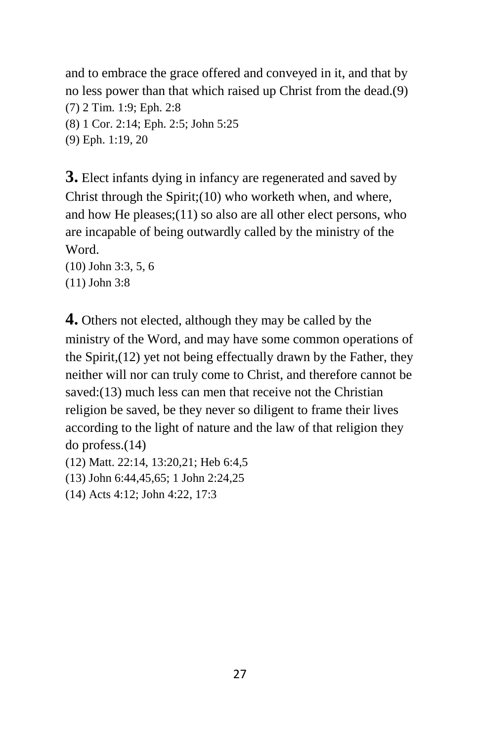and to embrace the grace offered and conveyed in it, and that by no less power than that which raised up Christ from the dead.(9)

(7) 2 Tim. 1:9; Eph. 2:8

(8) 1 Cor. 2:14; Eph. 2:5; John 5:25

(9) Eph. 1:19, 20

**3.** Elect infants dying in infancy are regenerated and saved by Christ through the Spirit;(10) who worketh when, and where, and how He pleases;(11) so also are all other elect persons, who are incapable of being outwardly called by the ministry of the Word.

(10) John 3:3, 5, 6

(11) John 3:8

**4.** Others not elected, although they may be called by the ministry of the Word, and may have some common operations of the Spirit,(12) yet not being effectually drawn by the Father, they neither will nor can truly come to Christ, and therefore cannot be saved:(13) much less can men that receive not the Christian religion be saved, be they never so diligent to frame their lives according to the light of nature and the law of that religion they do profess.(14)

(12) Matt. 22:14, 13:20,21; Heb 6:4,5

(13) John 6:44,45,65; 1 John 2:24,25

(14) Acts 4:12; John 4:22, 17:3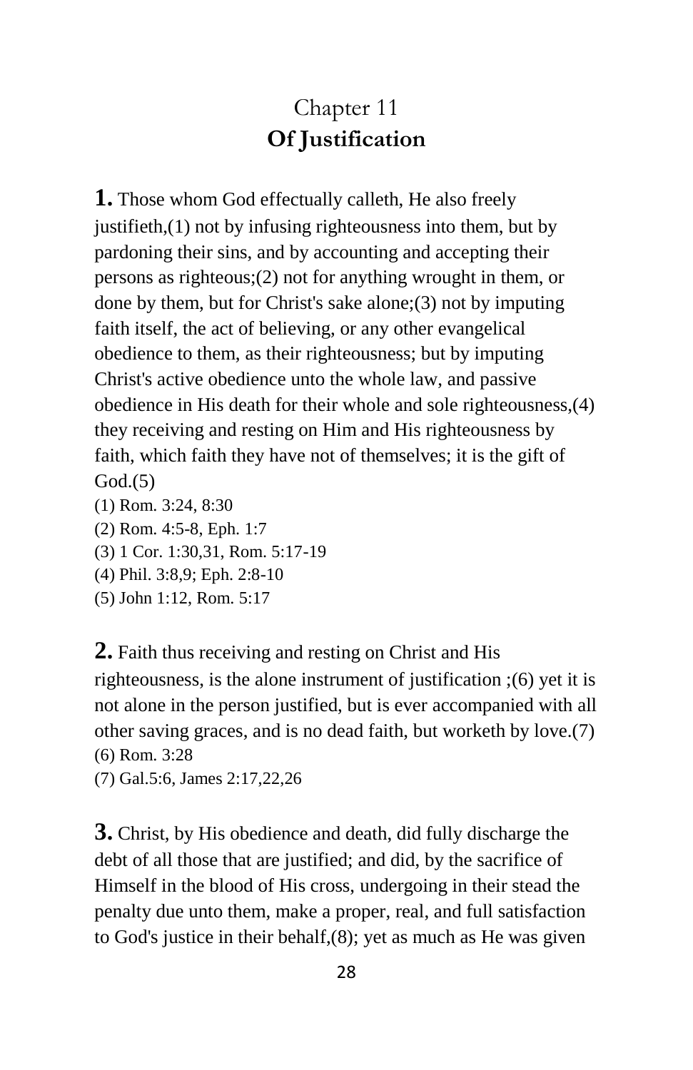# Chapter 11
## Of Justification

**1.** Those whom God effectually calleth, He also freely justifieth,(1) not by infusing righteousness into them, but by pardoning their sins, and by accounting and accepting their persons as righteous;(2) not for anything wrought in them, or done by them, but for Christ's sake alone;(3) not by imputing faith itself, the act of believing, or any other evangelical obedience to them, as their righteousness; but by imputing Christ's active obedience unto the whole law, and passive obedience in His death for their whole and sole righteousness,(4) they receiving and resting on Him and His righteousness by faith, which faith they have not of themselves; it is the gift of God.(5)

(1) Rom. 3:24, 8:30
(2) Rom. 4:5-8, Eph. 1:7
(3) 1 Cor. 1:30,31, Rom. 5:17-19
(4) Phil. 3:8,9; Eph. 2:8-10
(5) John 1:12, Rom. 5:17

**2.** Faith thus receiving and resting on Christ and His righteousness, is the alone instrument of justification ;(6) yet it is not alone in the person justified, but is ever accompanied with all other saving graces, and is no dead faith, but worketh by love.(7)

(6) Rom. 3:28
(7) Gal.5:6, James 2:17,22,26

**3.** Christ, by His obedience and death, did fully discharge the debt of all those that are justified; and did, by the sacrifice of Himself in the blood of His cross, undergoing in their stead the penalty due unto them, make a proper, real, and full satisfaction to God's justice in their behalf,(8); yet as much as He was given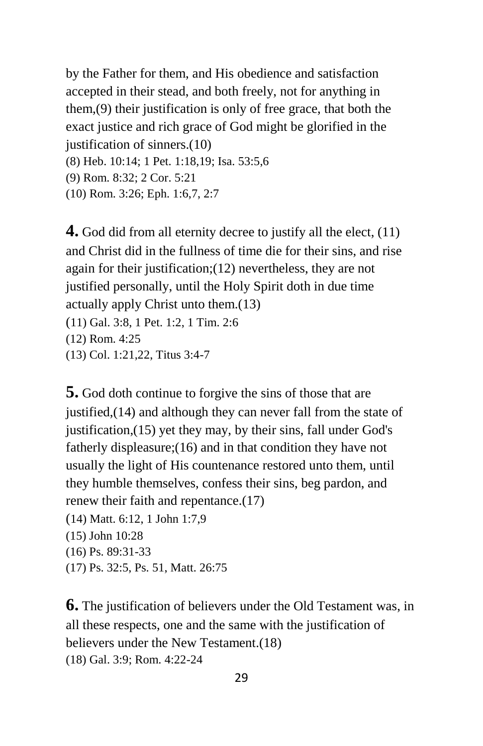by the Father for them, and His obedience and satisfaction accepted in their stead, and both freely, not for anything in them,(9) their justification is only of free grace, that both the exact justice and rich grace of God might be glorified in the justification of sinners.(10)

(8) Heb. 10:14; 1 Pet. 1:18,19; Isa. 53:5,6
(9) Rom. 8:32; 2 Cor. 5:21
(10) Rom. 3:26; Eph. 1:6,7, 2:7

**4.** God did from all eternity decree to justify all the elect, (11) and Christ did in the fullness of time die for their sins, and rise again for their justification;(12) nevertheless, they are not justified personally, until the Holy Spirit doth in due time actually apply Christ unto them.(13)

(11) Gal. 3:8, 1 Pet. 1:2, 1 Tim. 2:6
(12) Rom. 4:25
(13) Col. 1:21,22, Titus 3:4-7

**5.** God doth continue to forgive the sins of those that are justified,(14) and although they can never fall from the state of justification,(15) yet they may, by their sins, fall under God's fatherly displeasure;(16) and in that condition they have not usually the light of His countenance restored unto them, until they humble themselves, confess their sins, beg pardon, and renew their faith and repentance.(17)

(14) Matt. 6:12, 1 John 1:7,9
(15) John 10:28
(16) Ps. 89:31-33
(17) Ps. 32:5, Ps. 51, Matt. 26:75

**6.** The justification of believers under the Old Testament was, in all these respects, one and the same with the justification of believers under the New Testament.(18)

(18) Gal. 3:9; Rom. 4:22-24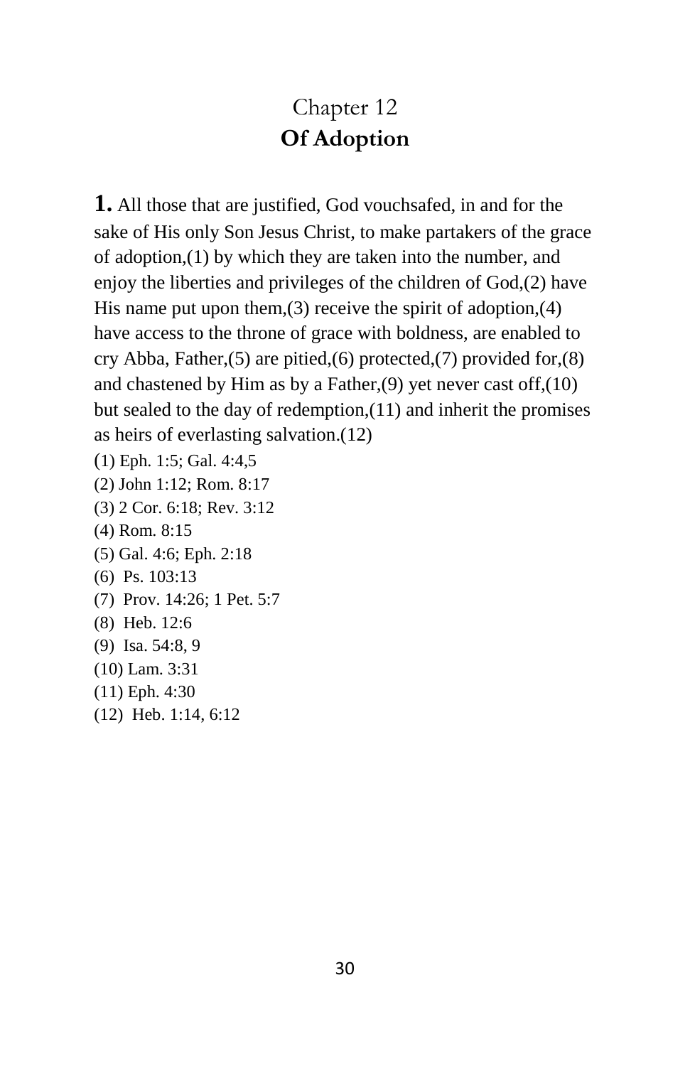# Chapter 12
## Of Adoption

**1.** All those that are justified, God vouchsafed, in and for the sake of His only Son Jesus Christ, to make partakers of the grace of adoption,(1) by which they are taken into the number, and enjoy the liberties and privileges of the children of God,(2) have His name put upon them,(3) receive the spirit of adoption,(4) have access to the throne of grace with boldness, are enabled to cry Abba, Father,(5) are pitied,(6) protected,(7) provided for,(8) and chastened by Him as by a Father,(9) yet never cast off,(10) but sealed to the day of redemption,(11) and inherit the promises as heirs of everlasting salvation.(12)

(1) Eph. 1:5; Gal. 4:4,5
(2) John 1:12; Rom. 8:17
(3) 2 Cor. 6:18; Rev. 3:12
(4) Rom. 8:15
(5) Gal. 4:6; Eph. 2:18
(6) Ps. 103:13
(7) Prov. 14:26; 1 Pet. 5:7
(8) Heb. 12:6
(9) Isa. 54:8, 9
(10) Lam. 3:31
(11) Eph. 4:30
(12) Heb. 1:14, 6:12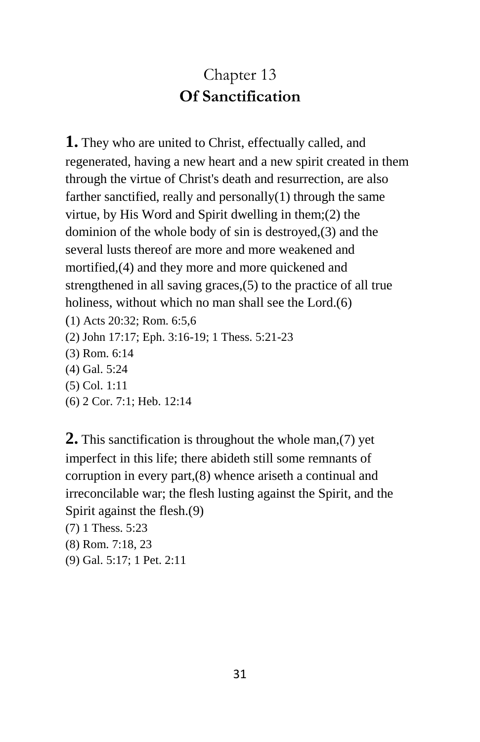## Chapter 13
## **Of Sanctification**

**1.** They who are united to Christ, effectually called, and regenerated, having a new heart and a new spirit created in them through the virtue of Christ's death and resurrection, are also farther sanctified, really and personally(1) through the same virtue, by His Word and Spirit dwelling in them;(2) the dominion of the whole body of sin is destroyed,(3) and the several lusts thereof are more and more weakened and mortified,(4) and they more and more quickened and strengthened in all saving graces,(5) to the practice of all true holiness, without which no man shall see the Lord.(6)

(1) Acts 20:32; Rom. 6:5,6
(2) John 17:17; Eph. 3:16-19; 1 Thess. 5:21-23
(3) Rom. 6:14
(4) Gal. 5:24
(5) Col. 1:11
(6) 2 Cor. 7:1; Heb. 12:14

**2.** This sanctification is throughout the whole man,(7) yet imperfect in this life; there abideth still some remnants of corruption in every part,(8) whence ariseth a continual and irreconcilable war; the flesh lusting against the Spirit, and the Spirit against the flesh.(9)

(7) 1 Thess. 5:23
(8) Rom. 7:18, 23
(9) Gal. 5:17; 1 Pet. 2:11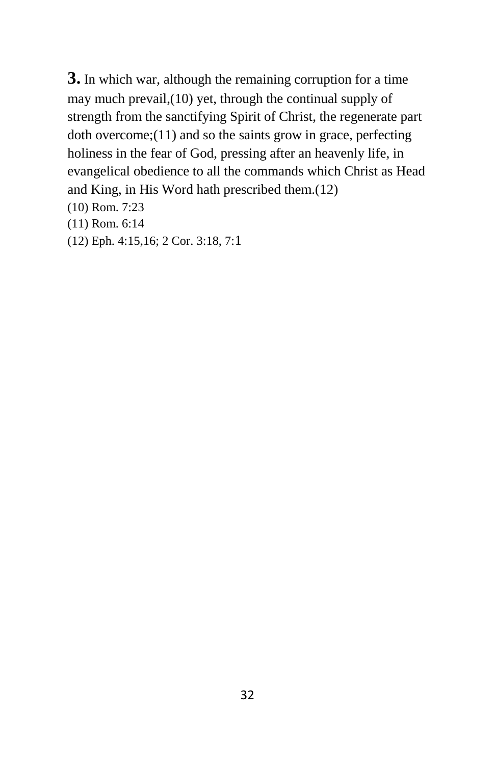**3.** In which war, although the remaining corruption for a time may much prevail,(10) yet, through the continual supply of strength from the sanctifying Spirit of Christ, the regenerate part doth overcome;(11) and so the saints grow in grace, perfecting holiness in the fear of God, pressing after an heavenly life, in evangelical obedience to all the commands which Christ as Head and King, in His Word hath prescribed them.(12)

(10) Rom. 7:23

(11) Rom. 6:14

(12) Eph. 4:15,16; 2 Cor. 3:18, 7:1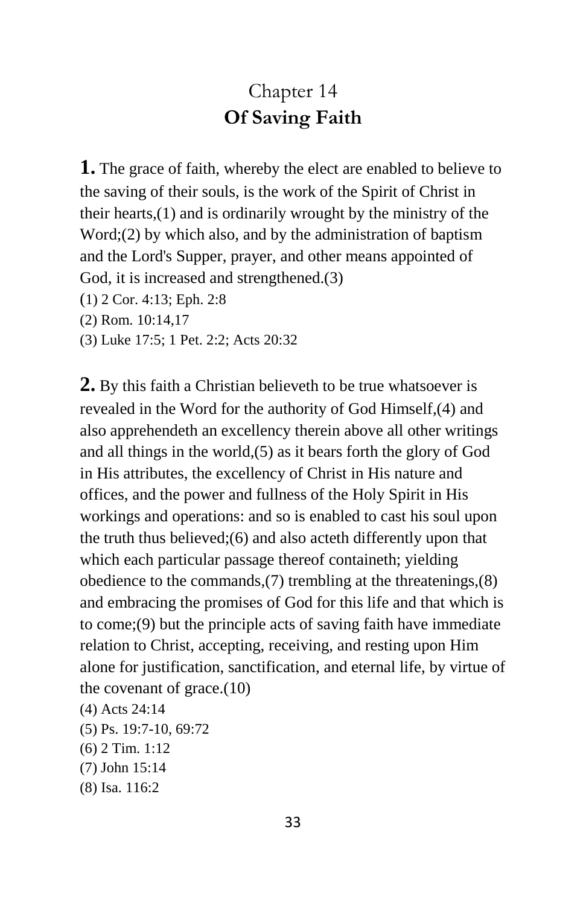Chapter 14
# Of Saving Faith

**1.** The grace of faith, whereby the elect are enabled to believe to the saving of their souls, is the work of the Spirit of Christ in their hearts,(1) and is ordinarily wrought by the ministry of the Word;(2) by which also, and by the administration of baptism and the Lord's Supper, prayer, and other means appointed of God, it is increased and strengthened.(3)

(1) 2 Cor. 4:13; Eph. 2:8
(2) Rom. 10:14,17
(3) Luke 17:5; 1 Pet. 2:2; Acts 20:32

**2.** By this faith a Christian believeth to be true whatsoever is revealed in the Word for the authority of God Himself,(4) and also apprehendeth an excellency therein above all other writings and all things in the world,(5) as it bears forth the glory of God in His attributes, the excellency of Christ in His nature and offices, and the power and fullness of the Holy Spirit in His workings and operations: and so is enabled to cast his soul upon the truth thus believed;(6) and also acteth differently upon that which each particular passage thereof containeth; yielding obedience to the commands,(7) trembling at the threatenings,(8) and embracing the promises of God for this life and that which is to come;(9) but the principle acts of saving faith have immediate relation to Christ, accepting, receiving, and resting upon Him alone for justification, sanctification, and eternal life, by virtue of the covenant of grace.(10)

(4) Acts 24:14
(5) Ps. 19:7-10, 69:72
(6) 2 Tim. 1:12
(7) John 15:14
(8) Isa. 116:2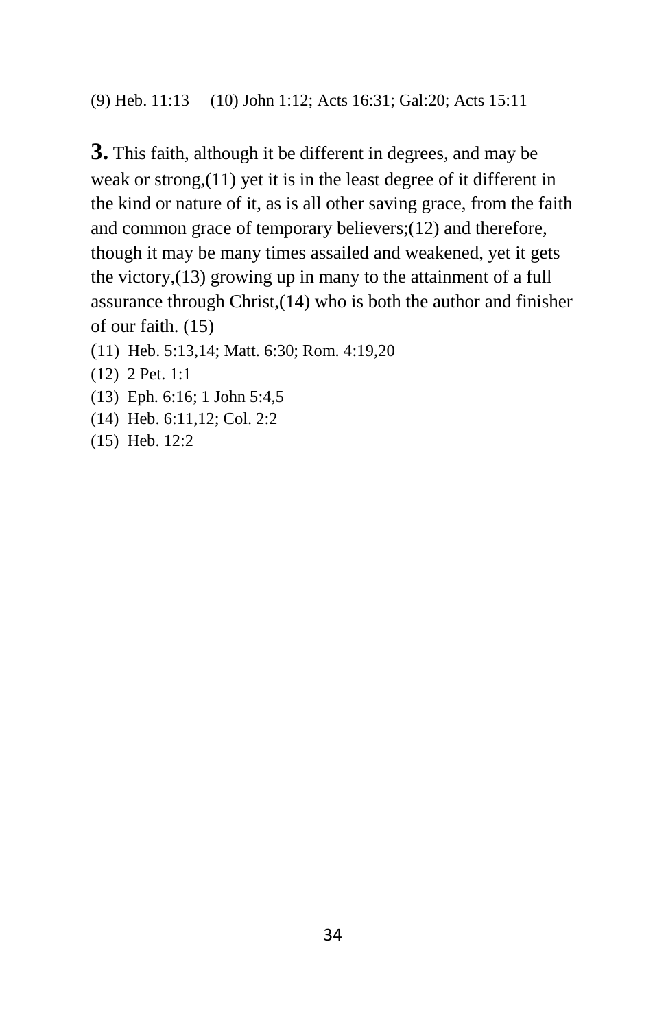(9) Heb. 11:13 (10) John 1:12; Acts 16:31; Gal:20; Acts 15:11

**3.** This faith, although it be different in degrees, and may be weak or strong,(11) yet it is in the least degree of it different in the kind or nature of it, as is all other saving grace, from the faith and common grace of temporary believers;(12) and therefore, though it may be many times assailed and weakened, yet it gets the victory,(13) growing up in many to the attainment of a full assurance through Christ,(14) who is both the author and finisher of our faith. (15)

(11) Heb. 5:13,14; Matt. 6:30; Rom. 4:19,20

(12) 2 Pet. 1:1

(13) Eph. 6:16; 1 John 5:4,5

(14) Heb. 6:11,12; Col. 2:2

(15) Heb. 12:2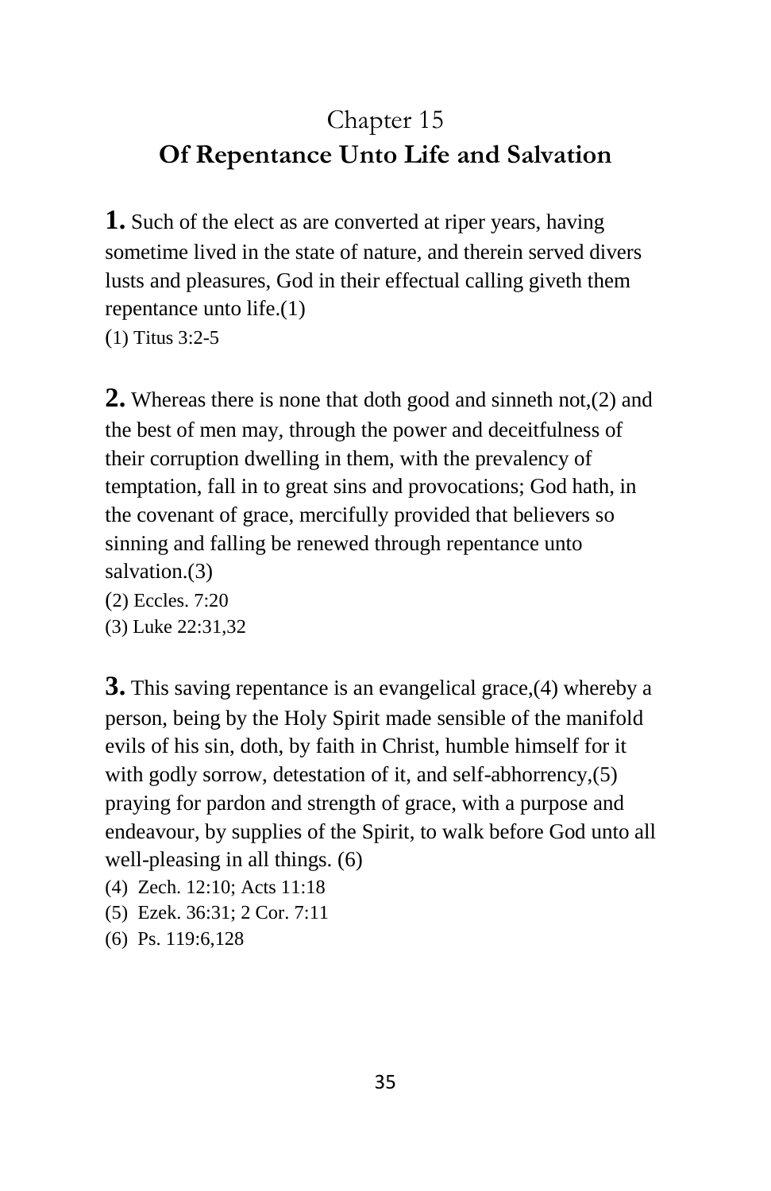# Chapter 15
## Of Repentance Unto Life and Salvation

**1.** Such of the elect as are converted at riper years, having sometime lived in the state of nature, and therein served divers lusts and pleasures, God in their effectual calling giveth them repentance unto life.(1)

(1) Titus 3:2-5

**2.** Whereas there is none that doth good and sinneth not,(2) and the best of men may, through the power and deceitfulness of their corruption dwelling in them, with the prevalency of temptation, fall in to great sins and provocations; God hath, in the covenant of grace, mercifully provided that believers so sinning and falling be renewed through repentance unto salvation.(3)

(2) Eccles. 7:20
(3) Luke 22:31,32

**3.** This saving repentance is an evangelical grace,(4) whereby a person, being by the Holy Spirit made sensible of the manifold evils of his sin, doth, by faith in Christ, humble himself for it with godly sorrow, detestation of it, and self-abhorrency,(5) praying for pardon and strength of grace, with a purpose and endeavour, by supplies of the Spirit, to walk before God unto all well-pleasing in all things. (6)

(4) Zech. 12:10; Acts 11:18
(5) Ezek. 36:31; 2 Cor. 7:11
(6) Ps. 119:6,128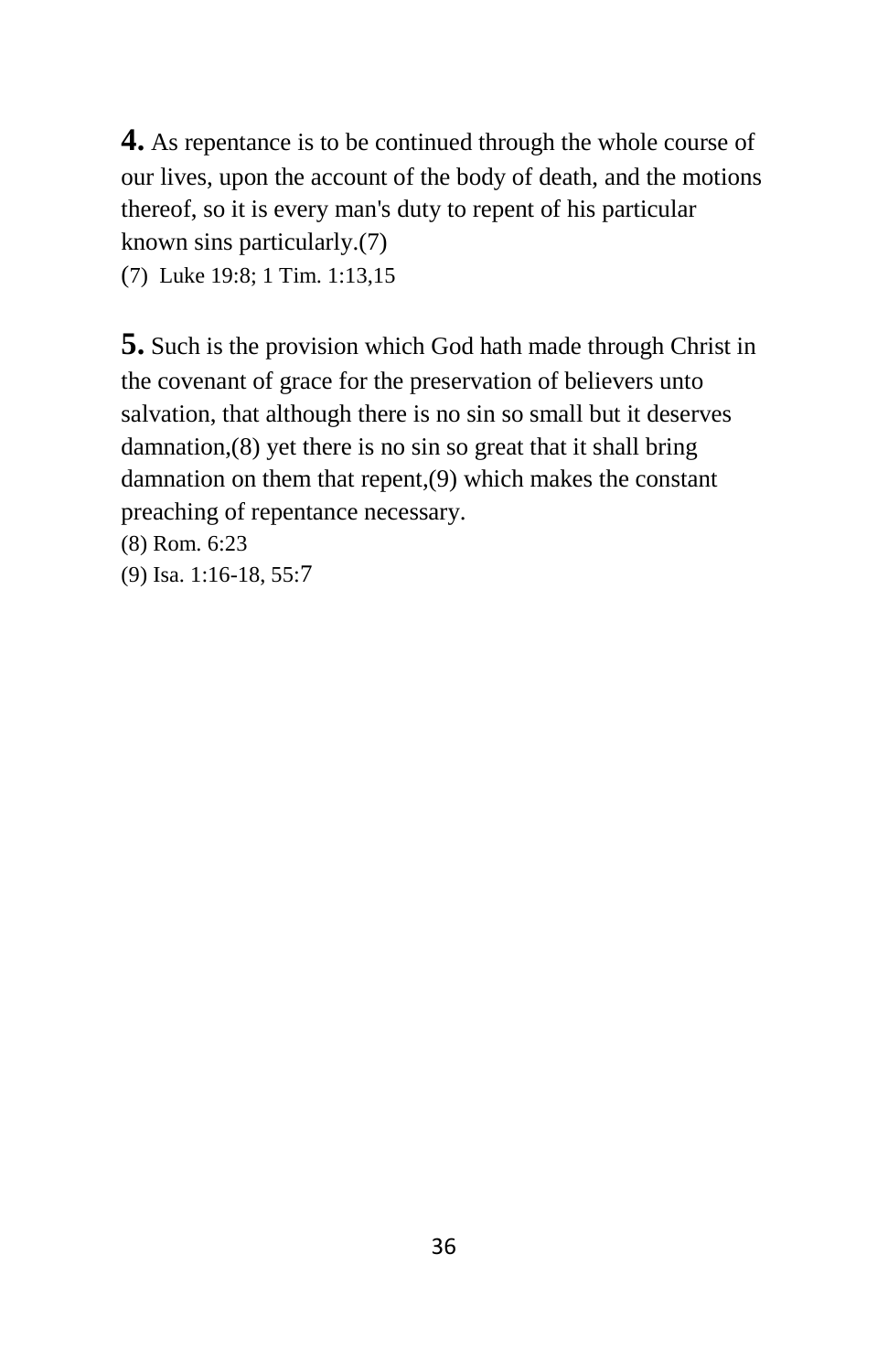**4.** As repentance is to be continued through the whole course of our lives, upon the account of the body of death, and the motions thereof, so it is every man's duty to repent of his particular known sins particularly.(7)

(7) Luke 19:8; 1 Tim. 1:13,15

**5.** Such is the provision which God hath made through Christ in the covenant of grace for the preservation of believers unto salvation, that although there is no sin so small but it deserves damnation,(8) yet there is no sin so great that it shall bring damnation on them that repent,(9) which makes the constant preaching of repentance necessary.

(8) Rom. 6:23

(9) Isa. 1:16-18, 55:7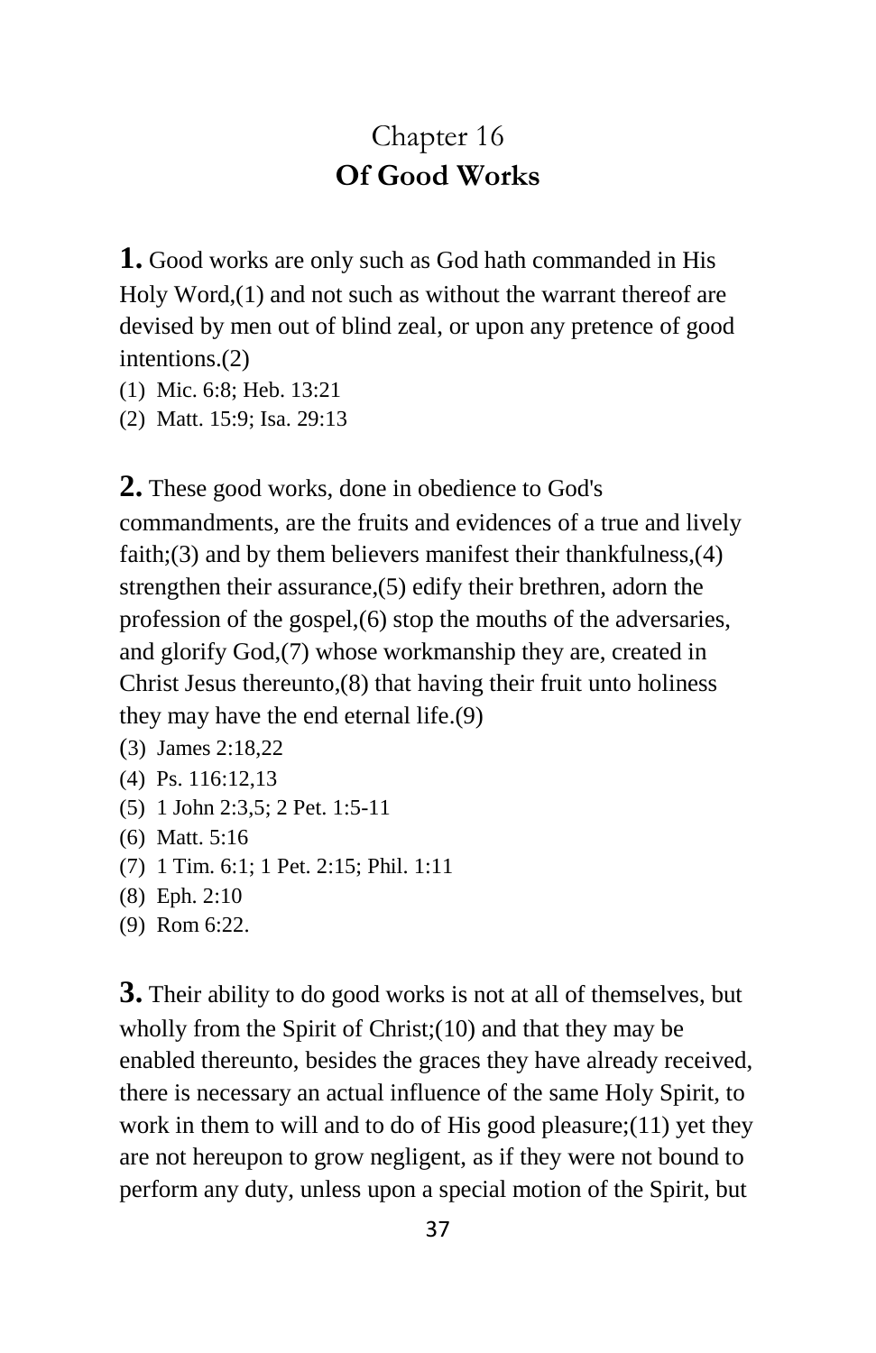# Chapter 16
## Of Good Works

**1.** Good works are only such as God hath commanded in His Holy Word,(1) and not such as without the warrant thereof are devised by men out of blind zeal, or upon any pretence of good intentions.(2)

(1) Mic. 6:8; Heb. 13:21
(2) Matt. 15:9; Isa. 29:13

**2.** These good works, done in obedience to God's commandments, are the fruits and evidences of a true and lively faith;(3) and by them believers manifest their thankfulness,(4) strengthen their assurance,(5) edify their brethren, adorn the profession of the gospel,(6) stop the mouths of the adversaries, and glorify God,(7) whose workmanship they are, created in Christ Jesus thereunto,(8) that having their fruit unto holiness they may have the end eternal life.(9)

(3) James 2:18,22
(4) Ps. 116:12,13
(5) 1 John 2:3,5; 2 Pet. 1:5-11
(6) Matt. 5:16
(7) 1 Tim. 6:1; 1 Pet. 2:15; Phil. 1:11
(8) Eph. 2:10
(9) Rom 6:22.

**3.** Their ability to do good works is not at all of themselves, but wholly from the Spirit of Christ;(10) and that they may be enabled thereunto, besides the graces they have already received, there is necessary an actual influence of the same Holy Spirit, to work in them to will and to do of His good pleasure;(11) yet they are not hereupon to grow negligent, as if they were not bound to perform any duty, unless upon a special motion of the Spirit, but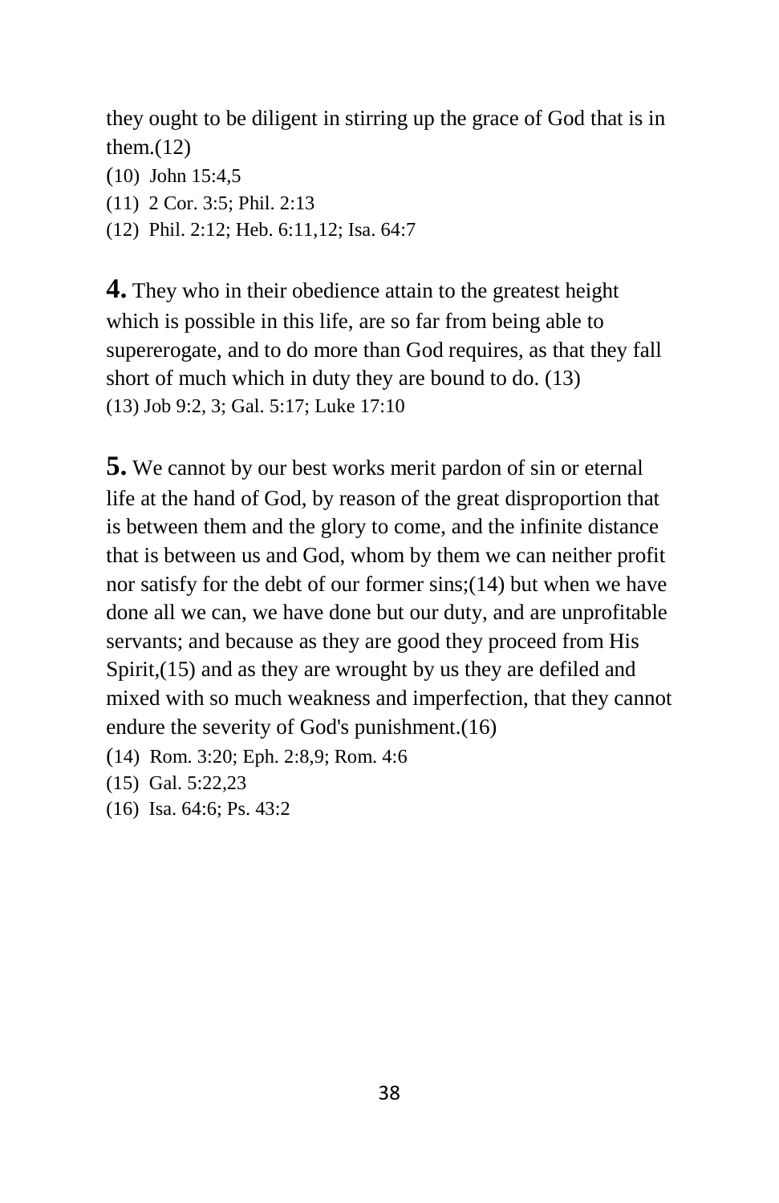they ought to be diligent in stirring up the grace of God that is in them.(12)

(10) John 15:4,5

(11) 2 Cor. 3:5; Phil. 2:13

(12) Phil. 2:12; Heb. 6:11,12; Isa. 64:7

**4.** They who in their obedience attain to the greatest height which is possible in this life, are so far from being able to supererogate, and to do more than God requires, as that they fall short of much which in duty they are bound to do. (13)

(13) Job 9:2, 3; Gal. 5:17; Luke 17:10

**5.** We cannot by our best works merit pardon of sin or eternal life at the hand of God, by reason of the great disproportion that is between them and the glory to come, and the infinite distance that is between us and God, whom by them we can neither profit nor satisfy for the debt of our former sins;(14) but when we have done all we can, we have done but our duty, and are unprofitable servants; and because as they are good they proceed from His Spirit,(15) and as they are wrought by us they are defiled and mixed with so much weakness and imperfection, that they cannot endure the severity of God's punishment.(16)

(14) Rom. 3:20; Eph. 2:8,9; Rom. 4:6

(15) Gal. 5:22,23

(16) Isa. 64:6; Ps. 43:2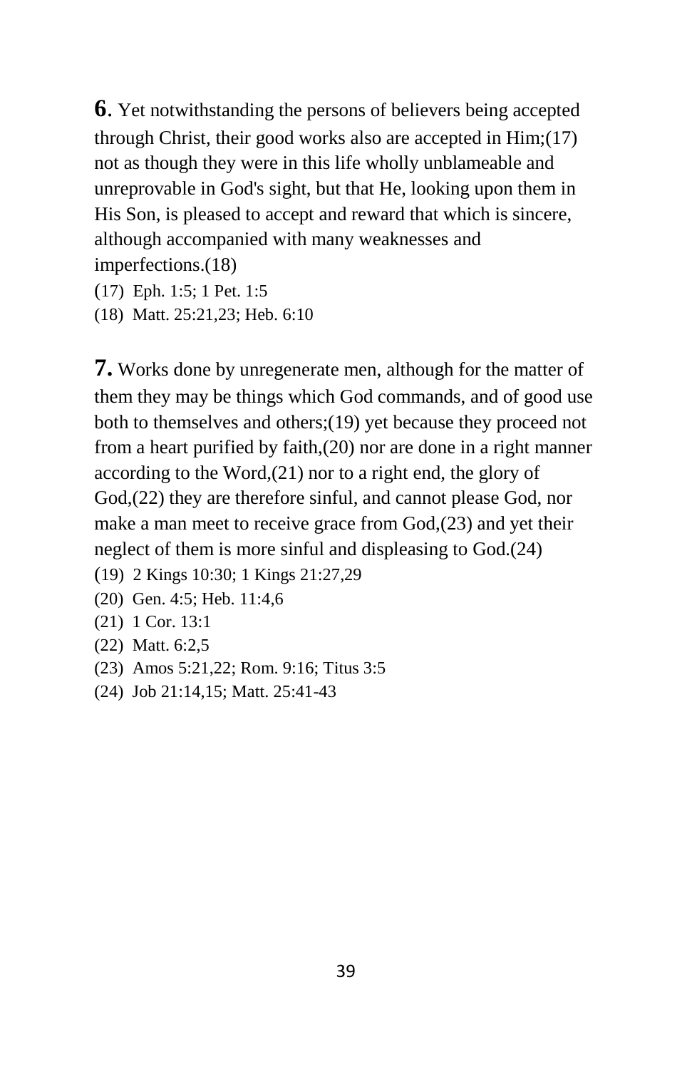**6**. Yet notwithstanding the persons of believers being accepted through Christ, their good works also are accepted in Him;(17) not as though they were in this life wholly unblameable and unreprovable in God's sight, but that He, looking upon them in His Son, is pleased to accept and reward that which is sincere, although accompanied with many weaknesses and imperfections.(18)

(17) Eph. 1:5; 1 Pet. 1:5

(18) Matt. 25:21,23; Heb. 6:10

**7.** Works done by unregenerate men, although for the matter of them they may be things which God commands, and of good use both to themselves and others;(19) yet because they proceed not from a heart purified by faith,(20) nor are done in a right manner according to the Word,(21) nor to a right end, the glory of God,(22) they are therefore sinful, and cannot please God, nor make a man meet to receive grace from God,(23) and yet their neglect of them is more sinful and displeasing to God.(24)

(19) 2 Kings 10:30; 1 Kings 21:27,29

(20) Gen. 4:5; Heb. 11:4,6

(21) 1 Cor. 13:1

(22) Matt. 6:2,5

(23) Amos 5:21,22; Rom. 9:16; Titus 3:5

(24) Job 21:14,15; Matt. 25:41-43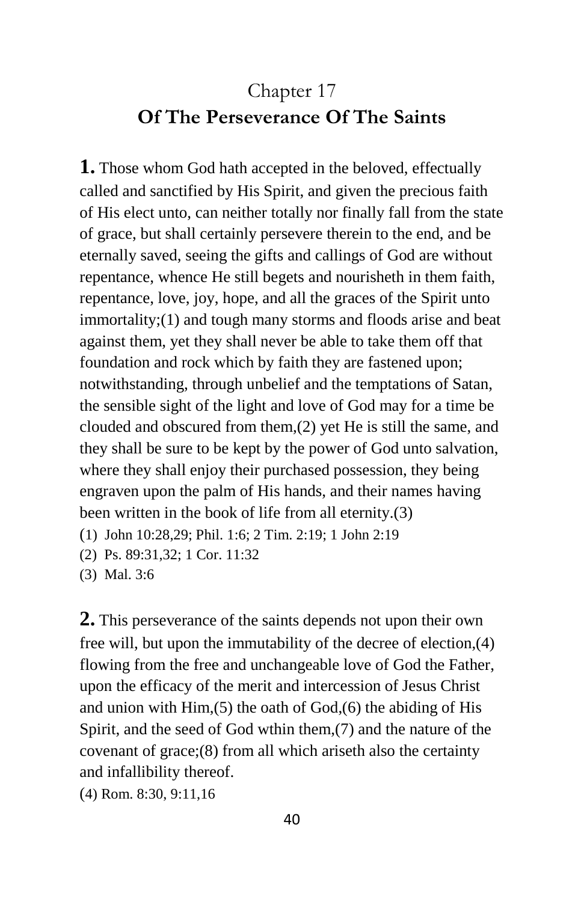# Chapter 17
## Of The Perseverance Of The Saints

**1.** Those whom God hath accepted in the beloved, effectually called and sanctified by His Spirit, and given the precious faith of His elect unto, can neither totally nor finally fall from the state of grace, but shall certainly persevere therein to the end, and be eternally saved, seeing the gifts and callings of God are without repentance, whence He still begets and nourisheth in them faith, repentance, love, joy, hope, and all the graces of the Spirit unto immortality;(1) and tough many storms and floods arise and beat against them, yet they shall never be able to take them off that foundation and rock which by faith they are fastened upon; notwithstanding, through unbelief and the temptations of Satan, the sensible sight of the light and love of God may for a time be clouded and obscured from them,(2) yet He is still the same, and they shall be sure to be kept by the power of God unto salvation, where they shall enjoy their purchased possession, they being engraven upon the palm of His hands, and their names having been written in the book of life from all eternity.(3)

(1) John 10:28,29; Phil. 1:6; 2 Tim. 2:19; 1 John 2:19
(2) Ps. 89:31,32; 1 Cor. 11:32
(3) Mal. 3:6

**2.** This perseverance of the saints depends not upon their own free will, but upon the immutability of the decree of election,(4) flowing from the free and unchangeable love of God the Father, upon the efficacy of the merit and intercession of Jesus Christ and union with Him,(5) the oath of God,(6) the abiding of His Spirit, and the seed of God wthin them,(7) and the nature of the covenant of grace;(8) from all which ariseth also the certainty and infallibility thereof.

(4) Rom. 8:30, 9:11,16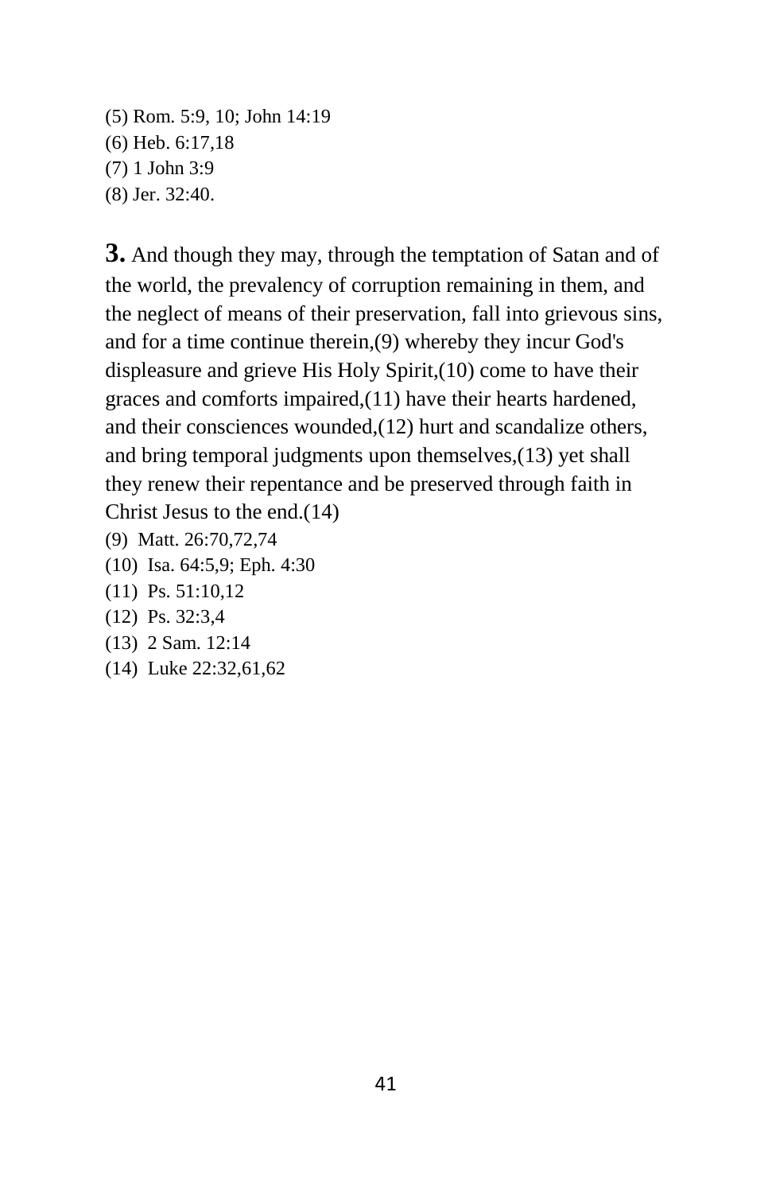(5) Rom. 5:9, 10; John 14:19
(6) Heb. 6:17,18
(7) 1 John 3:9
(8) Jer. 32:40.

**3.** And though they may, through the temptation of Satan and of the world, the prevalency of corruption remaining in them, and the neglect of means of their preservation, fall into grievous sins, and for a time continue therein,(9) whereby they incur God's displeasure and grieve His Holy Spirit,(10) come to have their graces and comforts impaired,(11) have their hearts hardened, and their consciences wounded,(12) hurt and scandalize others, and bring temporal judgments upon themselves,(13) yet shall they renew their repentance and be preserved through faith in Christ Jesus to the end.(14)

(9) Matt. 26:70,72,74
(10) Isa. 64:5,9; Eph. 4:30
(11) Ps. 51:10,12
(12) Ps. 32:3,4
(13) 2 Sam. 12:14
(14) Luke 22:32,61,62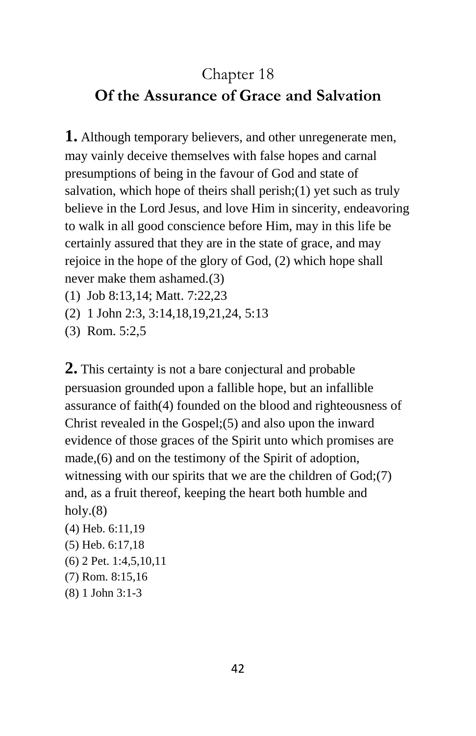## Chapter 18

## Of the Assurance of Grace and Salvation

**1.** Although temporary believers, and other unregenerate men, may vainly deceive themselves with false hopes and carnal presumptions of being in the favour of God and state of salvation, which hope of theirs shall perish;(1) yet such as truly believe in the Lord Jesus, and love Him in sincerity, endeavoring to walk in all good conscience before Him, may in this life be certainly assured that they are in the state of grace, and may rejoice in the hope of the glory of God, (2) which hope shall never make them ashamed.(3)

(1) Job 8:13,14; Matt. 7:22,23
(2) 1 John 2:3, 3:14,18,19,21,24, 5:13
(3) Rom. 5:2,5

**2.** This certainty is not a bare conjectural and probable persuasion grounded upon a fallible hope, but an infallible assurance of faith(4) founded on the blood and righteousness of Christ revealed in the Gospel;(5) and also upon the inward evidence of those graces of the Spirit unto which promises are made,(6) and on the testimony of the Spirit of adoption, witnessing with our spirits that we are the children of God;(7) and, as a fruit thereof, keeping the heart both humble and holy.(8)

(4) Heb. 6:11,19
(5) Heb. 6:17,18
(6) 2 Pet. 1:4,5,10,11
(7) Rom. 8:15,16
(8) 1 John 3:1-3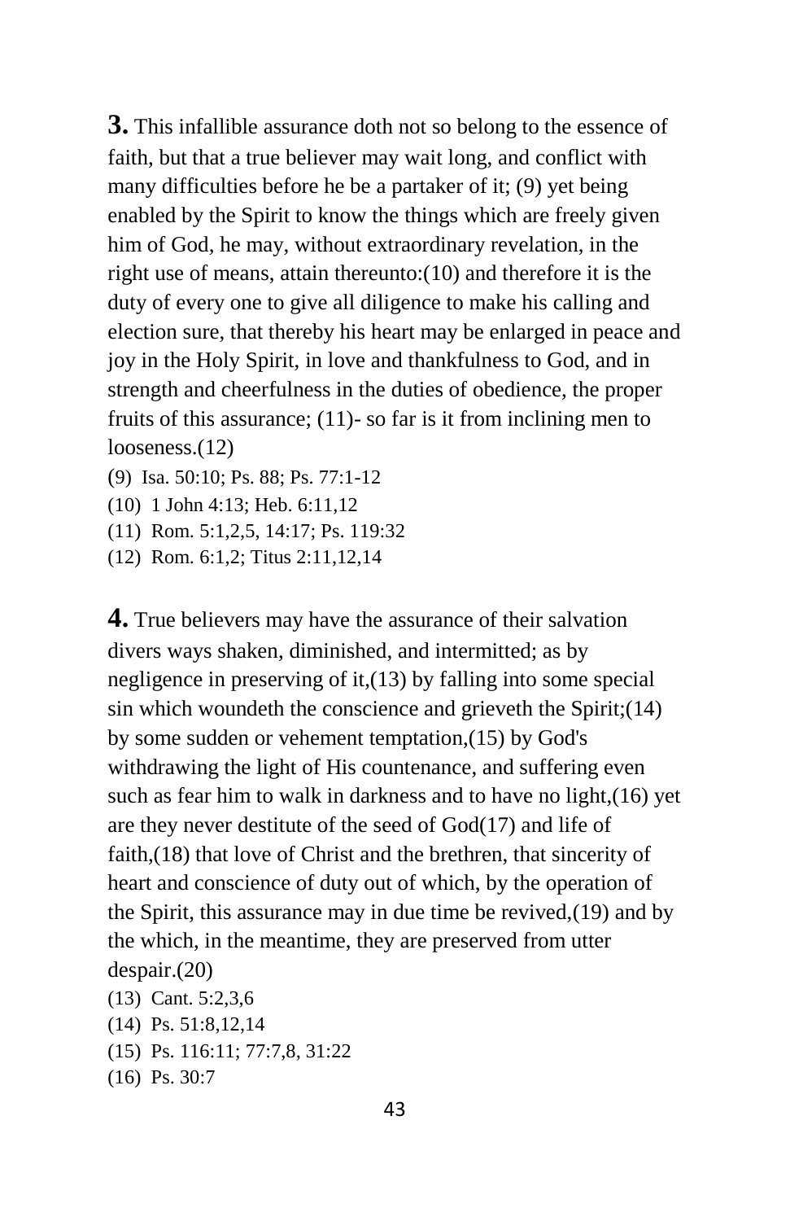**3.** This infallible assurance doth not so belong to the essence of faith, but that a true believer may wait long, and conflict with many difficulties before he be a partaker of it; (9) yet being enabled by the Spirit to know the things which are freely given him of God, he may, without extraordinary revelation, in the right use of means, attain thereunto:(10) and therefore it is the duty of every one to give all diligence to make his calling and election sure, that thereby his heart may be enlarged in peace and joy in the Holy Spirit, in love and thankfulness to God, and in strength and cheerfulness in the duties of obedience, the proper fruits of this assurance; (11)- so far is it from inclining men to looseness.(12)

(9) Isa. 50:10; Ps. 88; Ps. 77:1-12
(10) 1 John 4:13; Heb. 6:11,12
(11) Rom. 5:1,2,5, 14:17; Ps. 119:32
(12) Rom. 6:1,2; Titus 2:11,12,14

**4.** True believers may have the assurance of their salvation divers ways shaken, diminished, and intermitted; as by negligence in preserving of it,(13) by falling into some special sin which woundeth the conscience and grieveth the Spirit;(14) by some sudden or vehement temptation,(15) by God's withdrawing the light of His countenance, and suffering even such as fear him to walk in darkness and to have no light,(16) yet are they never destitute of the seed of God(17) and life of faith,(18) that love of Christ and the brethren, that sincerity of heart and conscience of duty out of which, by the operation of the Spirit, this assurance may in due time be revived,(19) and by the which, in the meantime, they are preserved from utter despair.(20)

(13) Cant. 5:2,3,6
(14) Ps. 51:8,12,14
(15) Ps. 116:11; 77:7,8, 31:22
(16) Ps. 30:7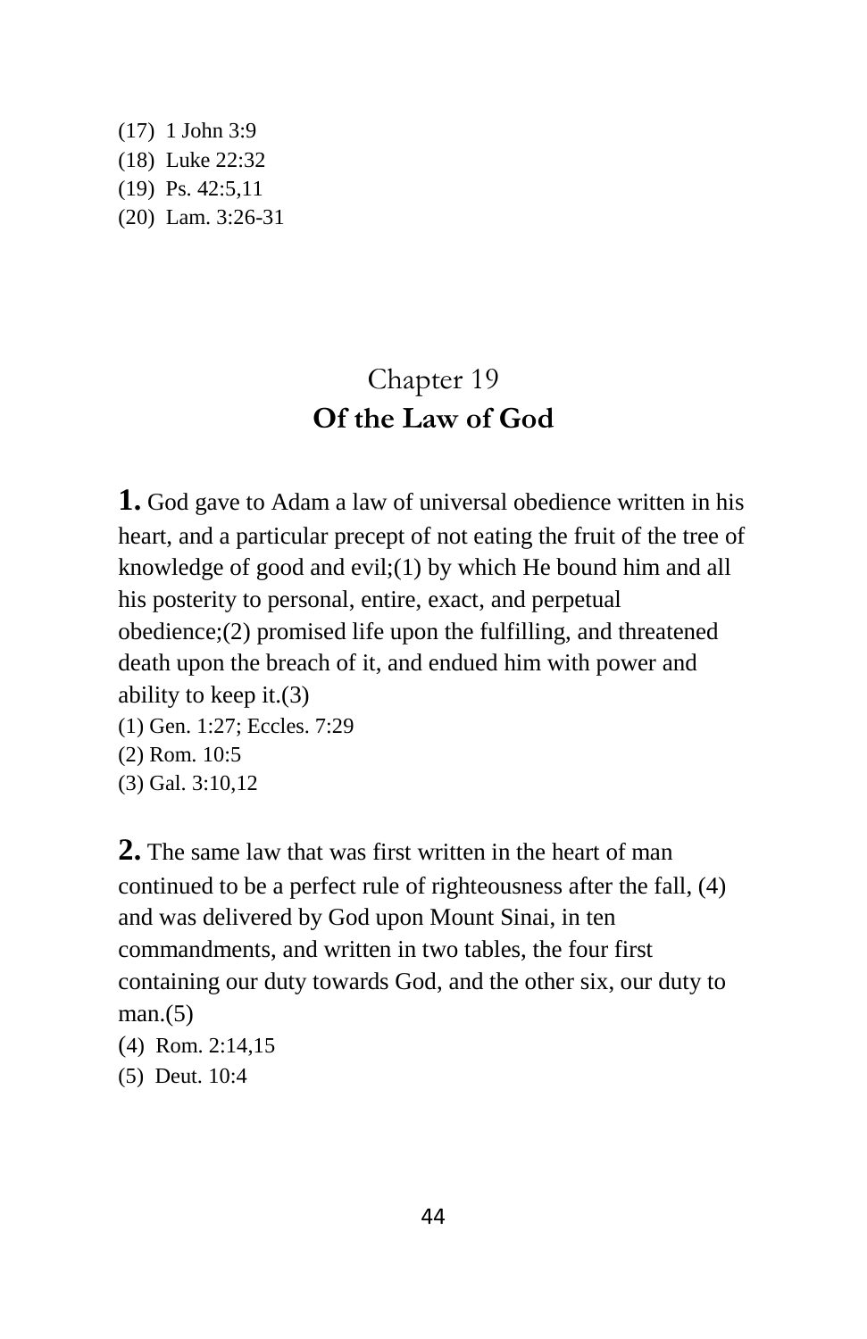(17) 1 John 3:9
(18) Luke 22:32
(19) Ps. 42:5,11
(20) Lam. 3:26-31

## Chapter 19
## **Of the Law of God**

**1.** God gave to Adam a law of universal obedience written in his heart, and a particular precept of not eating the fruit of the tree of knowledge of good and evil;(1) by which He bound him and all his posterity to personal, entire, exact, and perpetual obedience;(2) promised life upon the fulfilling, and threatened death upon the breach of it, and endued him with power and ability to keep it.(3)

(1) Gen. 1:27; Eccles. 7:29
(2) Rom. 10:5
(3) Gal. 3:10,12

**2.** The same law that was first written in the heart of man continued to be a perfect rule of righteousness after the fall, (4) and was delivered by God upon Mount Sinai, in ten commandments, and written in two tables, the four first containing our duty towards God, and the other six, our duty to man.(5)

(4) Rom. 2:14,15
(5) Deut. 10:4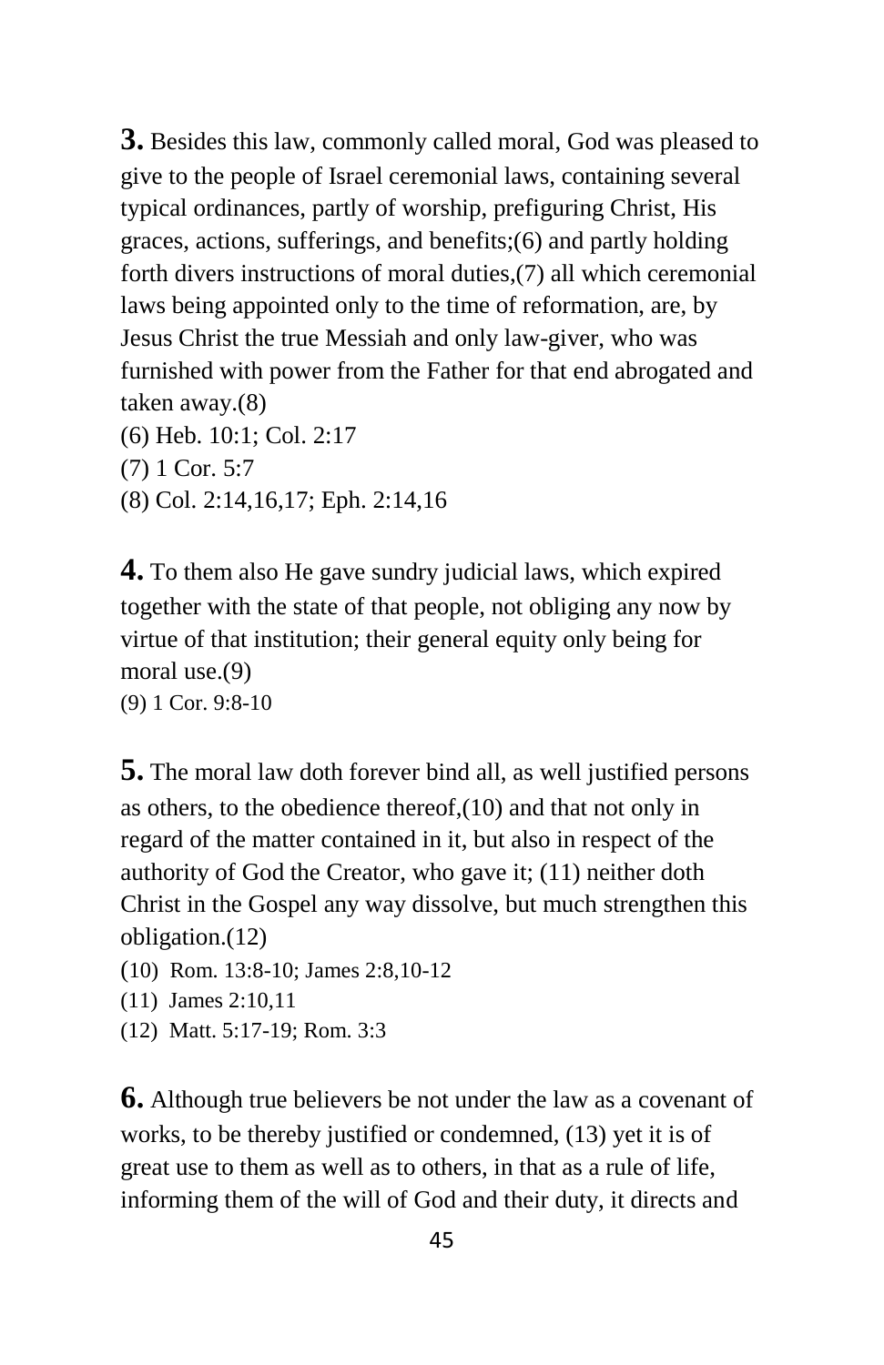**3.** Besides this law, commonly called moral, God was pleased to give to the people of Israel ceremonial laws, containing several typical ordinances, partly of worship, prefiguring Christ, His graces, actions, sufferings, and benefits;(6) and partly holding forth divers instructions of moral duties,(7) all which ceremonial laws being appointed only to the time of reformation, are, by Jesus Christ the true Messiah and only law-giver, who was furnished with power from the Father for that end abrogated and taken away.(8)

(6) Heb. 10:1; Col. 2:17

(7) 1 Cor. 5:7

(8) Col. 2:14,16,17; Eph. 2:14,16

**4.** To them also He gave sundry judicial laws, which expired together with the state of that people, not obliging any now by virtue of that institution; their general equity only being for moral use.(9)

(9) 1 Cor. 9:8-10

**5.** The moral law doth forever bind all, as well justified persons as others, to the obedience thereof,(10) and that not only in regard of the matter contained in it, but also in respect of the authority of God the Creator, who gave it; (11) neither doth Christ in the Gospel any way dissolve, but much strengthen this obligation.(12)

(10) Rom. 13:8-10; James 2:8,10-12

(11) James 2:10,11

(12) Matt. 5:17-19; Rom. 3:3

**6.** Although true believers be not under the law as a covenant of works, to be thereby justified or condemned, (13) yet it is of great use to them as well as to others, in that as a rule of life, informing them of the will of God and their duty, it directs and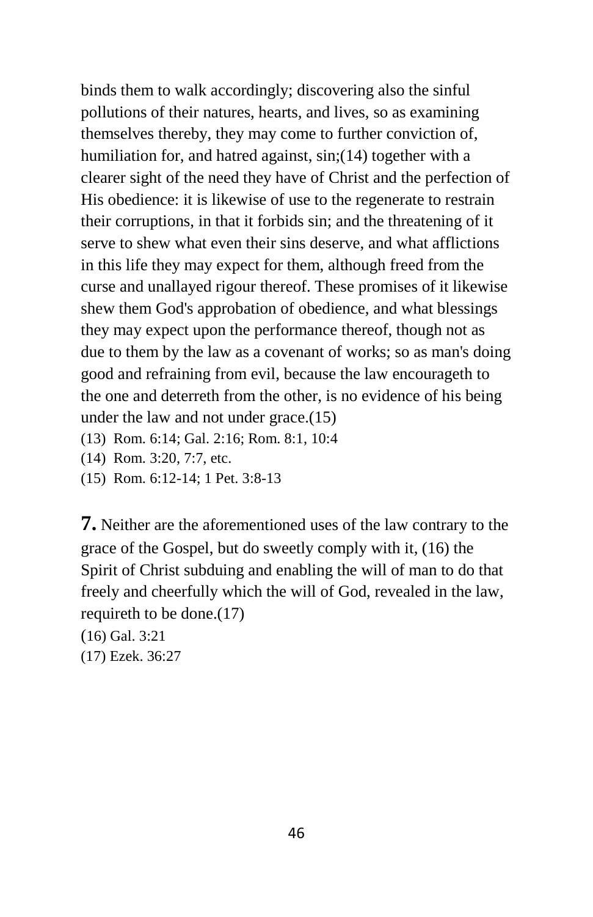binds them to walk accordingly; discovering also the sinful pollutions of their natures, hearts, and lives, so as examining themselves thereby, they may come to further conviction of, humiliation for, and hatred against, sin;(14) together with a clearer sight of the need they have of Christ and the perfection of His obedience: it is likewise of use to the regenerate to restrain their corruptions, in that it forbids sin; and the threatening of it serve to shew what even their sins deserve, and what afflictions in this life they may expect for them, although freed from the curse and unallayed rigour thereof. These promises of it likewise shew them God's approbation of obedience, and what blessings they may expect upon the performance thereof, though not as due to them by the law as a covenant of works; so as man's doing good and refraining from evil, because the law encourageth to the one and deterreth from the other, is no evidence of his being under the law and not under grace.(15)

(13) Rom. 6:14; Gal. 2:16; Rom. 8:1, 10:4

(14) Rom. 3:20, 7:7, etc.

(15) Rom. 6:12-14; 1 Pet. 3:8-13

**7.** Neither are the aforementioned uses of the law contrary to the grace of the Gospel, but do sweetly comply with it, (16) the Spirit of Christ subduing and enabling the will of man to do that freely and cheerfully which the will of God, revealed in the law, requireth to be done.(17)

(16) Gal. 3:21

(17) Ezek. 36:27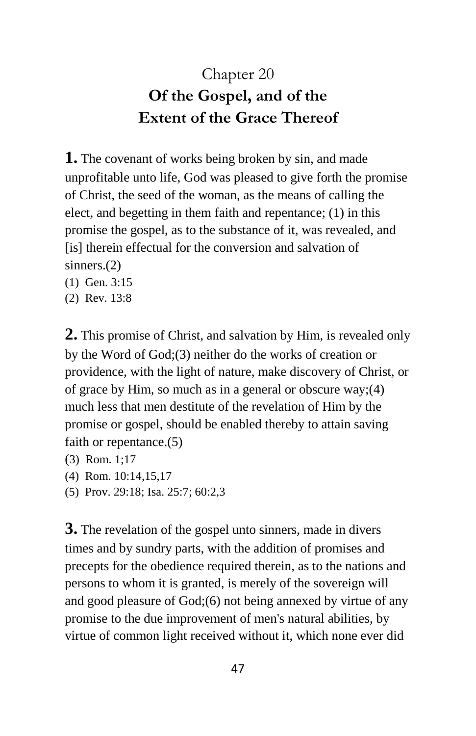Chapter 20

# Of the Gospel, and of the Extent of the Grace Thereof

**1.** The covenant of works being broken by sin, and made unprofitable unto life, God was pleased to give forth the promise of Christ, the seed of the woman, as the means of calling the elect, and begetting in them faith and repentance; (1) in this promise the gospel, as to the substance of it, was revealed, and [is] therein effectual for the conversion and salvation of sinners.(2)

(1) Gen. 3:15
(2) Rev. 13:8

**2.** This promise of Christ, and salvation by Him, is revealed only by the Word of God;(3) neither do the works of creation or providence, with the light of nature, make discovery of Christ, or of grace by Him, so much as in a general or obscure way;(4) much less that men destitute of the revelation of Him by the promise or gospel, should be enabled thereby to attain saving faith or repentance.(5)

(3) Rom. 1;17
(4) Rom. 10:14,15,17
(5) Prov. 29:18; Isa. 25:7; 60:2,3

**3.** The revelation of the gospel unto sinners, made in divers times and by sundry parts, with the addition of promises and precepts for the obedience required therein, as to the nations and persons to whom it is granted, is merely of the sovereign will and good pleasure of God;(6) not being annexed by virtue of any promise to the due improvement of men's natural abilities, by virtue of common light received without it, which none ever did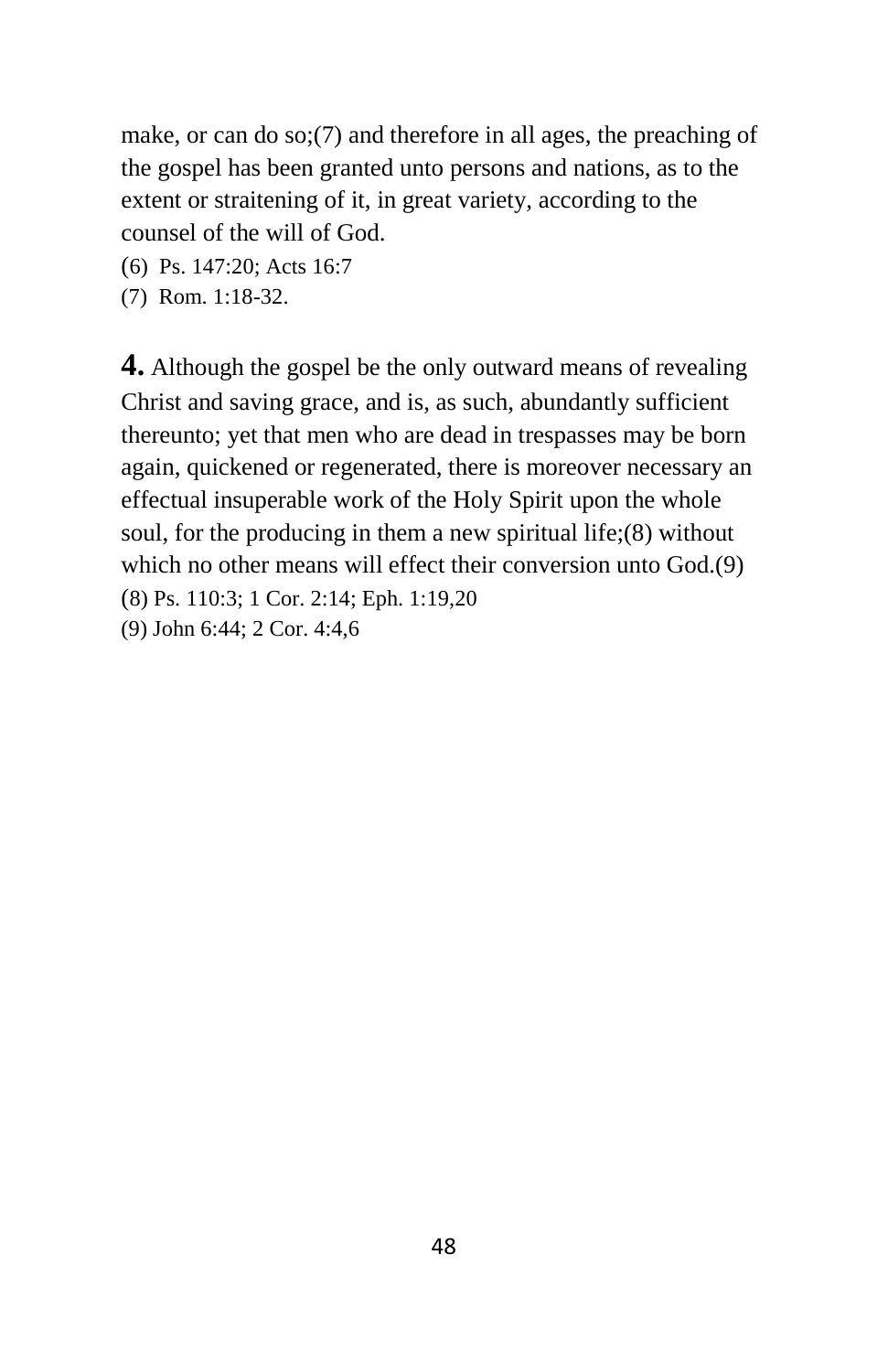make, or can do so;(7) and therefore in all ages, the preaching of the gospel has been granted unto persons and nations, as to the extent or straitening of it, in great variety, according to the counsel of the will of God.

(6) Ps. 147:20; Acts 16:7

(7) Rom. 1:18-32.

**4.** Although the gospel be the only outward means of revealing Christ and saving grace, and is, as such, abundantly sufficient thereunto; yet that men who are dead in trespasses may be born again, quickened or regenerated, there is moreover necessary an effectual insuperable work of the Holy Spirit upon the whole soul, for the producing in them a new spiritual life;(8) without which no other means will effect their conversion unto God.(9)

(8) Ps. 110:3; 1 Cor. 2:14; Eph. 1:19,20

(9) John 6:44; 2 Cor. 4:4,6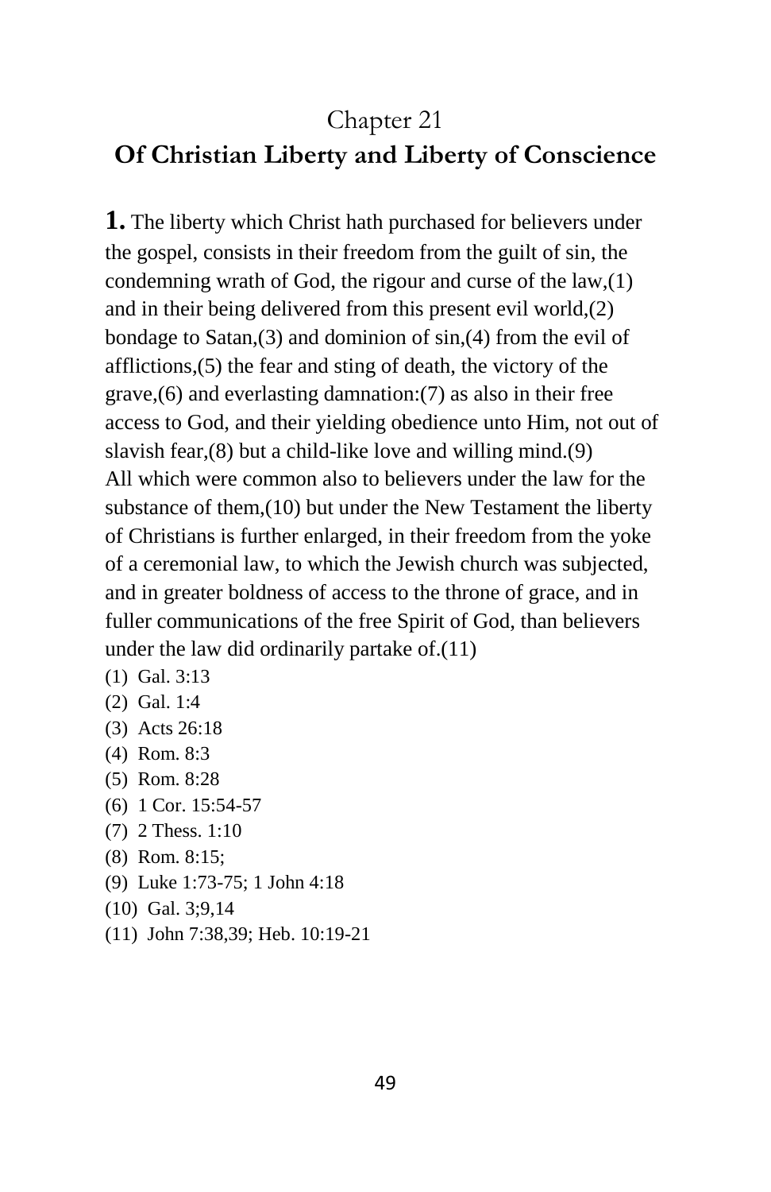# Chapter 21
## Of Christian Liberty and Liberty of Conscience

**1.** The liberty which Christ hath purchased for believers under the gospel, consists in their freedom from the guilt of sin, the condemning wrath of God, the rigour and curse of the law,(1) and in their being delivered from this present evil world,(2) bondage to Satan,(3) and dominion of sin,(4) from the evil of afflictions,(5) the fear and sting of death, the victory of the grave,(6) and everlasting damnation:(7) as also in their free access to God, and their yielding obedience unto Him, not out of slavish fear,(8) but a child-like love and willing mind.(9) All which were common also to believers under the law for the substance of them,(10) but under the New Testament the liberty of Christians is further enlarged, in their freedom from the yoke of a ceremonial law, to which the Jewish church was subjected, and in greater boldness of access to the throne of grace, and in fuller communications of the free Spirit of God, than believers under the law did ordinarily partake of.(11)

(1) Gal. 3:13
(2) Gal. 1:4
(3) Acts 26:18
(4) Rom. 8:3
(5) Rom. 8:28
(6) 1 Cor. 15:54-57
(7) 2 Thess. 1:10
(8) Rom. 8:15;
(9) Luke 1:73-75; 1 John 4:18
(10) Gal. 3;9,14
(11) John 7:38,39; Heb. 10:19-21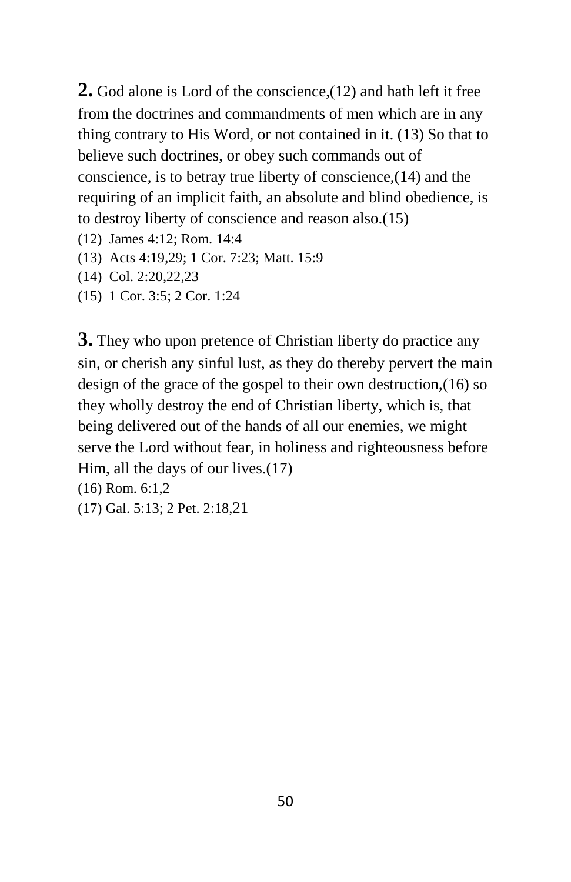**2.** God alone is Lord of the conscience,(12) and hath left it free from the doctrines and commandments of men which are in any thing contrary to His Word, or not contained in it. (13) So that to believe such doctrines, or obey such commands out of conscience, is to betray true liberty of conscience,(14) and the requiring of an implicit faith, an absolute and blind obedience, is to destroy liberty of conscience and reason also.(15)

(12) James 4:12; Rom. 14:4
(13) Acts 4:19,29; 1 Cor. 7:23; Matt. 15:9
(14) Col. 2:20,22,23
(15) 1 Cor. 3:5; 2 Cor. 1:24

**3.** They who upon pretence of Christian liberty do practice any sin, or cherish any sinful lust, as they do thereby pervert the main design of the grace of the gospel to their own destruction,(16) so they wholly destroy the end of Christian liberty, which is, that being delivered out of the hands of all our enemies, we might serve the Lord without fear, in holiness and righteousness before Him, all the days of our lives.(17)

(16) Rom. 6:1,2
(17) Gal. 5:13; 2 Pet. 2:18,21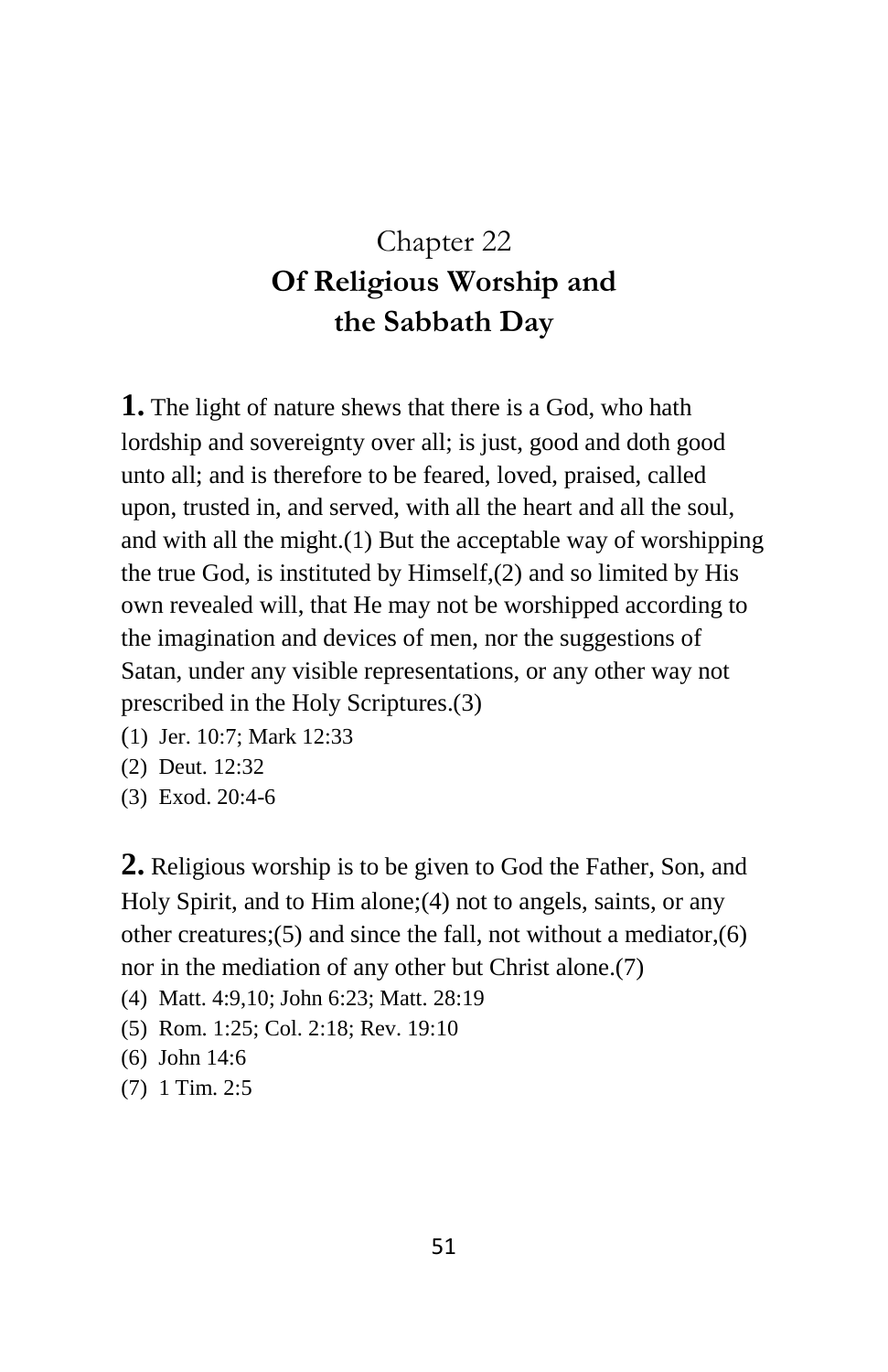# Chapter 22

## Of Religious Worship and the Sabbath Day

**1.** The light of nature shews that there is a God, who hath lordship and sovereignty over all; is just, good and doth good unto all; and is therefore to be feared, loved, praised, called upon, trusted in, and served, with all the heart and all the soul, and with all the might.(1) But the acceptable way of worshipping the true God, is instituted by Himself,(2) and so limited by His own revealed will, that He may not be worshipped according to the imagination and devices of men, nor the suggestions of Satan, under any visible representations, or any other way not prescribed in the Holy Scriptures.(3)

(1) Jer. 10:7; Mark 12:33
(2) Deut. 12:32
(3) Exod. 20:4-6

**2.** Religious worship is to be given to God the Father, Son, and Holy Spirit, and to Him alone;(4) not to angels, saints, or any other creatures;(5) and since the fall, not without a mediator,(6) nor in the mediation of any other but Christ alone.(7)

(4) Matt. 4:9,10; John 6:23; Matt. 28:19
(5) Rom. 1:25; Col. 2:18; Rev. 19:10
(6) John 14:6
(7) 1 Tim. 2:5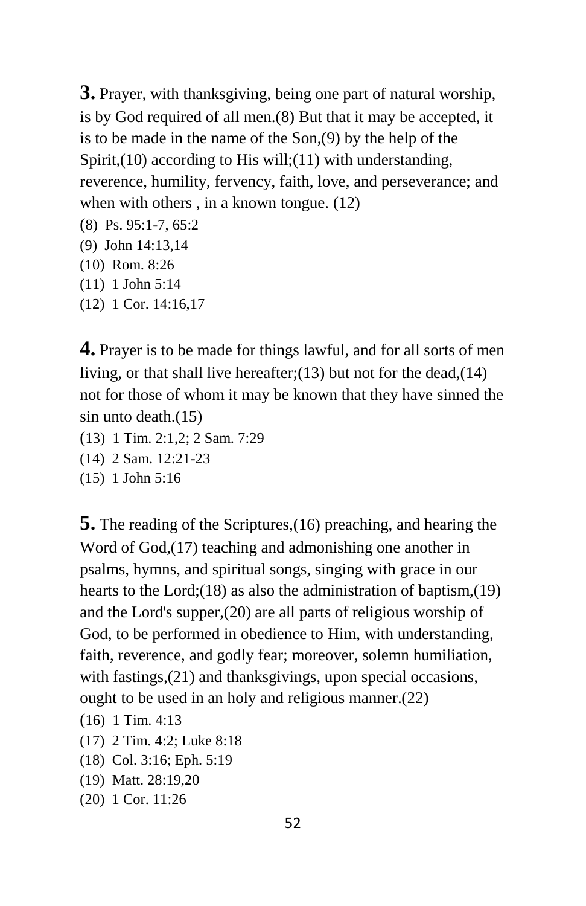**3.** Prayer, with thanksgiving, being one part of natural worship, is by God required of all men.(8) But that it may be accepted, it is to be made in the name of the Son,(9) by the help of the Spirit,(10) according to His will;(11) with understanding, reverence, humility, fervency, faith, love, and perseverance; and when with others , in a known tongue. (12)

(8) Ps. 95:1-7, 65:2
(9) John 14:13,14
(10) Rom. 8:26
(11) 1 John 5:14
(12) 1 Cor. 14:16,17

**4.** Prayer is to be made for things lawful, and for all sorts of men living, or that shall live hereafter;(13) but not for the dead,(14) not for those of whom it may be known that they have sinned the sin unto death.(15)

(13) 1 Tim. 2:1,2; 2 Sam. 7:29
(14) 2 Sam. 12:21-23
(15) 1 John 5:16

**5.** The reading of the Scriptures,(16) preaching, and hearing the Word of God,(17) teaching and admonishing one another in psalms, hymns, and spiritual songs, singing with grace in our hearts to the Lord;(18) as also the administration of baptism,(19) and the Lord's supper,(20) are all parts of religious worship of God, to be performed in obedience to Him, with understanding, faith, reverence, and godly fear; moreover, solemn humiliation, with fastings,(21) and thanksgivings, upon special occasions, ought to be used in an holy and religious manner.(22)

(16) 1 Tim. 4:13
(17) 2 Tim. 4:2; Luke 8:18
(18) Col. 3:16; Eph. 5:19
(19) Matt. 28:19,20
(20) 1 Cor. 11:26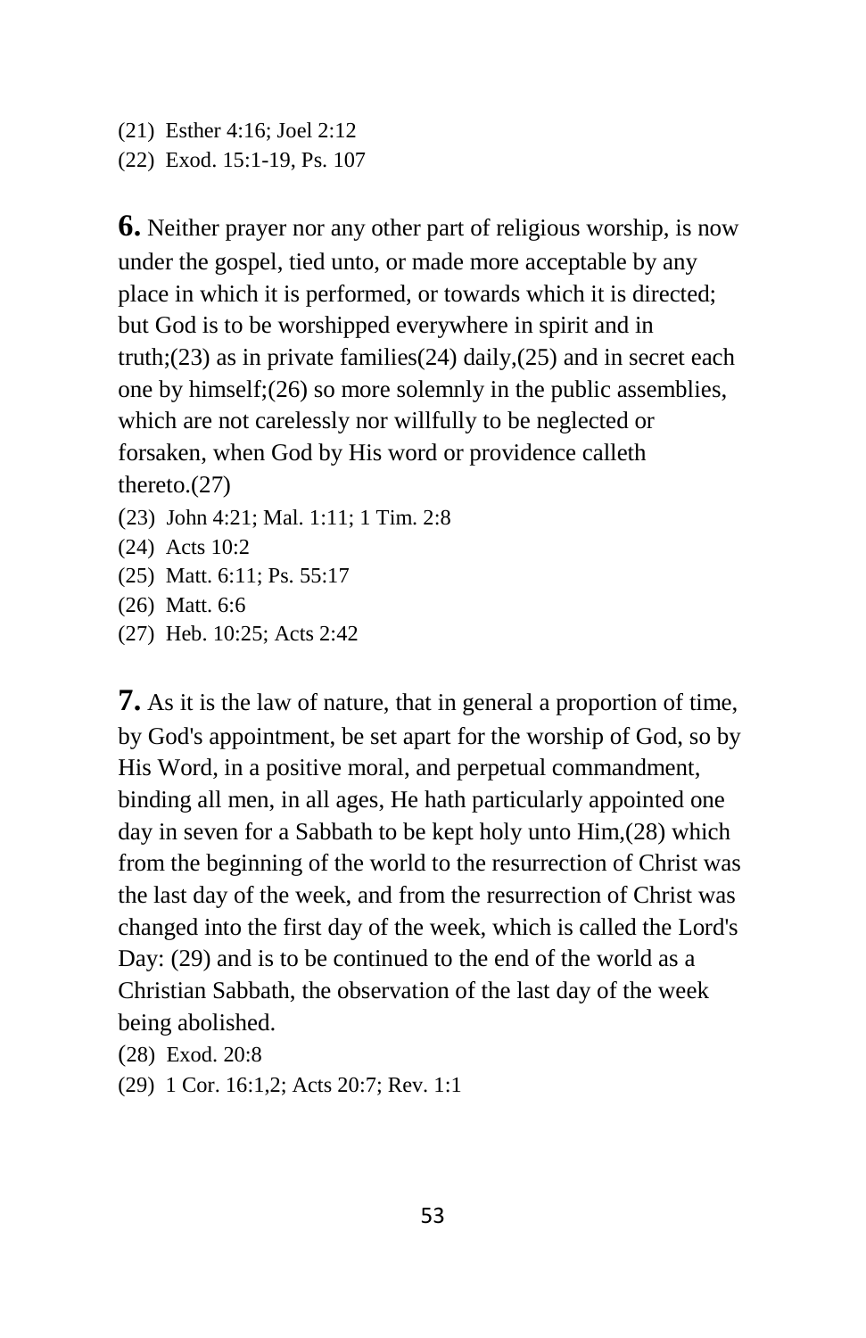(21) Esther 4:16; Joel 2:12
(22) Exod. 15:1-19, Ps. 107

**6.** Neither prayer nor any other part of religious worship, is now under the gospel, tied unto, or made more acceptable by any place in which it is performed, or towards which it is directed; but God is to be worshipped everywhere in spirit and in truth;(23) as in private families(24) daily,(25) and in secret each one by himself;(26) so more solemnly in the public assemblies, which are not carelessly nor willfully to be neglected or forsaken, when God by His word or providence calleth thereto.(27)

(23) John 4:21; Mal. 1:11; 1 Tim. 2:8
(24) Acts 10:2
(25) Matt. 6:11; Ps. 55:17
(26) Matt. 6:6
(27) Heb. 10:25; Acts 2:42

**7.** As it is the law of nature, that in general a proportion of time, by God's appointment, be set apart for the worship of God, so by His Word, in a positive moral, and perpetual commandment, binding all men, in all ages, He hath particularly appointed one day in seven for a Sabbath to be kept holy unto Him,(28) which from the beginning of the world to the resurrection of Christ was the last day of the week, and from the resurrection of Christ was changed into the first day of the week, which is called the Lord's Day: (29) and is to be continued to the end of the world as a Christian Sabbath, the observation of the last day of the week being abolished.

(28) Exod. 20:8
(29) 1 Cor. 16:1,2; Acts 20:7; Rev. 1:1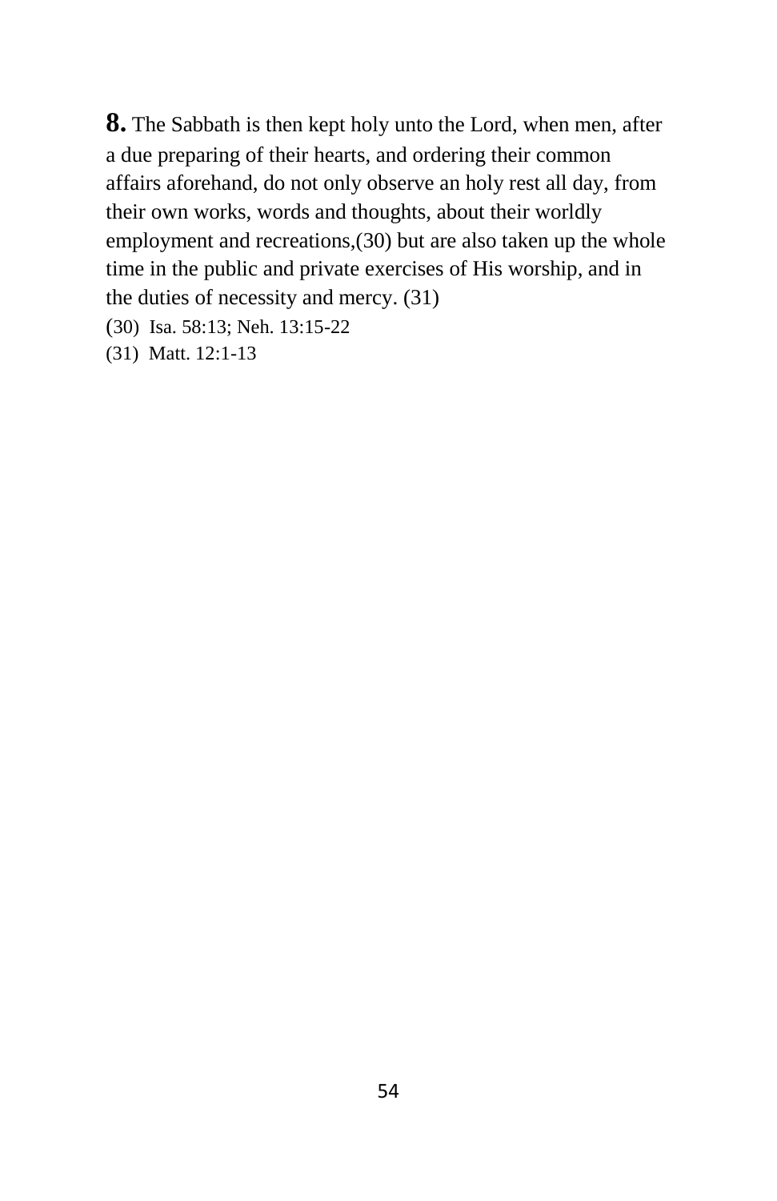**8.** The Sabbath is then kept holy unto the Lord, when men, after a due preparing of their hearts, and ordering their common affairs aforehand, do not only observe an holy rest all day, from their own works, words and thoughts, about their worldly employment and recreations,(30) but are also taken up the whole time in the public and private exercises of His worship, and in the duties of necessity and mercy. (31)

(30) Isa. 58:13; Neh. 13:15-22

(31) Matt. 12:1-13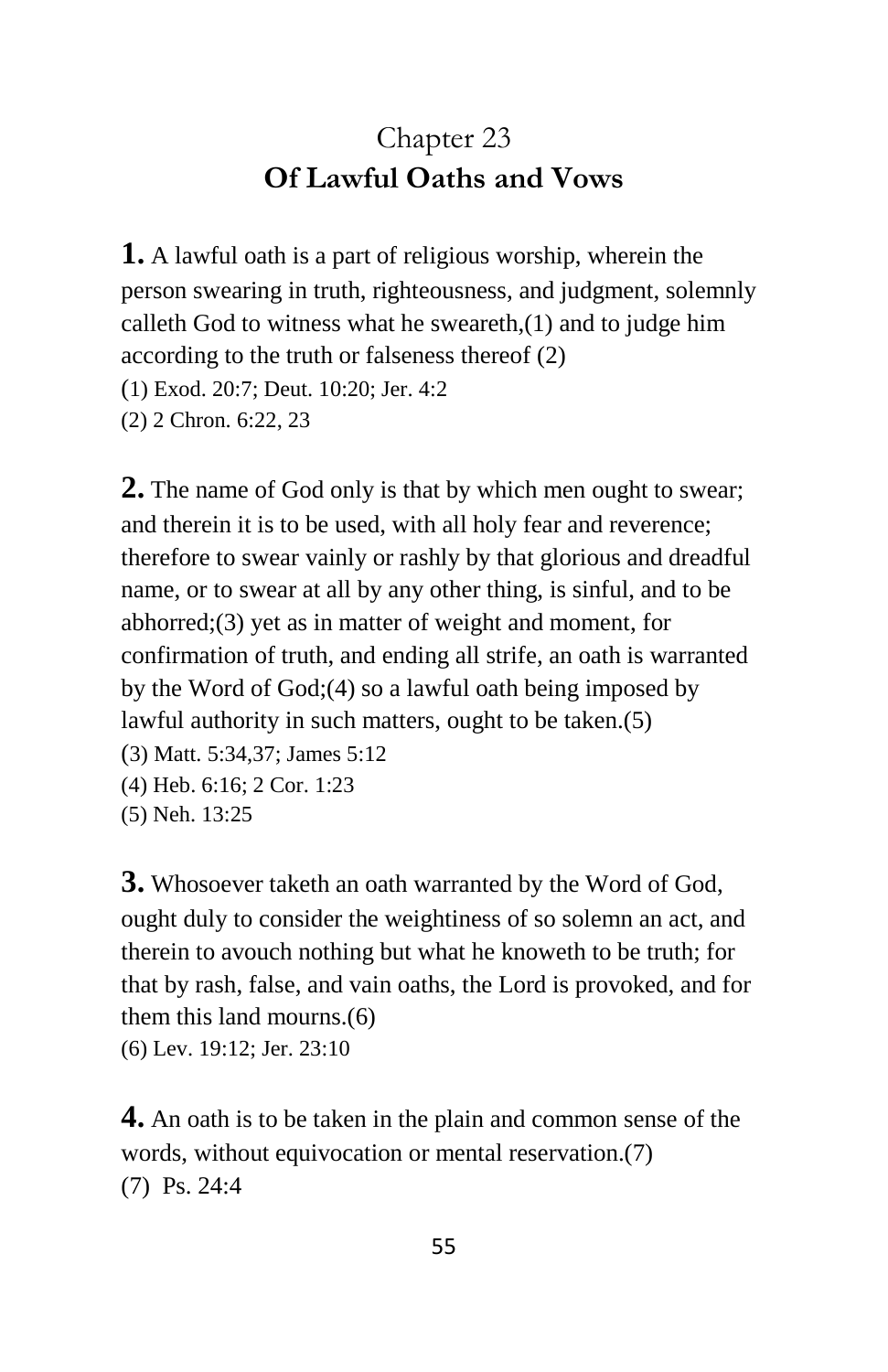## Chapter 23
## Of Lawful Oaths and Vows

**1.** A lawful oath is a part of religious worship, wherein the person swearing in truth, righteousness, and judgment, solemnly calleth God to witness what he sweareth,(1) and to judge him according to the truth or falseness thereof (2)

(1) Exod. 20:7; Deut. 10:20; Jer. 4:2
(2) 2 Chron. 6:22, 23

**2.** The name of God only is that by which men ought to swear; and therein it is to be used, with all holy fear and reverence; therefore to swear vainly or rashly by that glorious and dreadful name, or to swear at all by any other thing, is sinful, and to be abhorred;(3) yet as in matter of weight and moment, for confirmation of truth, and ending all strife, an oath is warranted by the Word of God;(4) so a lawful oath being imposed by lawful authority in such matters, ought to be taken.(5)

(3) Matt. 5:34,37; James 5:12
(4) Heb. 6:16; 2 Cor. 1:23
(5) Neh. 13:25

**3.** Whosoever taketh an oath warranted by the Word of God, ought duly to consider the weightiness of so solemn an act, and therein to avouch nothing but what he knoweth to be truth; for that by rash, false, and vain oaths, the Lord is provoked, and for them this land mourns.(6)

(6) Lev. 19:12; Jer. 23:10

**4.** An oath is to be taken in the plain and common sense of the words, without equivocation or mental reservation.(7)

(7) Ps. 24:4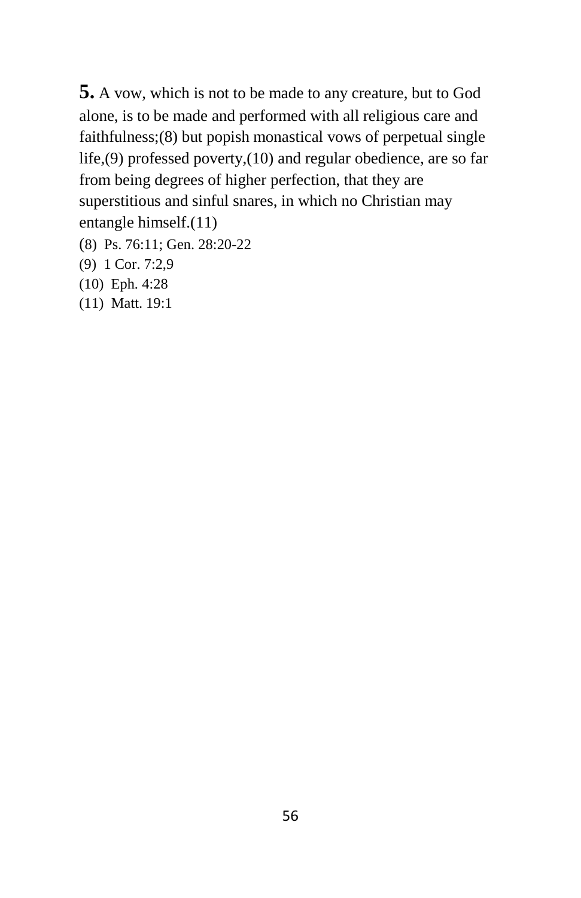**5.** A vow, which is not to be made to any creature, but to God alone, is to be made and performed with all religious care and faithfulness;(8) but popish monastical vows of perpetual single life,(9) professed poverty,(10) and regular obedience, are so far from being degrees of higher perfection, that they are superstitious and sinful snares, in which no Christian may entangle himself.(11)

(8) Ps. 76:11; Gen. 28:20-22

(9) 1 Cor. 7:2,9

(10) Eph. 4:28

(11) Matt. 19:1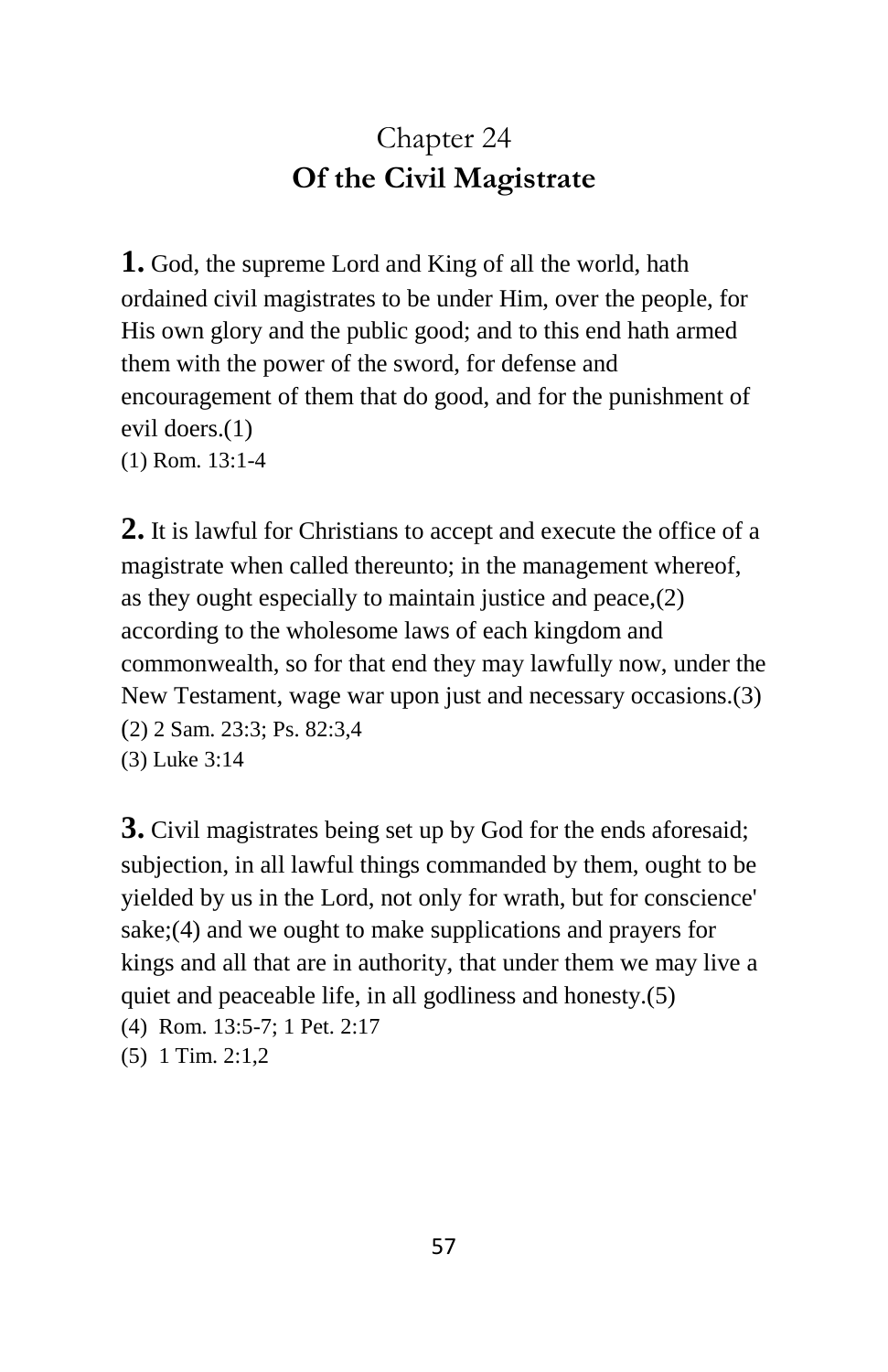# Chapter 24
## **Of the Civil Magistrate**

**1.** God, the supreme Lord and King of all the world, hath ordained civil magistrates to be under Him, over the people, for His own glory and the public good; and to this end hath armed them with the power of the sword, for defense and encouragement of them that do good, and for the punishment of evil doers.(1)

(1) Rom. 13:1-4

**2.** It is lawful for Christians to accept and execute the office of a magistrate when called thereunto; in the management whereof, as they ought especially to maintain justice and peace,(2) according to the wholesome laws of each kingdom and commonwealth, so for that end they may lawfully now, under the New Testament, wage war upon just and necessary occasions.(3)

(2) 2 Sam. 23:3; Ps. 82:3,4

(3) Luke 3:14

**3.** Civil magistrates being set up by God for the ends aforesaid; subjection, in all lawful things commanded by them, ought to be yielded by us in the Lord, not only for wrath, but for conscience' sake;(4) and we ought to make supplications and prayers for kings and all that are in authority, that under them we may live a quiet and peaceable life, in all godliness and honesty.(5)

(4) Rom. 13:5-7; 1 Pet. 2:17

(5) 1 Tim. 2:1,2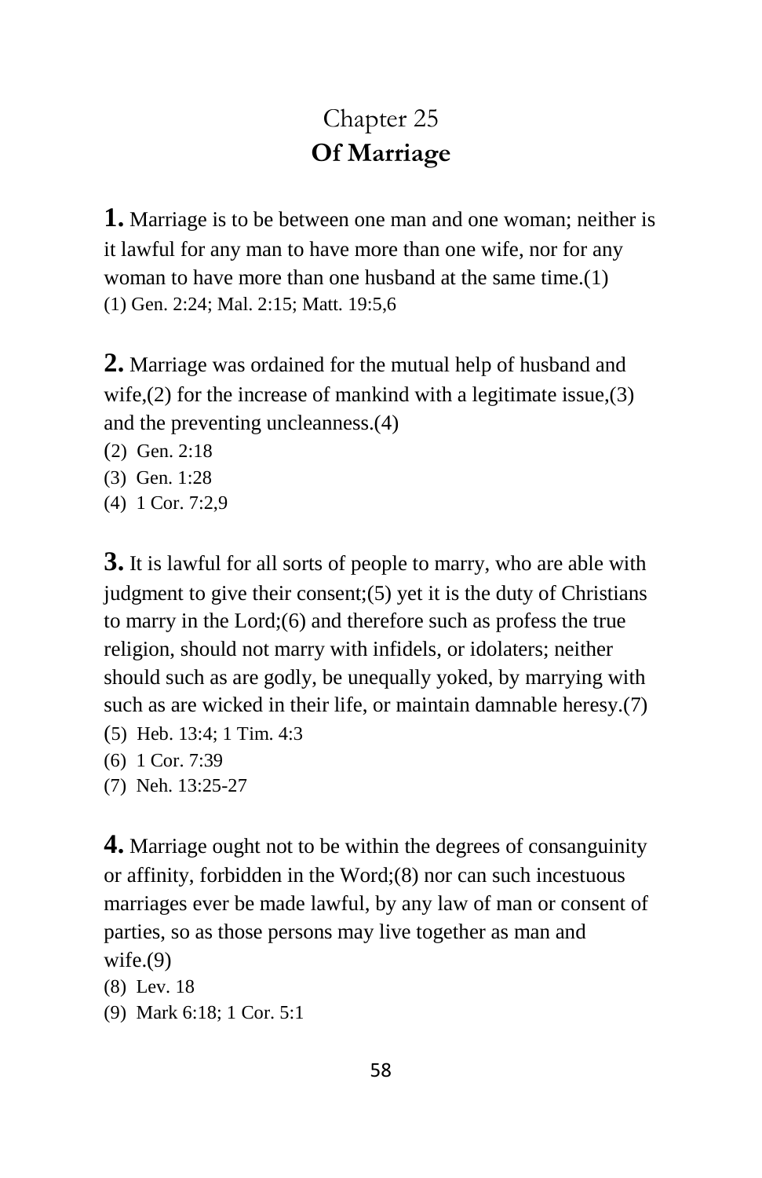# Chapter 25
## Of Marriage

**1.** Marriage is to be between one man and one woman; neither is it lawful for any man to have more than one wife, nor for any woman to have more than one husband at the same time.(1)
(1) Gen. 2:24; Mal. 2:15; Matt. 19:5,6

**2.** Marriage was ordained for the mutual help of husband and wife,(2) for the increase of mankind with a legitimate issue,(3) and the preventing uncleanness.(4)
(2) Gen. 2:18
(3) Gen. 1:28
(4) 1 Cor. 7:2,9

**3.** It is lawful for all sorts of people to marry, who are able with judgment to give their consent;(5) yet it is the duty of Christians to marry in the Lord;(6) and therefore such as profess the true religion, should not marry with infidels, or idolaters; neither should such as are godly, be unequally yoked, by marrying with such as are wicked in their life, or maintain damnable heresy.(7)
(5) Heb. 13:4; 1 Tim. 4:3
(6) 1 Cor. 7:39
(7) Neh. 13:25-27

**4.** Marriage ought not to be within the degrees of consanguinity or affinity, forbidden in the Word;(8) nor can such incestuous marriages ever be made lawful, by any law of man or consent of parties, so as those persons may live together as man and wife.(9)
(8) Lev. 18
(9) Mark 6:18; 1 Cor. 5:1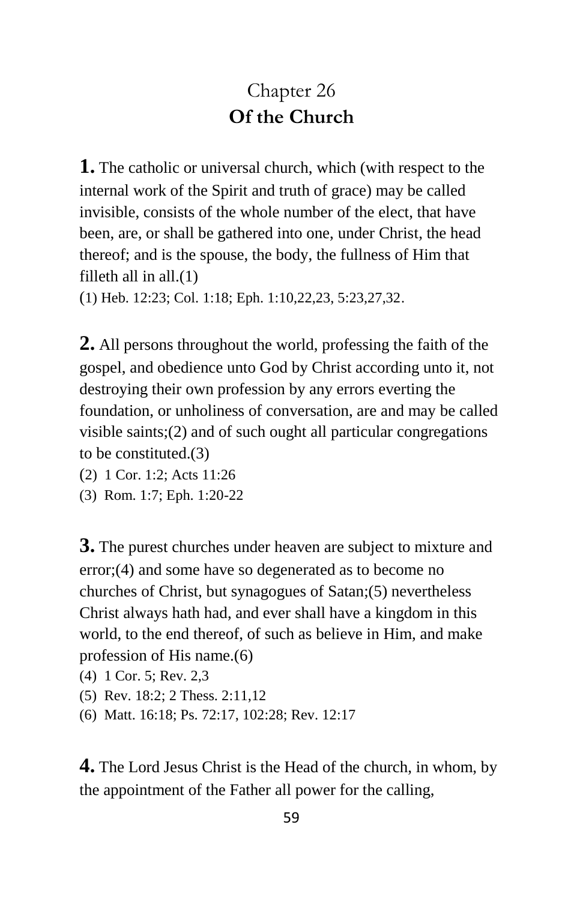# Chapter 26
## Of the Church

**1.** The catholic or universal church, which (with respect to the internal work of the Spirit and truth of grace) may be called invisible, consists of the whole number of the elect, that have been, are, or shall be gathered into one, under Christ, the head thereof; and is the spouse, the body, the fullness of Him that filleth all in all.(1)

(1) Heb. 12:23; Col. 1:18; Eph. 1:10,22,23, 5:23,27,32.

**2.** All persons throughout the world, professing the faith of the gospel, and obedience unto God by Christ according unto it, not destroying their own profession by any errors everting the foundation, or unholiness of conversation, are and may be called visible saints;(2) and of such ought all particular congregations to be constituted.(3)

(2) 1 Cor. 1:2; Acts 11:26

(3) Rom. 1:7; Eph. 1:20-22

**3.** The purest churches under heaven are subject to mixture and error;(4) and some have so degenerated as to become no churches of Christ, but synagogues of Satan;(5) nevertheless Christ always hath had, and ever shall have a kingdom in this world, to the end thereof, of such as believe in Him, and make profession of His name.(6)

(4) 1 Cor. 5; Rev. 2,3

(5) Rev. 18:2; 2 Thess. 2:11,12

(6) Matt. 16:18; Ps. 72:17, 102:28; Rev. 12:17

**4.** The Lord Jesus Christ is the Head of the church, in whom, by the appointment of the Father all power for the calling,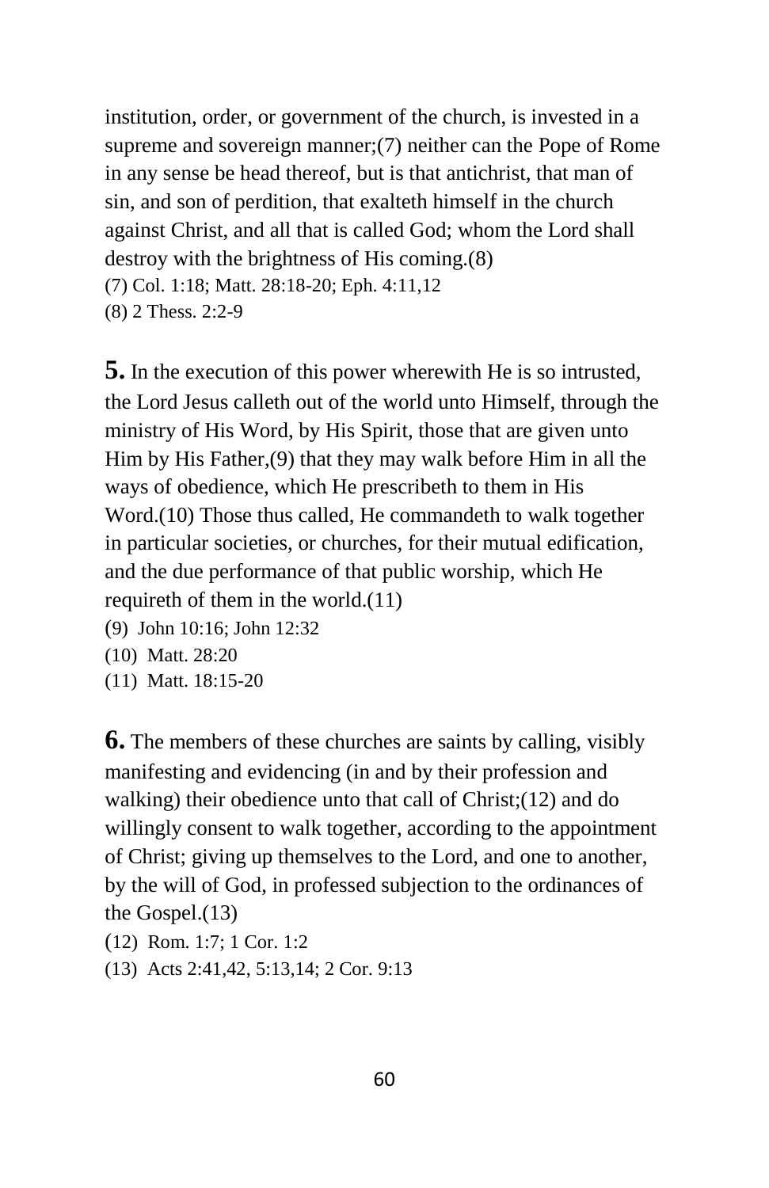institution, order, or government of the church, is invested in a supreme and sovereign manner;(7) neither can the Pope of Rome in any sense be head thereof, but is that antichrist, that man of sin, and son of perdition, that exalteth himself in the church against Christ, and all that is called God; whom the Lord shall destroy with the brightness of His coming.(8)

(7) Col. 1:18; Matt. 28:18-20; Eph. 4:11,12
(8) 2 Thess. 2:2-9

**5.** In the execution of this power wherewith He is so intrusted, the Lord Jesus calleth out of the world unto Himself, through the ministry of His Word, by His Spirit, those that are given unto Him by His Father,(9) that they may walk before Him in all the ways of obedience, which He prescribeth to them in His Word.(10) Those thus called, He commandeth to walk together in particular societies, or churches, for their mutual edification, and the due performance of that public worship, which He requireth of them in the world.(11)

(9) John 10:16; John 12:32
(10) Matt. 28:20
(11) Matt. 18:15-20

**6.** The members of these churches are saints by calling, visibly manifesting and evidencing (in and by their profession and walking) their obedience unto that call of Christ;(12) and do willingly consent to walk together, according to the appointment of Christ; giving up themselves to the Lord, and one to another, by the will of God, in professed subjection to the ordinances of the Gospel.(13)

(12) Rom. 1:7; 1 Cor. 1:2
(13) Acts 2:41,42, 5:13,14; 2 Cor. 9:13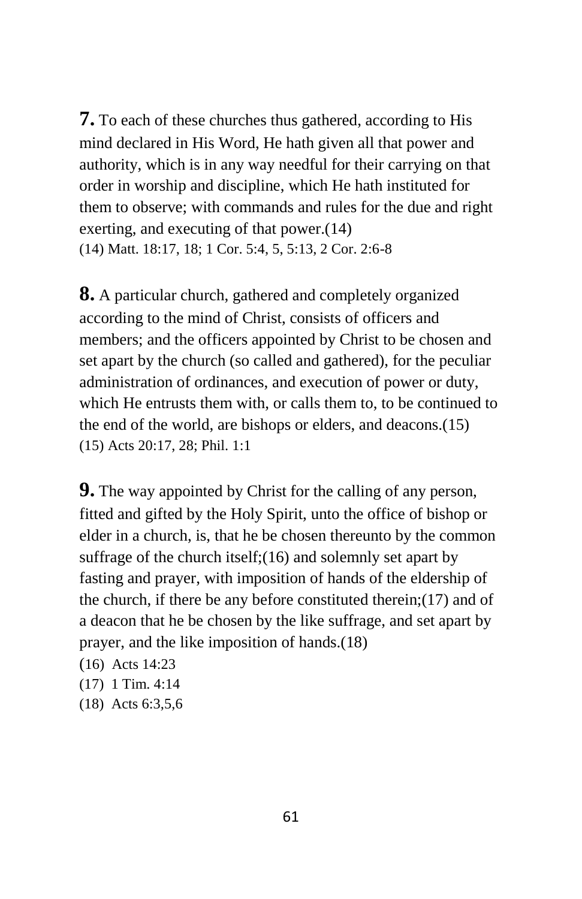**7.** To each of these churches thus gathered, according to His mind declared in His Word, He hath given all that power and authority, which is in any way needful for their carrying on that order in worship and discipline, which He hath instituted for them to observe; with commands and rules for the due and right exerting, and executing of that power.(14)

(14) Matt. 18:17, 18; 1 Cor. 5:4, 5, 5:13, 2 Cor. 2:6-8

**8.** A particular church, gathered and completely organized according to the mind of Christ, consists of officers and members; and the officers appointed by Christ to be chosen and set apart by the church (so called and gathered), for the peculiar administration of ordinances, and execution of power or duty, which He entrusts them with, or calls them to, to be continued to the end of the world, are bishops or elders, and deacons.(15)

(15) Acts 20:17, 28; Phil. 1:1

**9.** The way appointed by Christ for the calling of any person, fitted and gifted by the Holy Spirit, unto the office of bishop or elder in a church, is, that he be chosen thereunto by the common suffrage of the church itself;(16) and solemnly set apart by fasting and prayer, with imposition of hands of the eldership of the church, if there be any before constituted therein;(17) and of a deacon that he be chosen by the like suffrage, and set apart by prayer, and the like imposition of hands.(18)

(16) Acts 14:23

(17) 1 Tim. 4:14

(18) Acts 6:3,5,6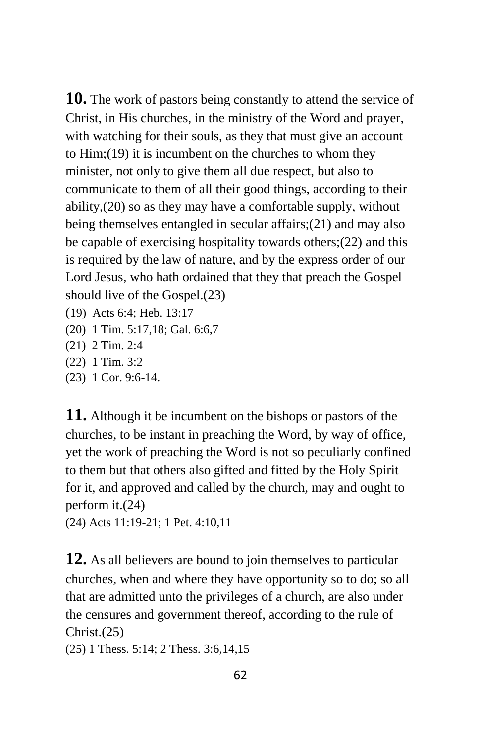**10.** The work of pastors being constantly to attend the service of Christ, in His churches, in the ministry of the Word and prayer, with watching for their souls, as they that must give an account to Him;(19) it is incumbent on the churches to whom they minister, not only to give them all due respect, but also to communicate to them of all their good things, according to their ability,(20) so as they may have a comfortable supply, without being themselves entangled in secular affairs;(21) and may also be capable of exercising hospitality towards others;(22) and this is required by the law of nature, and by the express order of our Lord Jesus, who hath ordained that they that preach the Gospel should live of the Gospel.(23)

(19) Acts 6:4; Heb. 13:17
(20) 1 Tim. 5:17,18; Gal. 6:6,7
(21) 2 Tim. 2:4
(22) 1 Tim. 3:2
(23) 1 Cor. 9:6-14.

**11.** Although it be incumbent on the bishops or pastors of the churches, to be instant in preaching the Word, by way of office, yet the work of preaching the Word is not so peculiarly confined to them but that others also gifted and fitted by the Holy Spirit for it, and approved and called by the church, may and ought to perform it.(24)

(24) Acts 11:19-21; 1 Pet. 4:10,11

**12.** As all believers are bound to join themselves to particular churches, when and where they have opportunity so to do; so all that are admitted unto the privileges of a church, are also under the censures and government thereof, according to the rule of Christ.(25)

(25) 1 Thess. 5:14; 2 Thess. 3:6,14,15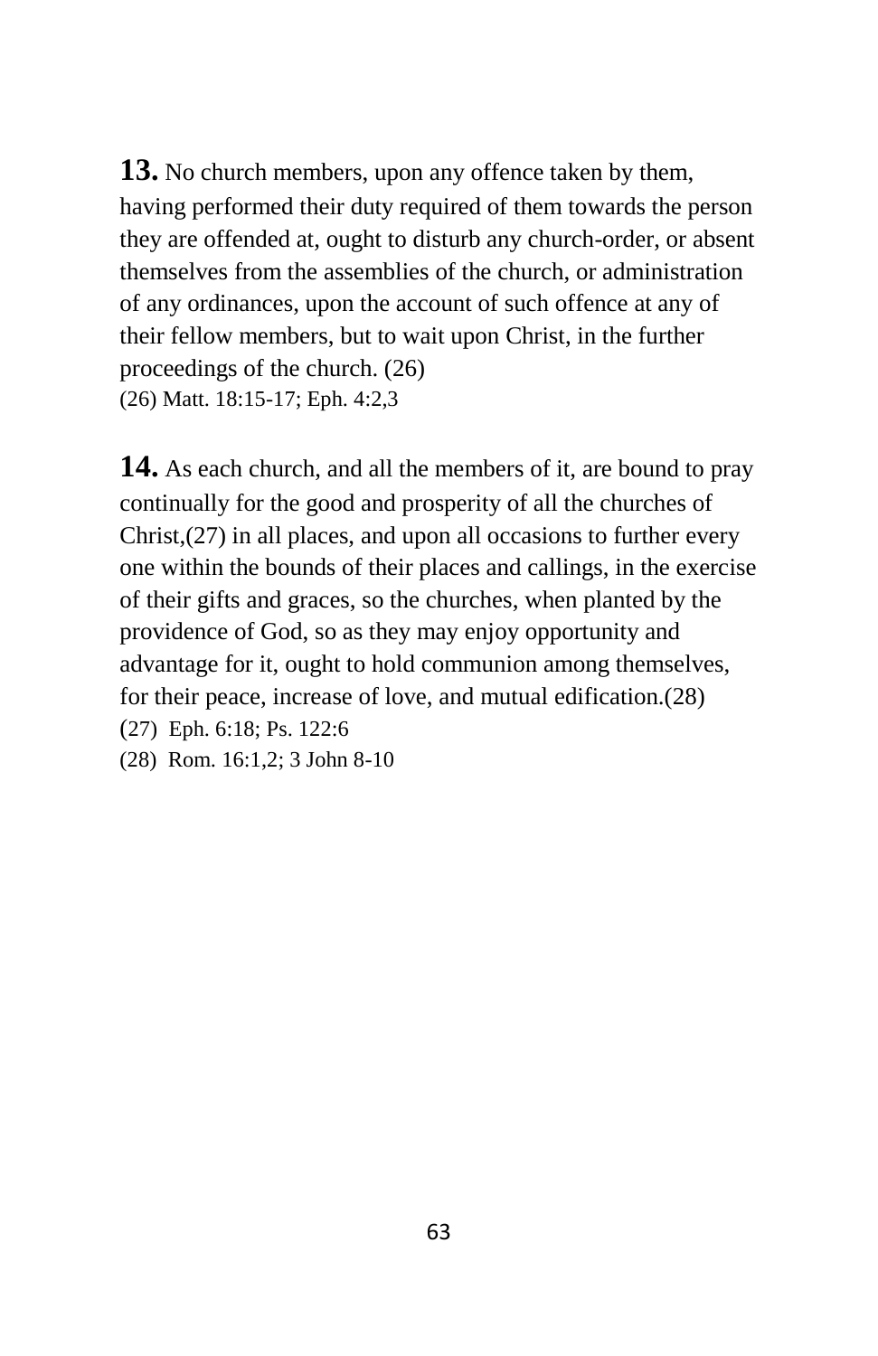**13.** No church members, upon any offence taken by them, having performed their duty required of them towards the person they are offended at, ought to disturb any church-order, or absent themselves from the assemblies of the church, or administration of any ordinances, upon the account of such offence at any of their fellow members, but to wait upon Christ, in the further proceedings of the church. (26)

(26) Matt. 18:15-17; Eph. 4:2,3

**14.** As each church, and all the members of it, are bound to pray continually for the good and prosperity of all the churches of Christ,(27) in all places, and upon all occasions to further every one within the bounds of their places and callings, in the exercise of their gifts and graces, so the churches, when planted by the providence of God, so as they may enjoy opportunity and advantage for it, ought to hold communion among themselves, for their peace, increase of love, and mutual edification.(28)

(27) Eph. 6:18; Ps. 122:6

(28) Rom. 16:1,2; 3 John 8-10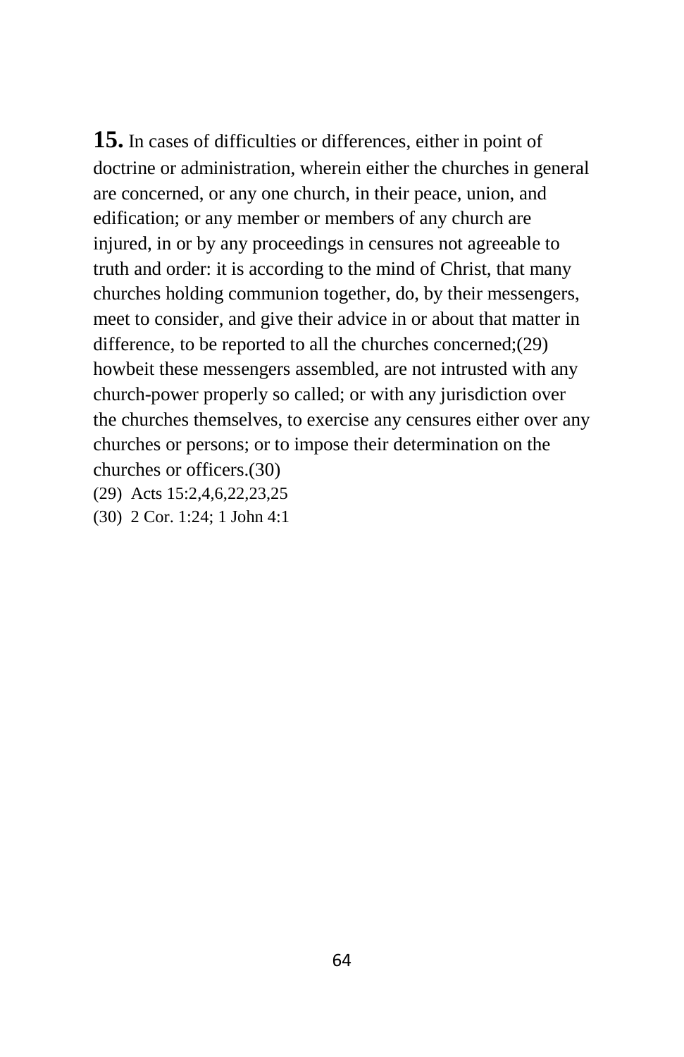**15.** In cases of difficulties or differences, either in point of doctrine or administration, wherein either the churches in general are concerned, or any one church, in their peace, union, and edification; or any member or members of any church are injured, in or by any proceedings in censures not agreeable to truth and order: it is according to the mind of Christ, that many churches holding communion together, do, by their messengers, meet to consider, and give their advice in or about that matter in difference, to be reported to all the churches concerned;(29) howbeit these messengers assembled, are not intrusted with any church-power properly so called; or with any jurisdiction over the churches themselves, to exercise any censures either over any churches or persons; or to impose their determination on the churches or officers.(30)

(29) Acts 15:2,4,6,22,23,25

(30) 2 Cor. 1:24; 1 John 4:1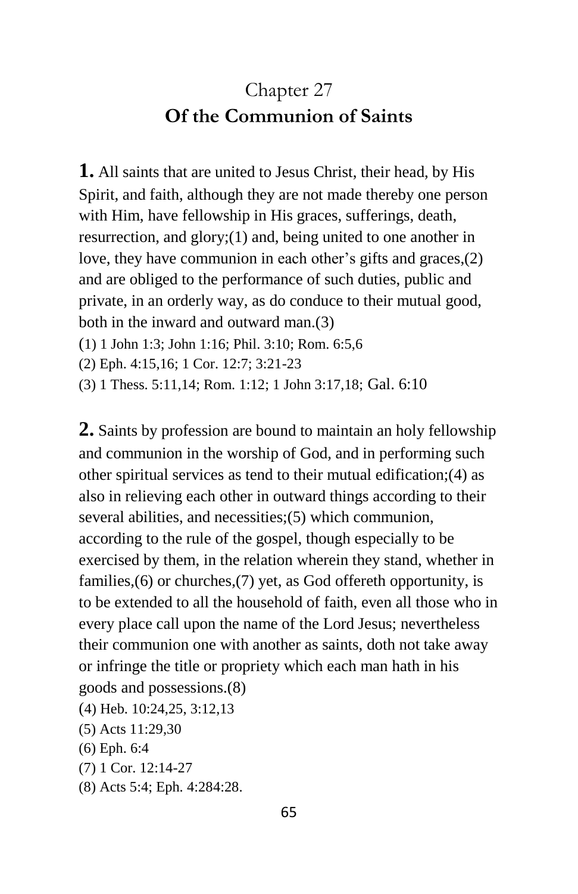# Chapter 27
## Of the Communion of Saints

**1.** All saints that are united to Jesus Christ, their head, by His Spirit, and faith, although they are not made thereby one person with Him, have fellowship in His graces, sufferings, death, resurrection, and glory;(1) and, being united to one another in love, they have communion in each other's gifts and graces,(2) and are obliged to the performance of such duties, public and private, in an orderly way, as do conduce to their mutual good, both in the inward and outward man.(3)

(1) 1 John 1:3; John 1:16; Phil. 3:10; Rom. 6:5,6
(2) Eph. 4:15,16; 1 Cor. 12:7; 3:21-23
(3) 1 Thess. 5:11,14; Rom. 1:12; 1 John 3:17,18; Gal. 6:10

**2.** Saints by profession are bound to maintain an holy fellowship and communion in the worship of God, and in performing such other spiritual services as tend to their mutual edification;(4) as also in relieving each other in outward things according to their several abilities, and necessities;(5) which communion, according to the rule of the gospel, though especially to be exercised by them, in the relation wherein they stand, whether in families,(6) or churches,(7) yet, as God offereth opportunity, is to be extended to all the household of faith, even all those who in every place call upon the name of the Lord Jesus; nevertheless their communion one with another as saints, doth not take away or infringe the title or propriety which each man hath in his goods and possessions.(8)

(4) Heb. 10:24,25, 3:12,13
(5) Acts 11:29,30
(6) Eph. 6:4
(7) 1 Cor. 12:14-27
(8) Acts 5:4; Eph. 4:284:28.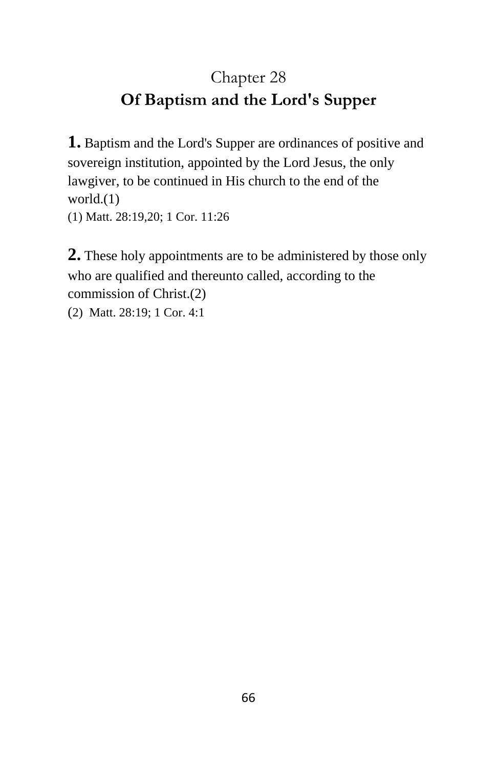# Chapter 28
## Of Baptism and the Lord's Supper

**1.** Baptism and the Lord's Supper are ordinances of positive and sovereign institution, appointed by the Lord Jesus, the only lawgiver, to be continued in His church to the end of the world.(1)

(1) Matt. 28:19,20; 1 Cor. 11:26

**2.** These holy appointments are to be administered by those only who are qualified and thereunto called, according to the commission of Christ.(2)

(2) Matt. 28:19; 1 Cor. 4:1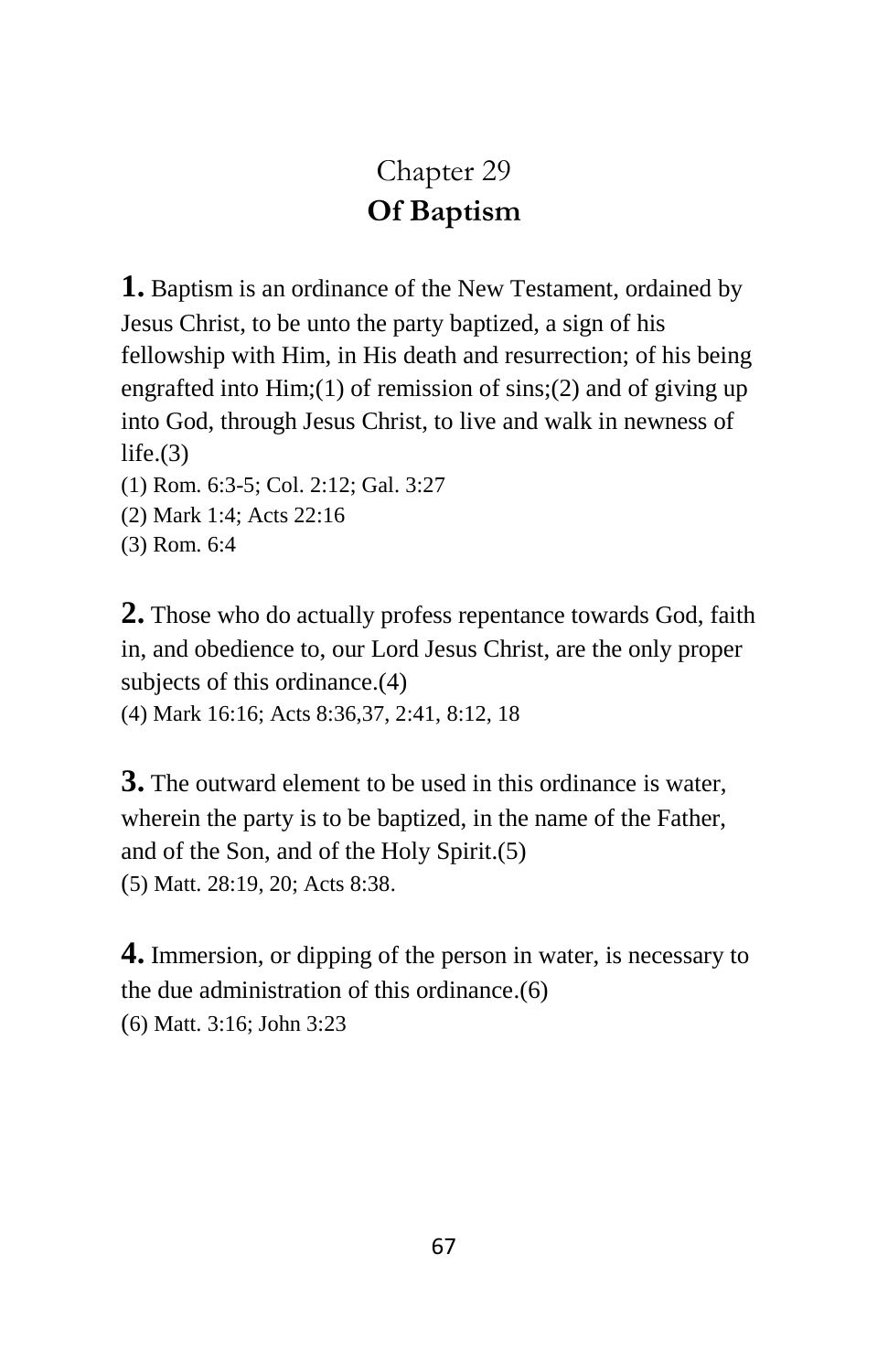# Chapter 29
## Of Baptism

**1.** Baptism is an ordinance of the New Testament, ordained by Jesus Christ, to be unto the party baptized, a sign of his fellowship with Him, in His death and resurrection; of his being engrafted into Him;(1) of remission of sins;(2) and of giving up into God, through Jesus Christ, to live and walk in newness of life.(3)

(1) Rom. 6:3-5; Col. 2:12; Gal. 3:27
(2) Mark 1:4; Acts 22:16
(3) Rom. 6:4

**2.** Those who do actually profess repentance towards God, faith in, and obedience to, our Lord Jesus Christ, are the only proper subjects of this ordinance.(4)

(4) Mark 16:16; Acts 8:36,37, 2:41, 8:12, 18

**3.** The outward element to be used in this ordinance is water, wherein the party is to be baptized, in the name of the Father, and of the Son, and of the Holy Spirit.(5)

(5) Matt. 28:19, 20; Acts 8:38.

**4.** Immersion, or dipping of the person in water, is necessary to the due administration of this ordinance.(6)

(6) Matt. 3:16; John 3:23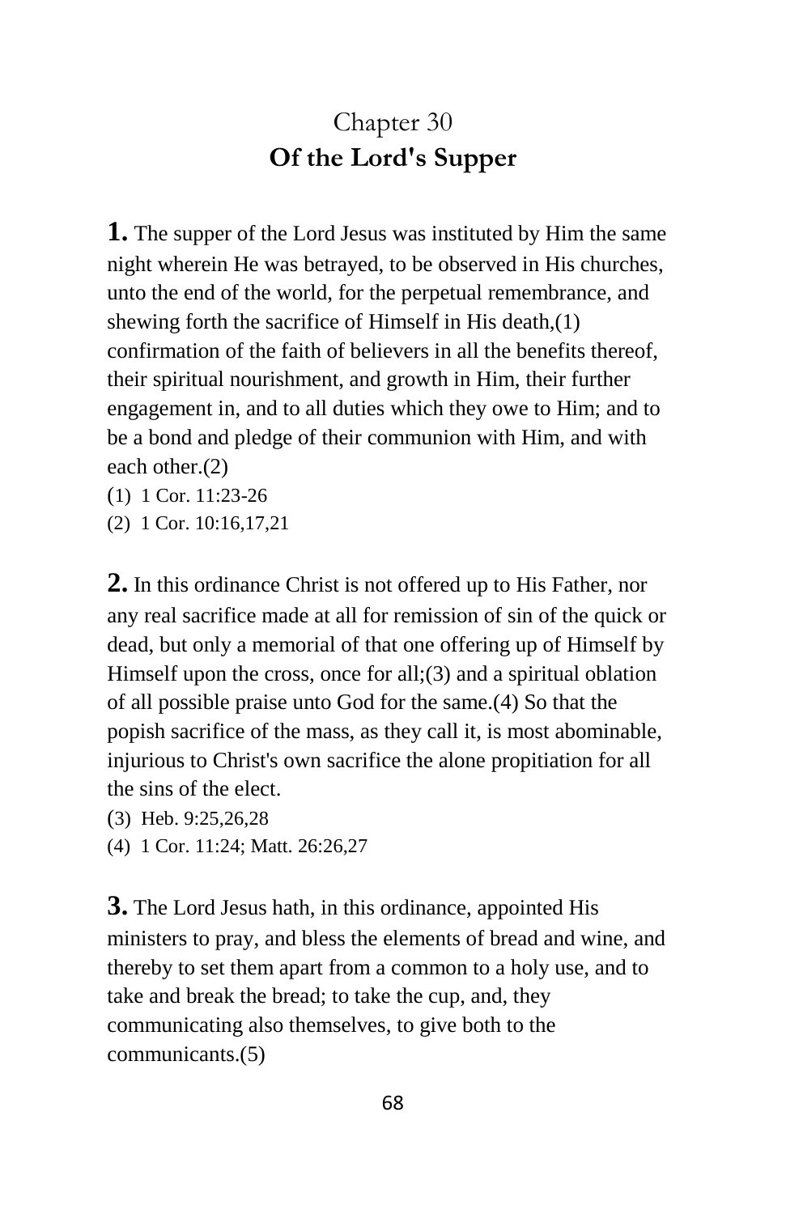## Chapter 30
## **Of the Lord's Supper**

**1.** The supper of the Lord Jesus was instituted by Him the same night wherein He was betrayed, to be observed in His churches, unto the end of the world, for the perpetual remembrance, and shewing forth the sacrifice of Himself in His death,(1) confirmation of the faith of believers in all the benefits thereof, their spiritual nourishment, and growth in Him, their further engagement in, and to all duties which they owe to Him; and to be a bond and pledge of their communion with Him, and with each other.(2)

(1) 1 Cor. 11:23-26
(2) 1 Cor. 10:16,17,21

**2.** In this ordinance Christ is not offered up to His Father, nor any real sacrifice made at all for remission of sin of the quick or dead, but only a memorial of that one offering up of Himself by Himself upon the cross, once for all;(3) and a spiritual oblation of all possible praise unto God for the same.(4) So that the popish sacrifice of the mass, as they call it, is most abominable, injurious to Christ's own sacrifice the alone propitiation for all the sins of the elect.

(3) Heb. 9:25,26,28
(4) 1 Cor. 11:24; Matt. 26:26,27

**3.** The Lord Jesus hath, in this ordinance, appointed His ministers to pray, and bless the elements of bread and wine, and thereby to set them apart from a common to a holy use, and to take and break the bread; to take the cup, and, they communicating also themselves, to give both to the communicants.(5)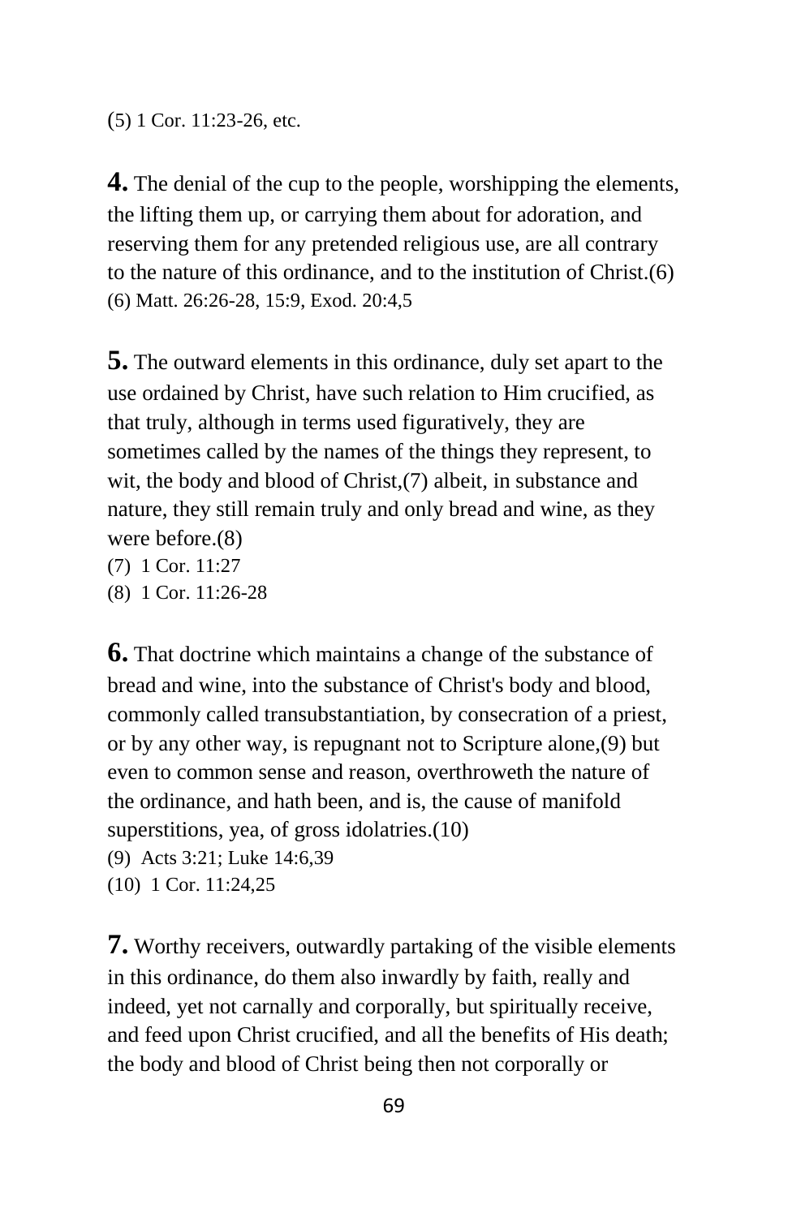(5) 1 Cor. 11:23-26, etc.

**4.** The denial of the cup to the people, worshipping the elements, the lifting them up, or carrying them about for adoration, and reserving them for any pretended religious use, are all contrary to the nature of this ordinance, and to the institution of Christ.(6)
(6) Matt. 26:26-28, 15:9, Exod. 20:4,5

**5.** The outward elements in this ordinance, duly set apart to the use ordained by Christ, have such relation to Him crucified, as that truly, although in terms used figuratively, they are sometimes called by the names of the things they represent, to wit, the body and blood of Christ,(7) albeit, in substance and nature, they still remain truly and only bread and wine, as they were before.(8)
(7) 1 Cor. 11:27
(8) 1 Cor. 11:26-28

**6.** That doctrine which maintains a change of the substance of bread and wine, into the substance of Christ's body and blood, commonly called transubstantiation, by consecration of a priest, or by any other way, is repugnant not to Scripture alone,(9) but even to common sense and reason, overthroweth the nature of the ordinance, and hath been, and is, the cause of manifold superstitions, yea, of gross idolatries.(10)
(9) Acts 3:21; Luke 14:6,39
(10) 1 Cor. 11:24,25

**7.** Worthy receivers, outwardly partaking of the visible elements in this ordinance, do them also inwardly by faith, really and indeed, yet not carnally and corporally, but spiritually receive, and feed upon Christ crucified, and all the benefits of His death; the body and blood of Christ being then not corporally or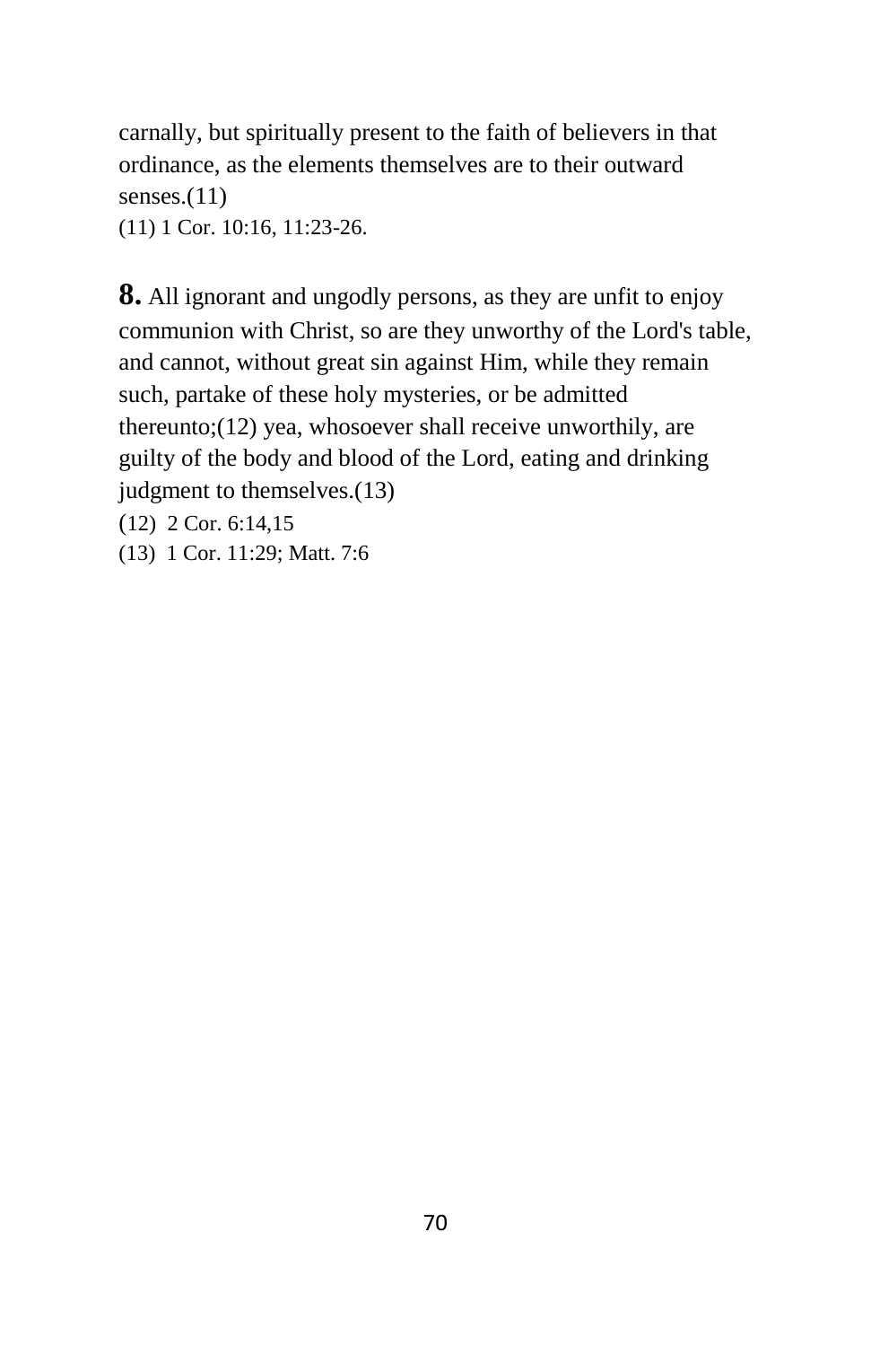carnally, but spiritually present to the faith of believers in that ordinance, as the elements themselves are to their outward senses.(11)

(11) 1 Cor. 10:16, 11:23-26.

**8.** All ignorant and ungodly persons, as they are unfit to enjoy communion with Christ, so are they unworthy of the Lord's table, and cannot, without great sin against Him, while they remain such, partake of these holy mysteries, or be admitted thereunto;(12) yea, whosoever shall receive unworthily, are guilty of the body and blood of the Lord, eating and drinking judgment to themselves.(13)

(12) 2 Cor. 6:14,15

(13) 1 Cor. 11:29; Matt. 7:6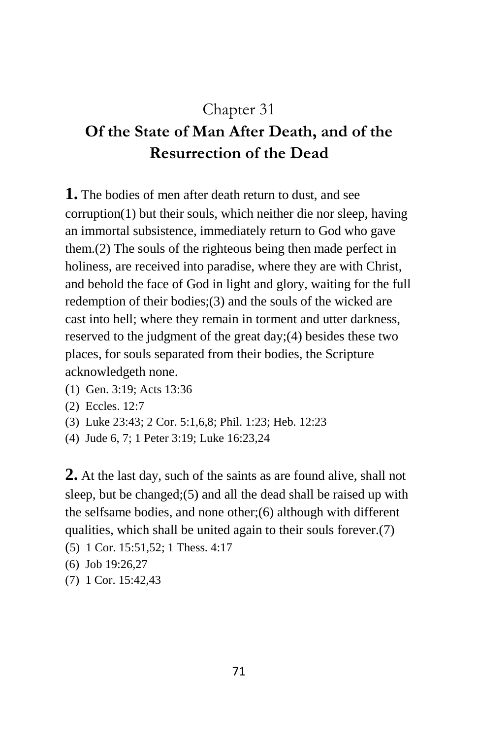# Chapter 31

## Of the State of Man After Death, and of the Resurrection of the Dead

**1.** The bodies of men after death return to dust, and see corruption(1) but their souls, which neither die nor sleep, having an immortal subsistence, immediately return to God who gave them.(2) The souls of the righteous being then made perfect in holiness, are received into paradise, where they are with Christ, and behold the face of God in light and glory, waiting for the full redemption of their bodies;(3) and the souls of the wicked are cast into hell; where they remain in torment and utter darkness, reserved to the judgment of the great day;(4) besides these two places, for souls separated from their bodies, the Scripture acknowledgeth none.

(1) Gen. 3:19; Acts 13:36
(2) Eccles. 12:7
(3) Luke 23:43; 2 Cor. 5:1,6,8; Phil. 1:23; Heb. 12:23
(4) Jude 6, 7; 1 Peter 3:19; Luke 16:23,24

**2.** At the last day, such of the saints as are found alive, shall not sleep, but be changed;(5) and all the dead shall be raised up with the selfsame bodies, and none other;(6) although with different qualities, which shall be united again to their souls forever.(7)

(5) 1 Cor. 15:51,52; 1 Thess. 4:17
(6) Job 19:26,27
(7) 1 Cor. 15:42,43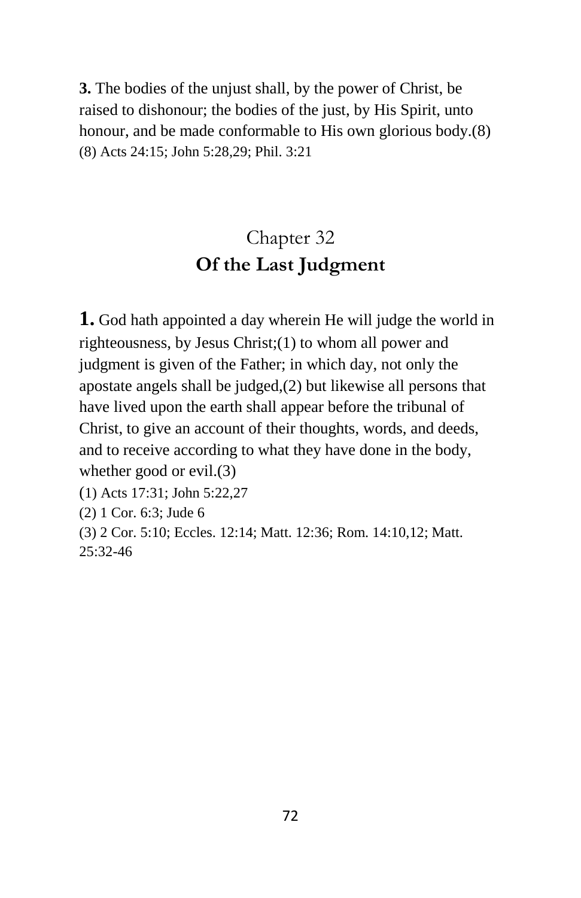**3.** The bodies of the unjust shall, by the power of Christ, be raised to dishonour; the bodies of the just, by His Spirit, unto honour, and be made conformable to His own glorious body.(8)
(8) Acts 24:15; John 5:28,29; Phil. 3:21

## Chapter 32
## **Of the Last Judgment**

**1.** God hath appointed a day wherein He will judge the world in righteousness, by Jesus Christ;(1) to whom all power and judgment is given of the Father; in which day, not only the apostate angels shall be judged,(2) but likewise all persons that have lived upon the earth shall appear before the tribunal of Christ, to give an account of their thoughts, words, and deeds, and to receive according to what they have done in the body, whether good or evil.(3)

(1) Acts 17:31; John 5:22,27

(2) 1 Cor. 6:3; Jude 6

(3) 2 Cor. 5:10; Eccles. 12:14; Matt. 12:36; Rom. 14:10,12; Matt. 25:32-46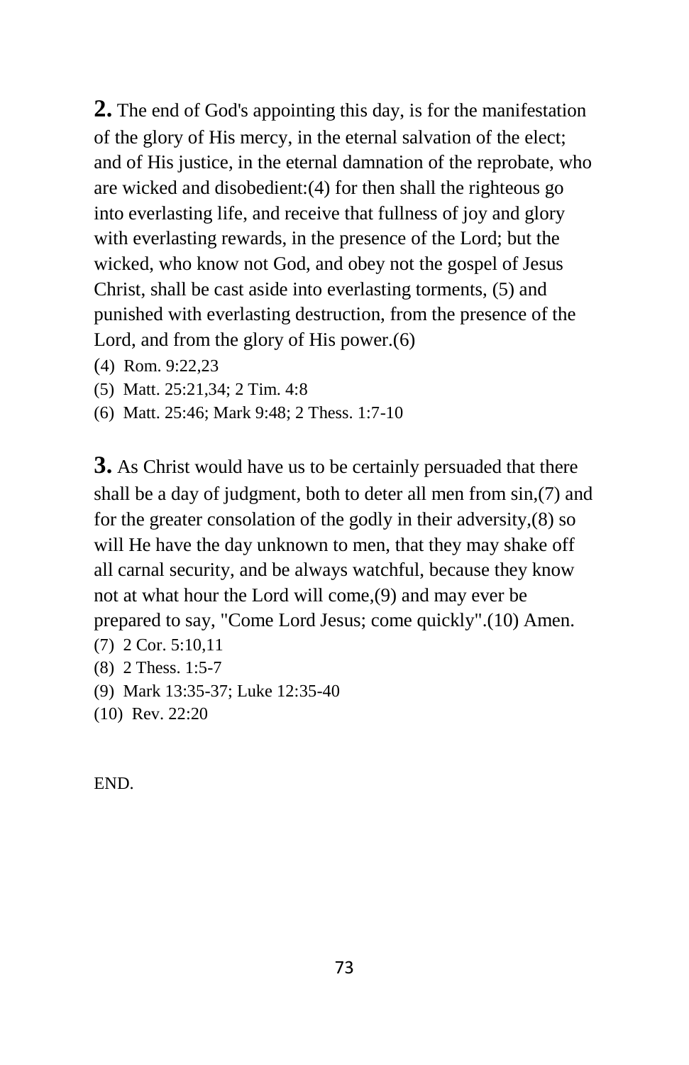**2.** The end of God's appointing this day, is for the manifestation of the glory of His mercy, in the eternal salvation of the elect; and of His justice, in the eternal damnation of the reprobate, who are wicked and disobedient:(4) for then shall the righteous go into everlasting life, and receive that fullness of joy and glory with everlasting rewards, in the presence of the Lord; but the wicked, who know not God, and obey not the gospel of Jesus Christ, shall be cast aside into everlasting torments, (5) and punished with everlasting destruction, from the presence of the Lord, and from the glory of His power.(6)

(4) Rom. 9:22,23

(5) Matt. 25:21,34; 2 Tim. 4:8

(6) Matt. 25:46; Mark 9:48; 2 Thess. 1:7-10

**3.** As Christ would have us to be certainly persuaded that there shall be a day of judgment, both to deter all men from sin,(7) and for the greater consolation of the godly in their adversity,(8) so will He have the day unknown to men, that they may shake off all carnal security, and be always watchful, because they know not at what hour the Lord will come,(9) and may ever be prepared to say, "Come Lord Jesus; come quickly".(10) Amen.

(7) 2 Cor. 5:10,11

(8) 2 Thess. 1:5-7

(9) Mark 13:35-37; Luke 12:35-40

(10) Rev. 22:20

END.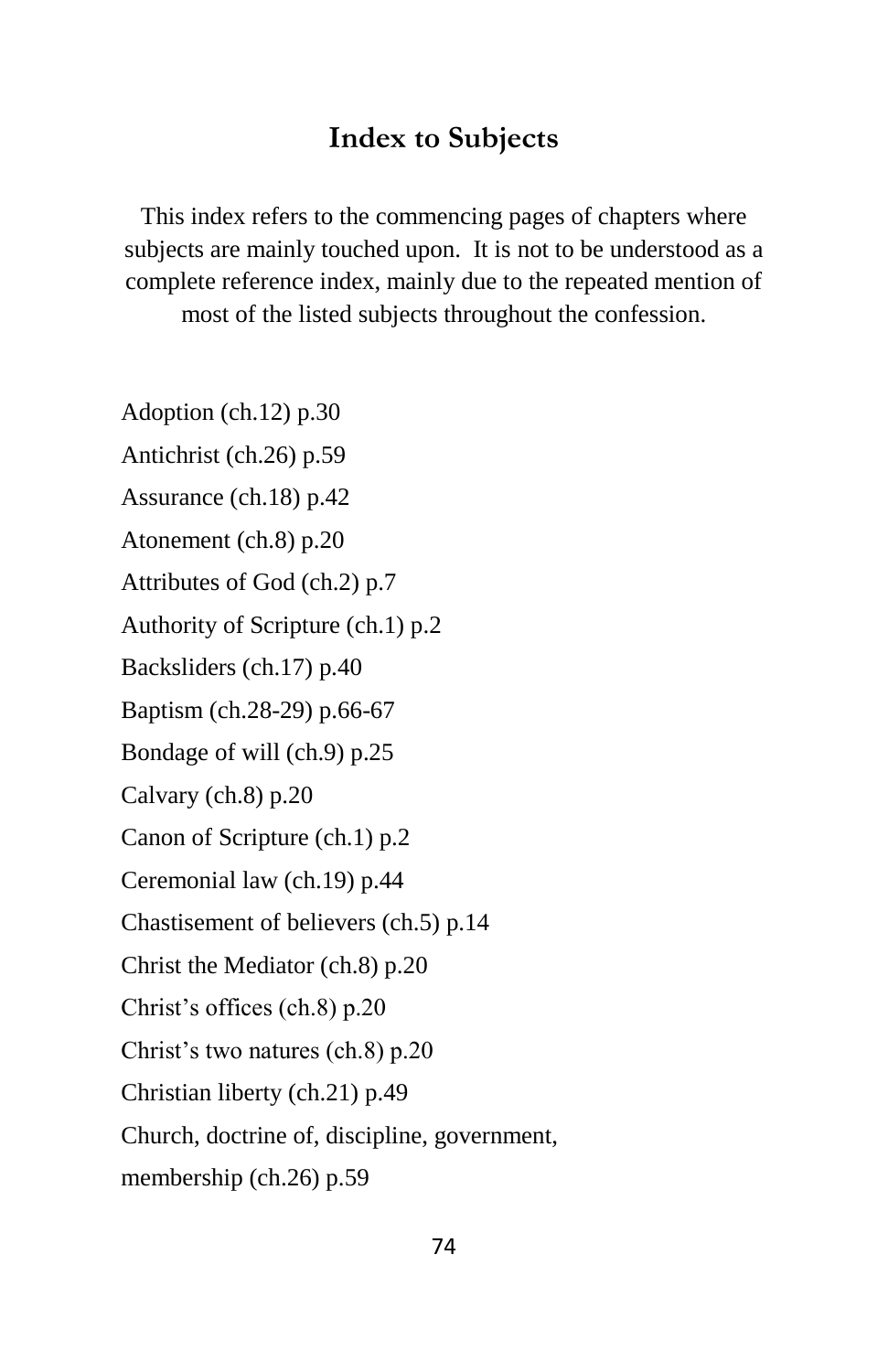## Index to Subjects

This index refers to the commencing pages of chapters where subjects are mainly touched upon. It is not to be understood as a complete reference index, mainly due to the repeated mention of most of the listed subjects throughout the confession.

Adoption (ch.12) p.30

Antichrist (ch.26) p.59

Assurance (ch.18) p.42

Atonement (ch.8) p.20

Attributes of God (ch.2) p.7

Authority of Scripture (ch.1) p.2

Backsliders (ch.17) p.40

Baptism (ch.28-29) p.66-67

Bondage of will (ch.9) p.25

Calvary (ch.8) p.20

Canon of Scripture (ch.1) p.2

Ceremonial law (ch.19) p.44

Chastisement of believers (ch.5) p.14

Christ the Mediator (ch.8) p.20

Christ's offices (ch.8) p.20

Christ's two natures (ch.8) p.20

Christian liberty (ch.21) p.49

Church, doctrine of, discipline, government, membership (ch.26) p.59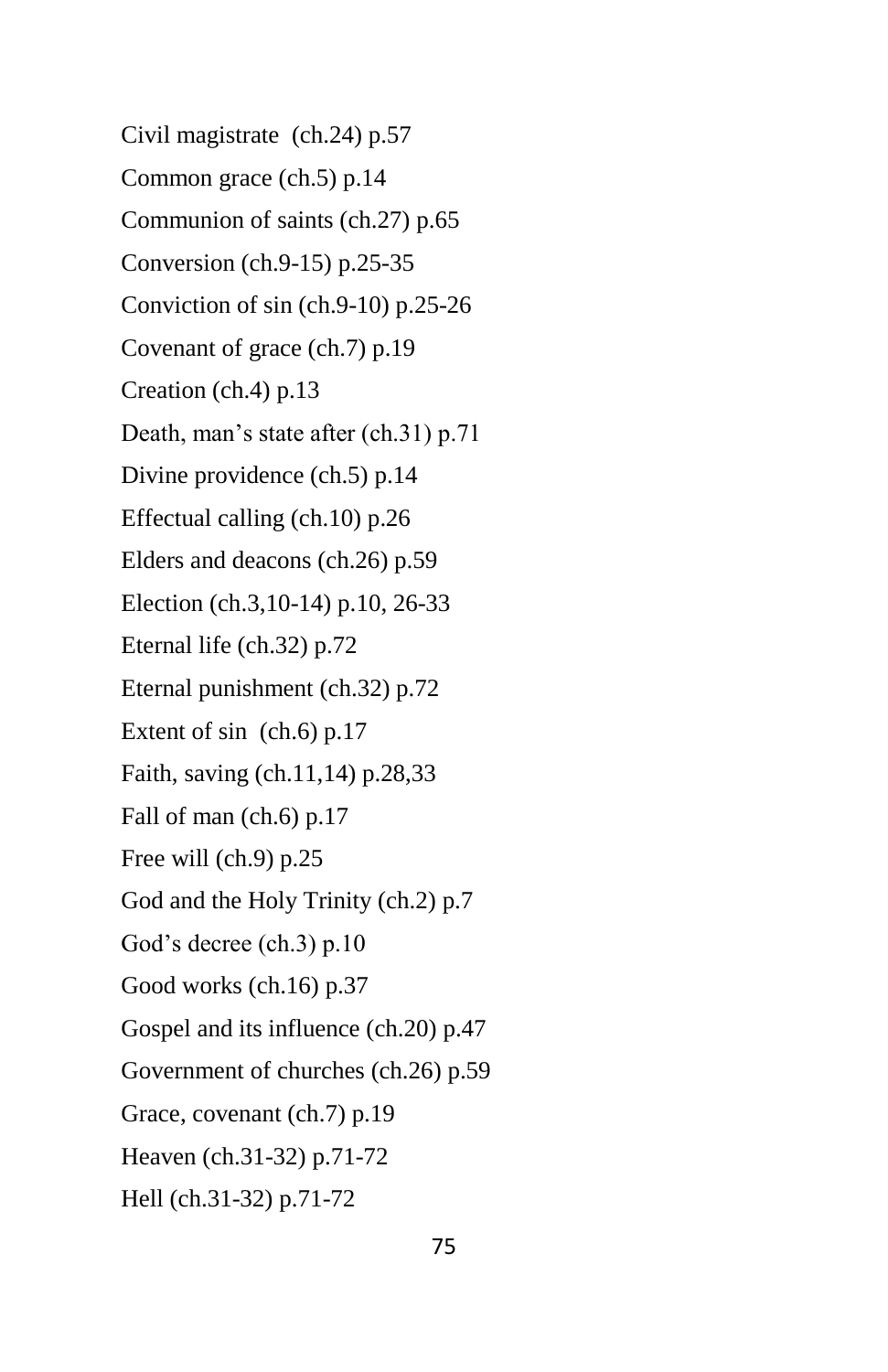Civil magistrate  (ch.24) p.57

Common grace (ch.5) p.14

Communion of saints (ch.27) p.65

Conversion (ch.9-15) p.25-35

Conviction of sin (ch.9-10) p.25-26

Covenant of grace (ch.7) p.19

Creation (ch.4) p.13

Death, man's state after (ch.31) p.71

Divine providence (ch.5) p.14

Effectual calling (ch.10) p.26

Elders and deacons (ch.26) p.59

Election (ch.3,10-14) p.10, 26-33

Eternal life (ch.32) p.72

Eternal punishment (ch.32) p.72

Extent of sin  (ch.6) p.17

Faith, saving (ch.11,14) p.28,33

Fall of man (ch.6) p.17

Free will (ch.9) p.25

God and the Holy Trinity (ch.2) p.7

God's decree (ch.3) p.10

Good works (ch.16) p.37

Gospel and its influence (ch.20) p.47

Government of churches (ch.26) p.59

Grace, covenant (ch.7) p.19

Heaven (ch.31-32) p.71-72

Hell (ch.31-32) p.71-72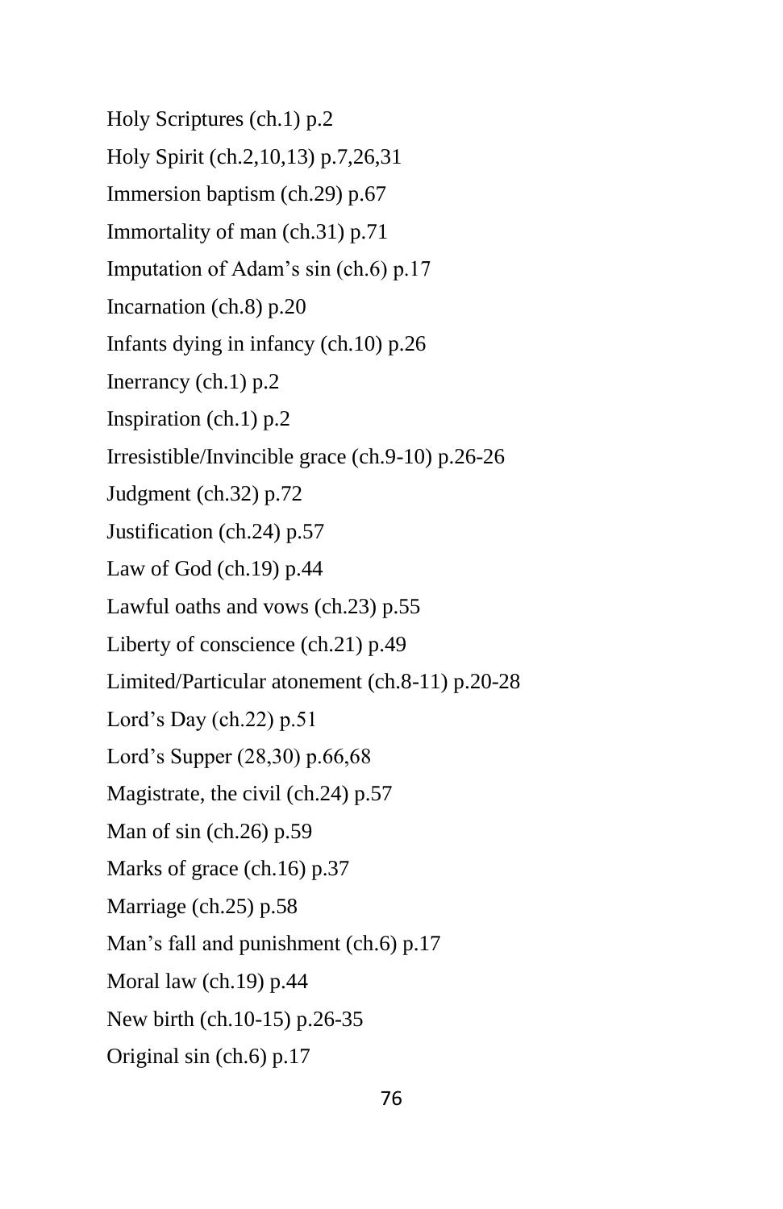Holy Scriptures (ch.1) p.2

Holy Spirit (ch.2,10,13) p.7,26,31

Immersion baptism (ch.29) p.67

Immortality of man (ch.31) p.71

Imputation of Adam's sin (ch.6) p.17

Incarnation (ch.8) p.20

Infants dying in infancy (ch.10) p.26

Inerrancy (ch.1) p.2

Inspiration (ch.1) p.2

Irresistible/Invincible grace (ch.9-10) p.26-26

Judgment (ch.32) p.72

Justification (ch.24) p.57

Law of God (ch.19) p.44

Lawful oaths and vows (ch.23) p.55

Liberty of conscience (ch.21) p.49

Limited/Particular atonement (ch.8-11) p.20-28

Lord's Day (ch.22) p.51

Lord's Supper (28,30) p.66,68

Magistrate, the civil (ch.24) p.57

Man of sin (ch.26) p.59

Marks of grace (ch.16) p.37

Marriage (ch.25) p.58

Man's fall and punishment (ch.6) p.17

Moral law (ch.19) p.44

New birth (ch.10-15) p.26-35

Original sin (ch.6) p.17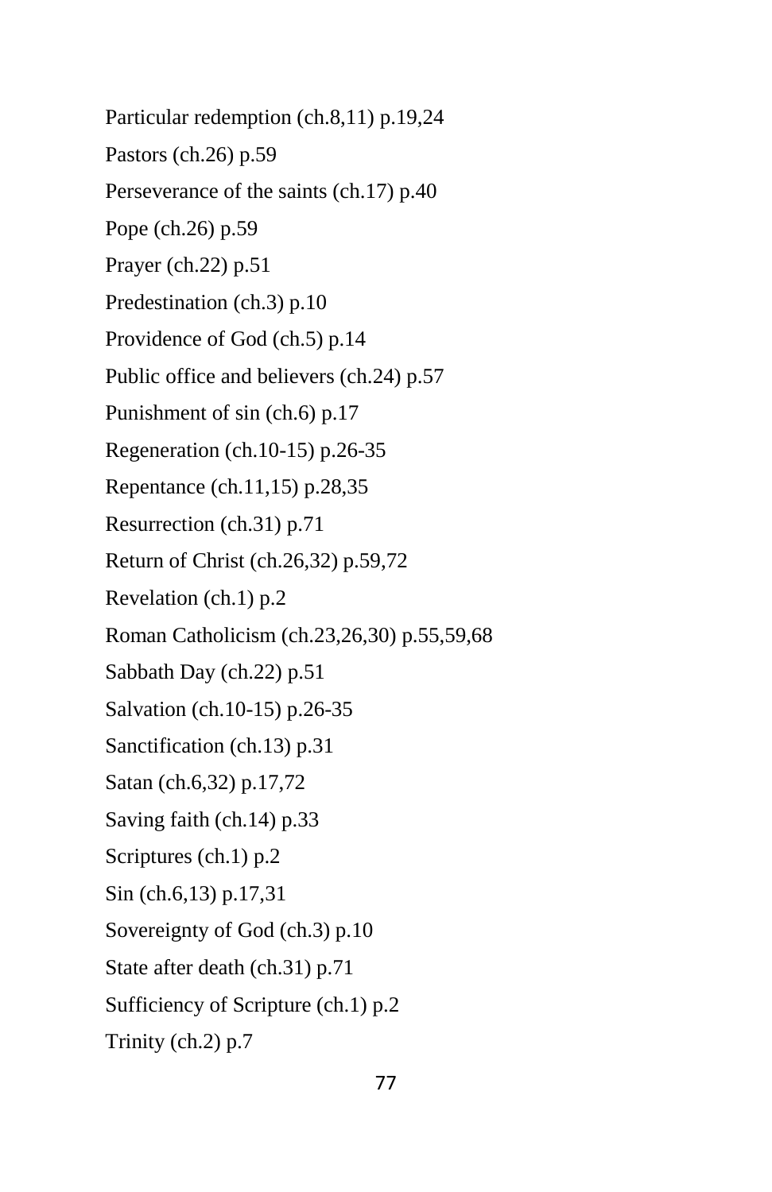Particular redemption (ch.8,11) p.19,24

Pastors (ch.26) p.59

Perseverance of the saints (ch.17) p.40

Pope (ch.26) p.59

Prayer (ch.22) p.51

Predestination (ch.3) p.10

Providence of God (ch.5) p.14

Public office and believers (ch.24) p.57

Punishment of sin (ch.6) p.17

Regeneration (ch.10-15) p.26-35

Repentance (ch.11,15) p.28,35

Resurrection (ch.31) p.71

Return of Christ (ch.26,32) p.59,72

Revelation (ch.1) p.2

Roman Catholicism (ch.23,26,30) p.55,59,68

Sabbath Day (ch.22) p.51

Salvation (ch.10-15) p.26-35

Sanctification (ch.13) p.31

Satan (ch.6,32) p.17,72

Saving faith (ch.14) p.33

Scriptures (ch.1) p.2

Sin (ch.6,13) p.17,31

Sovereignty of God (ch.3) p.10

State after death (ch.31) p.71

Sufficiency of Scripture (ch.1) p.2

Trinity (ch.2) p.7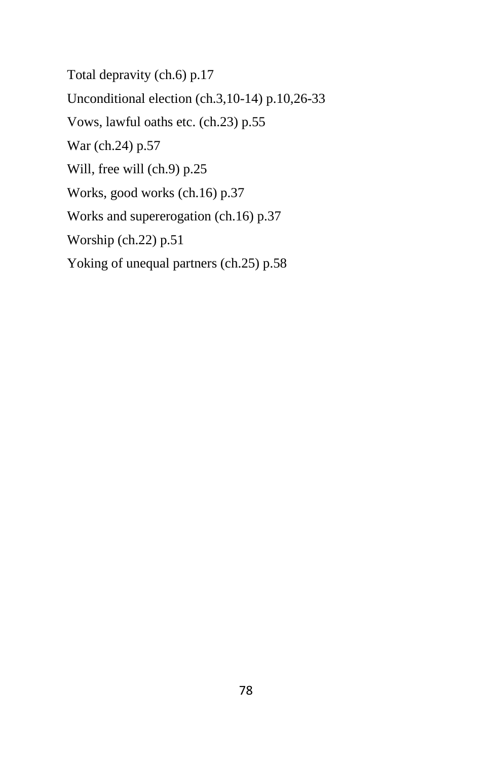Total depravity (ch.6) p.17

Unconditional election (ch.3,10-14) p.10,26-33

Vows, lawful oaths etc. (ch.23) p.55

War (ch.24) p.57

Will, free will (ch.9) p.25

Works, good works (ch.16) p.37

Works and supererogation (ch.16) p.37

Worship (ch.22) p.51

Yoking of unequal partners (ch.25) p.58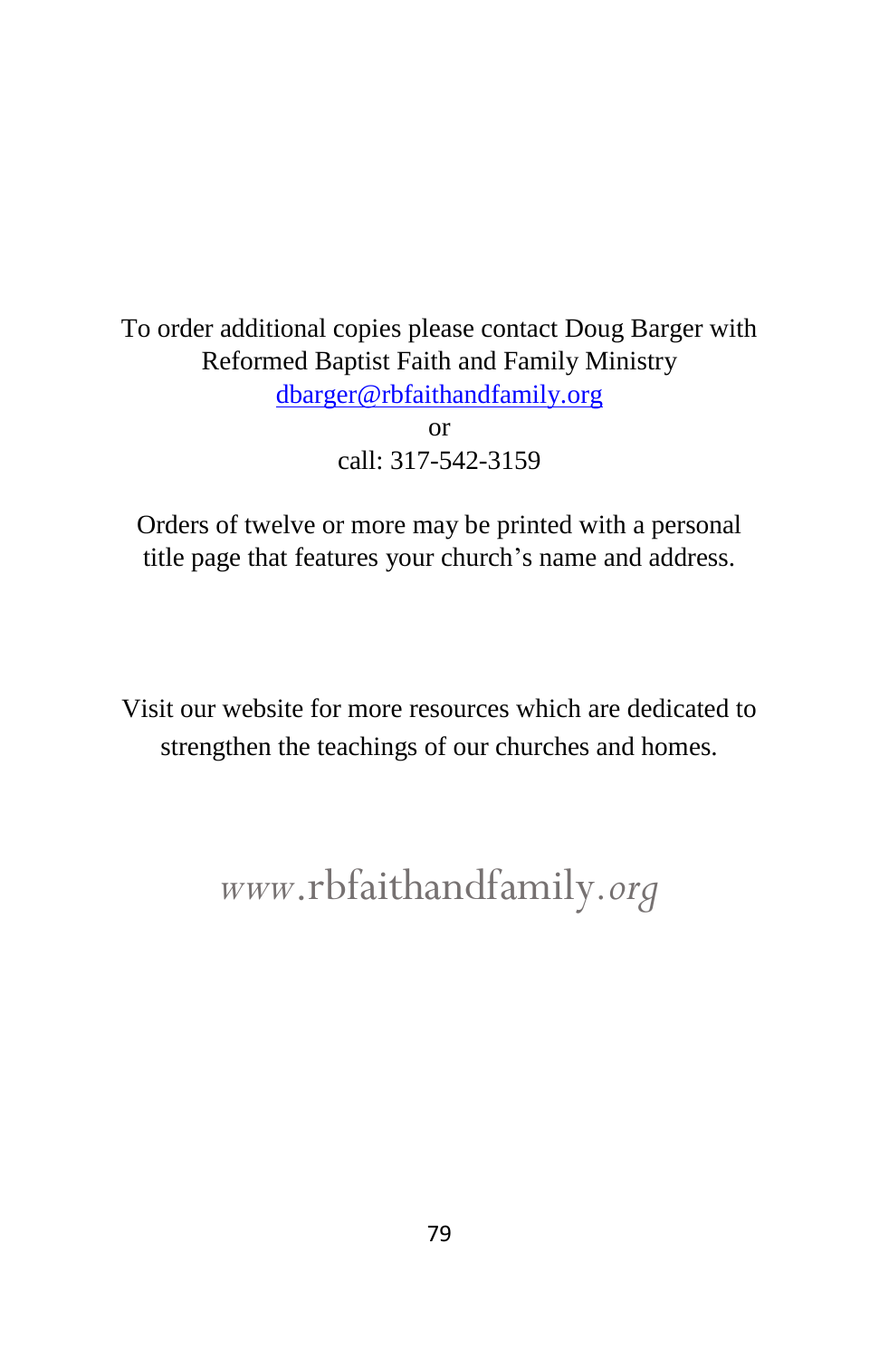To order additional copies please contact Doug Barger with Reformed Baptist Faith and Family Ministry

dbarger@rbfaithandfamily.org

or

call: 317-542-3159

Orders of twelve or more may be printed with a personal title page that features your church's name and address.

Visit our website for more resources which are dedicated to strengthen the teachings of our churches and homes.

*www*.rbfaithandfamily.*org*